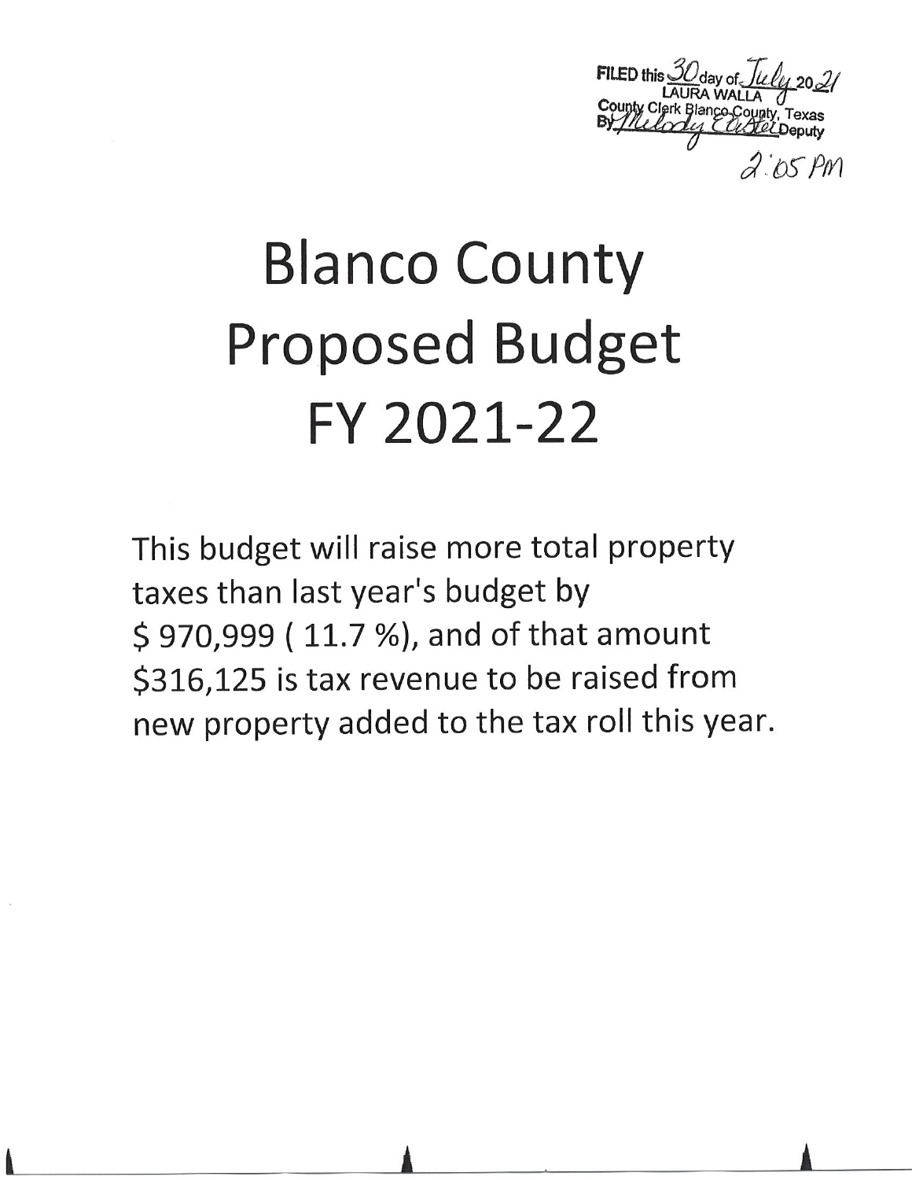FILED this 30 day of July 2021
LAURA WALLA
County Clerk Blanco County, Texas
By Melody Carter Deputy
2:05 PM

# Blanco County Proposed Budget FY 2021-22

This budget will raise more total property taxes than last year's budget by $ 970,999 ( 11.7 %), and of that amount $316,125 is tax revenue to be raised from new property added to the tax roll this year.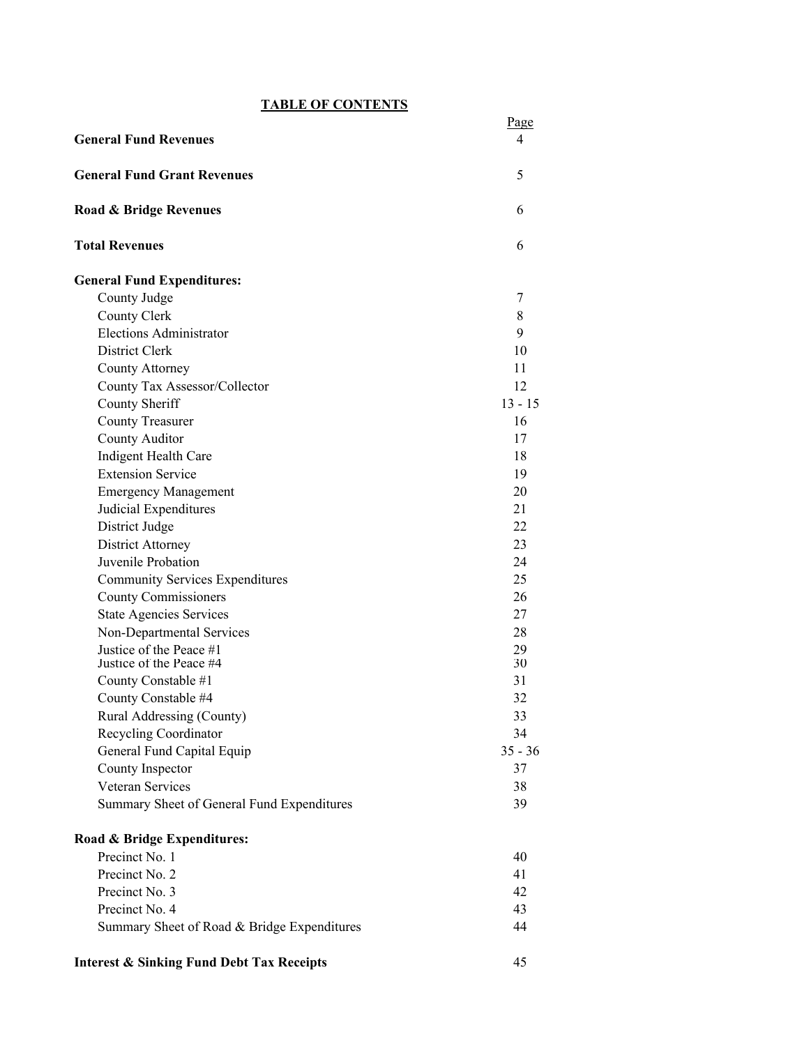# TABLE OF CONTENTS

| | Page |
|---|---|
| **General Fund Revenues** | 4 |
| **General Fund Grant Revenues** | 5 |
| **Road & Bridge Revenues** | 6 |
| **Total Revenues** | 6 |
| **General Fund Expenditures:** | |
| County Judge | 7 |
| County Clerk | 8 |
| Elections Administrator | 9 |
| District Clerk | 10 |
| County Attorney | 11 |
| County Tax Assessor/Collector | 12 |
| County Sheriff | 13 - 15 |
| County Treasurer | 16 |
| County Auditor | 17 |
| Indigent Health Care | 18 |
| Extension Service | 19 |
| Emergency Management | 20 |
| Judicial Expenditures | 21 |
| District Judge | 22 |
| District Attorney | 23 |
| Juvenile Probation | 24 |
| Community Services Expenditures | 25 |
| County Commissioners | 26 |
| State Agencies Services | 27 |
| Non-Departmental Services | 28 |
| Justice of the Peace #1 | 29 |
| Justice of the Peace #4 | 30 |
| County Constable #1 | 31 |
| County Constable #4 | 32 |
| Rural Addressing (County) | 33 |
| Recycling Coordinator | 34 |
| General Fund Capital Equip | 35 - 36 |
| County Inspector | 37 |
| Veteran Services | 38 |
| Summary Sheet of General Fund Expenditures | 39 |
| **Road & Bridge Expenditures:** | |
| Precinct No. 1 | 40 |
| Precinct No. 2 | 41 |
| Precinct No. 3 | 42 |
| Precinct No. 4 | 43 |
| Summary Sheet of Road & Bridge Expenditures | 44 |
| **Interest & Sinking Fund Debt Tax Receipts** | 45 |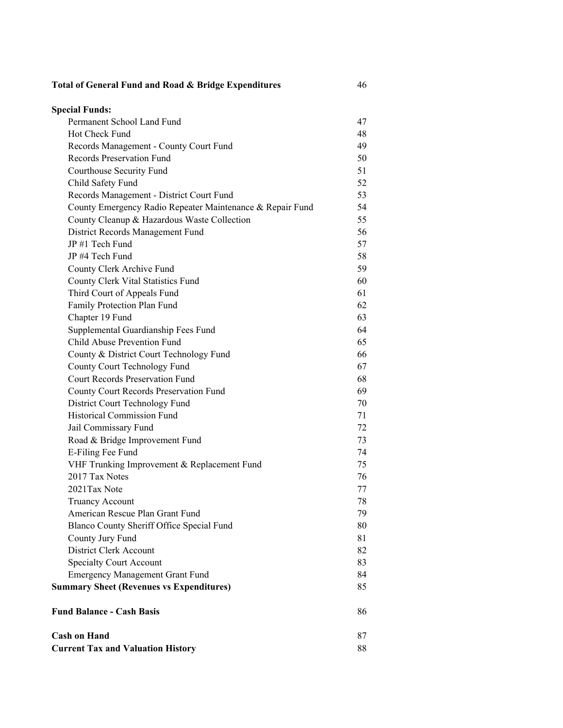| | |
|---|---|
| **Total of General Fund and Road & Bridge Expenditures** | 46 |
| **Special Funds:** | |
| Permanent School Land Fund | 47 |
| Hot Check Fund | 48 |
| Records Management - County Court Fund | 49 |
| Records Preservation Fund | 50 |
| Courthouse Security Fund | 51 |
| Child Safety Fund | 52 |
| Records Management - District Court Fund | 53 |
| County Emergency Radio Repeater Maintenance & Repair Fund | 54 |
| County Cleanup & Hazardous Waste Collection | 55 |
| District Records Management Fund | 56 |
| JP #1 Tech Fund | 57 |
| JP #4 Tech Fund | 58 |
| County Clerk Archive Fund | 59 |
| County Clerk Vital Statistics Fund | 60 |
| Third Court of Appeals Fund | 61 |
| Family Protection Plan Fund | 62 |
| Chapter 19 Fund | 63 |
| Supplemental Guardianship Fees Fund | 64 |
| Child Abuse Prevention Fund | 65 |
| County & District Court Technology Fund | 66 |
| County Court Technology Fund | 67 |
| Court Records Preservation Fund | 68 |
| County Court Records Preservation Fund | 69 |
| District Court Technology Fund | 70 |
| Historical Commission Fund | 71 |
| Jail Commissary Fund | 72 |
| Road & Bridge Improvement Fund | 73 |
| E-Filing Fee Fund | 74 |
| VHF Trunking Improvement & Replacement Fund | 75 |
| 2017 Tax Notes | 76 |
| 2021Tax Note | 77 |
| Truancy Account | 78 |
| American Rescue Plan Grant Fund | 79 |
| Blanco County Sheriff Office Special Fund | 80 |
| County Jury Fund | 81 |
| District Clerk Account | 82 |
| Specialty Court Account | 83 |
| Emergency Management Grant Fund | 84 |
| **Summary Sheet (Revenues vs Expenditures)** | 85 |
| **Fund Balance - Cash Basis** | 86 |
| **Cash on Hand** | 87 |
| **Current Tax and Valuation History** | 88 |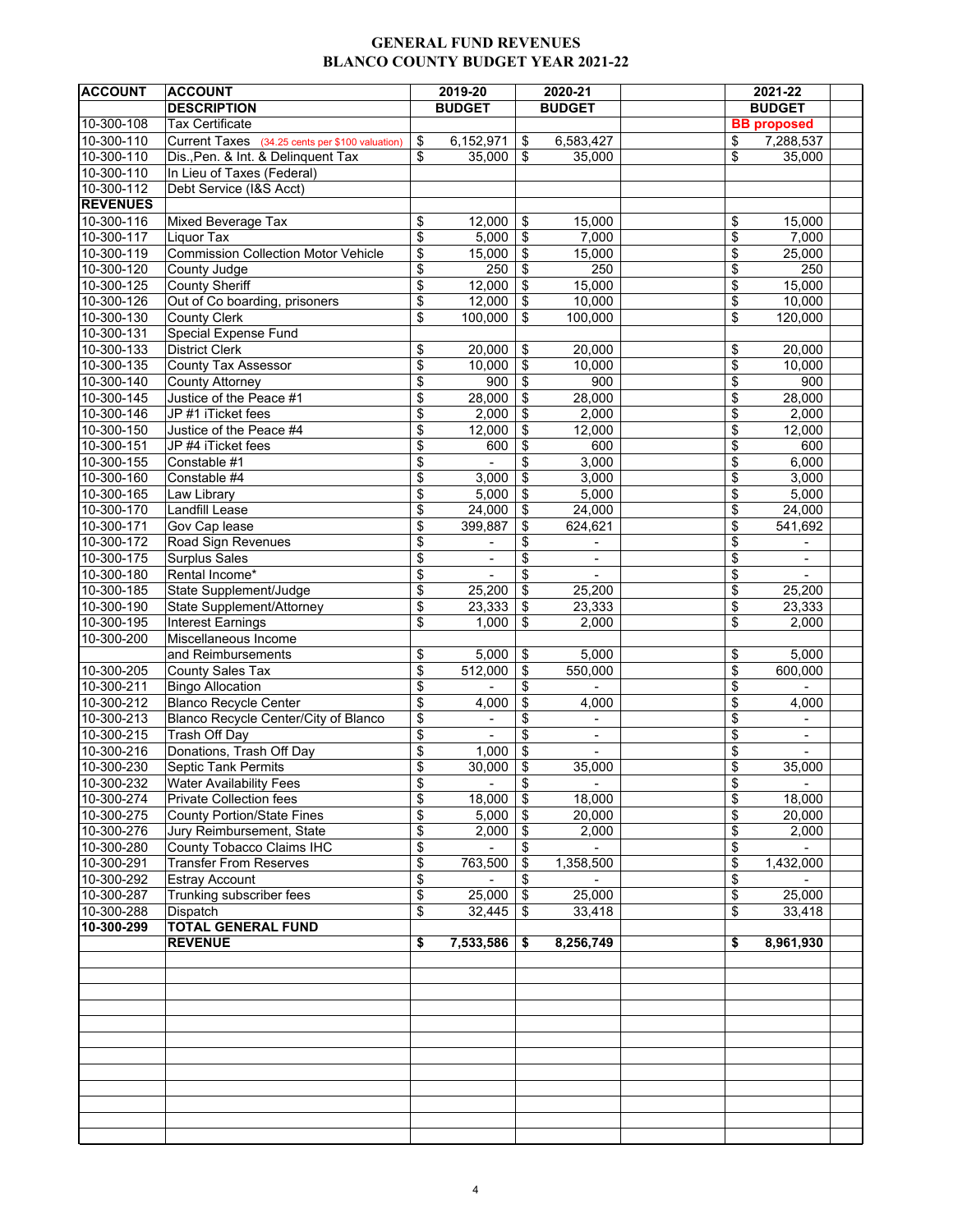# GENERAL FUND REVENUES
# BLANCO COUNTY BUDGET YEAR 2021-22

| ACCOUNT | ACCOUNT DESCRIPTION | 2019-20 BUDGET | 2020-21 BUDGET | | 2021-22 BUDGET |
|---|---|---|---|---|---|
| 10-300-108 | Tax Certificate | | | | BB proposed |
| 10-300-110 | Current Taxes (34.25 cents per $100 valuation) | $ 6,152,971 | $ 6,583,427 | | $ 7,288,537 |
| 10-300-110 | Dis.,Pen. & Int. & Delinquent Tax | $ 35,000 | $ 35,000 | | $ 35,000 |
| 10-300-110 | In Lieu of Taxes (Federal) | | | | |
| 10-300-112 | Debt Service (I&S Acct) | | | | |
| **REVENUES** | | | | | |
| 10-300-116 | Mixed Beverage Tax | $ 12,000 | $ 15,000 | | $ 15,000 |
| 10-300-117 | Liquor Tax | $ 5,000 | $ 7,000 | | $ 7,000 |
| 10-300-119 | Commission Collection Motor Vehicle | $ 15,000 | $ 15,000 | | $ 25,000 |
| 10-300-120 | County Judge | $ 250 | $ 250 | | $ 250 |
| 10-300-125 | County Sheriff | $ 12,000 | $ 15,000 | | $ 15,000 |
| 10-300-126 | Out of Co boarding, prisoners | $ 12,000 | $ 10,000 | | $ 10,000 |
| 10-300-130 | County Clerk | $ 100,000 | $ 100,000 | | $ 120,000 |
| 10-300-131 | Special Expense Fund | | | | |
| 10-300-133 | District Clerk | $ 20,000 | $ 20,000 | | $ 20,000 |
| 10-300-135 | County Tax Assessor | $ 10,000 | $ 10,000 | | $ 10,000 |
| 10-300-140 | County Attorney | $ 900 | $ 900 | | $ 900 |
| 10-300-145 | Justice of the Peace #1 | $ 28,000 | $ 28,000 | | $ 28,000 |
| 10-300-146 | JP #1 iTicket fees | $ 2,000 | $ 2,000 | | $ 2,000 |
| 10-300-150 | Justice of the Peace #4 | $ 12,000 | $ 12,000 | | $ 12,000 |
| 10-300-151 | JP #4 iTicket fees | $ 600 | $ 600 | | $ 600 |
| 10-300-155 | Constable #1 | $ - | $ 3,000 | | $ 6,000 |
| 10-300-160 | Constable #4 | $ 3,000 | $ 3,000 | | $ 3,000 |
| 10-300-165 | Law Library | $ 5,000 | $ 5,000 | | $ 5,000 |
| 10-300-170 | Landfill Lease | $ 24,000 | $ 24,000 | | $ 24,000 |
| 10-300-171 | Gov Cap lease | $ 399,887 | $ 624,621 | | $ 541,692 |
| 10-300-172 | Road Sign Revenues | $ - | $ - | | $ - |
| 10-300-175 | Surplus Sales | $ - | $ - | | $ - |
| 10-300-180 | Rental Income* | $ - | $ - | | $ - |
| 10-300-185 | State Supplement/Judge | $ 25,200 | $ 25,200 | | $ 25,200 |
| 10-300-190 | State Supplement/Attorney | $ 23,333 | $ 23,333 | | $ 23,333 |
| 10-300-195 | Interest Earnings | $ 1,000 | $ 2,000 | | $ 2,000 |
| 10-300-200 | Miscellaneous Income and Reimbursements | $ 5,000 | $ 5,000 | | $ 5,000 |
| 10-300-205 | County Sales Tax | $ 512,000 | $ 550,000 | | $ 600,000 |
| 10-300-211 | Bingo Allocation | $ - | $ - | | $ - |
| 10-300-212 | Blanco Recycle Center | $ 4,000 | $ 4,000 | | $ 4,000 |
| 10-300-213 | Blanco Recycle Center/City of Blanco | $ - | $ - | | $ - |
| 10-300-215 | Trash Off Day | $ - | $ - | | $ - |
| 10-300-216 | Donations, Trash Off Day | $ 1,000 | $ - | | $ - |
| 10-300-230 | Septic Tank Permits | $ 30,000 | $ 35,000 | | $ 35,000 |
| 10-300-232 | Water Availability Fees | $ - | $ - | | $ - |
| 10-300-274 | Private Collection fees | $ 18,000 | $ 18,000 | | $ 18,000 |
| 10-300-275 | County Portion/State Fines | $ 5,000 | $ 20,000 | | $ 20,000 |
| 10-300-276 | Jury Reimbursement, State | $ 2,000 | $ 2,000 | | $ 2,000 |
| 10-300-280 | County Tobacco Claims IHC | $ - | $ - | | $ - |
| 10-300-291 | Transfer From Reserves | $ 763,500 | $ 1,358,500 | | $ 1,432,000 |
| 10-300-292 | Estray Account | $ - | $ - | | $ - |
| 10-300-287 | Trunking subscriber fees | $ 25,000 | $ 25,000 | | $ 25,000 |
| 10-300-288 | Dispatch | $ 32,445 | $ 33,418 | | $ 33,418 |
| **10-300-299** | **TOTAL GENERAL FUND REVENUE** | **$ 7,533,586** | **$ 8,256,749** | | **$ 8,961,930** |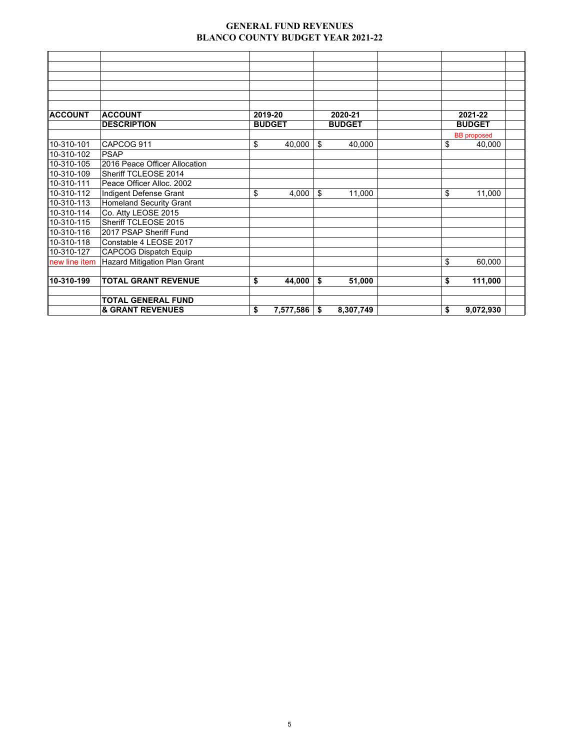# GENERAL FUND REVENUES
## BLANCO COUNTY BUDGET YEAR 2021-22

| ACCOUNT | ACCOUNT DESCRIPTION | 2019-20 BUDGET | 2020-21 BUDGET | | 2021-22 BUDGET |
|---|---|---|---|---|---|
| | | | | | BB proposed |
| 10-310-101 | CAPCOG 911 | $ 40,000 | $ 40,000 | | $ 40,000 |
| 10-310-102 | PSAP | | | | |
| 10-310-105 | 2016 Peace Officer Allocation | | | | |
| 10-310-109 | Sheriff TCLEOSE 2014 | | | | |
| 10-310-111 | Peace Officer Alloc. 2002 | | | | |
| 10-310-112 | Indigent Defense Grant | $ 4,000 | $ 11,000 | | $ 11,000 |
| 10-310-113 | Homeland Security Grant | | | | |
| 10-310-114 | Co. Atty LEOSE 2015 | | | | |
| 10-310-115 | Sheriff TCLEOSE 2015 | | | | |
| 10-310-116 | 2017 PSAP Sheriff Fund | | | | |
| 10-310-118 | Constable 4 LEOSE 2017 | | | | |
| 10-310-127 | CAPCOG Dispatch Equip | | | | |
| new line item | Hazard Mitigation Plan Grant | | | | $ 60,000 |
| | | | | | |
| **10-310-199** | **TOTAL GRANT REVENUE** | **$ 44,000** | **$ 51,000** | | **$ 111,000** |
| | | | | | |
| | **TOTAL GENERAL FUND & GRANT REVENUES** | **$ 7,577,586** | **$ 8,307,749** | | **$ 9,072,930** |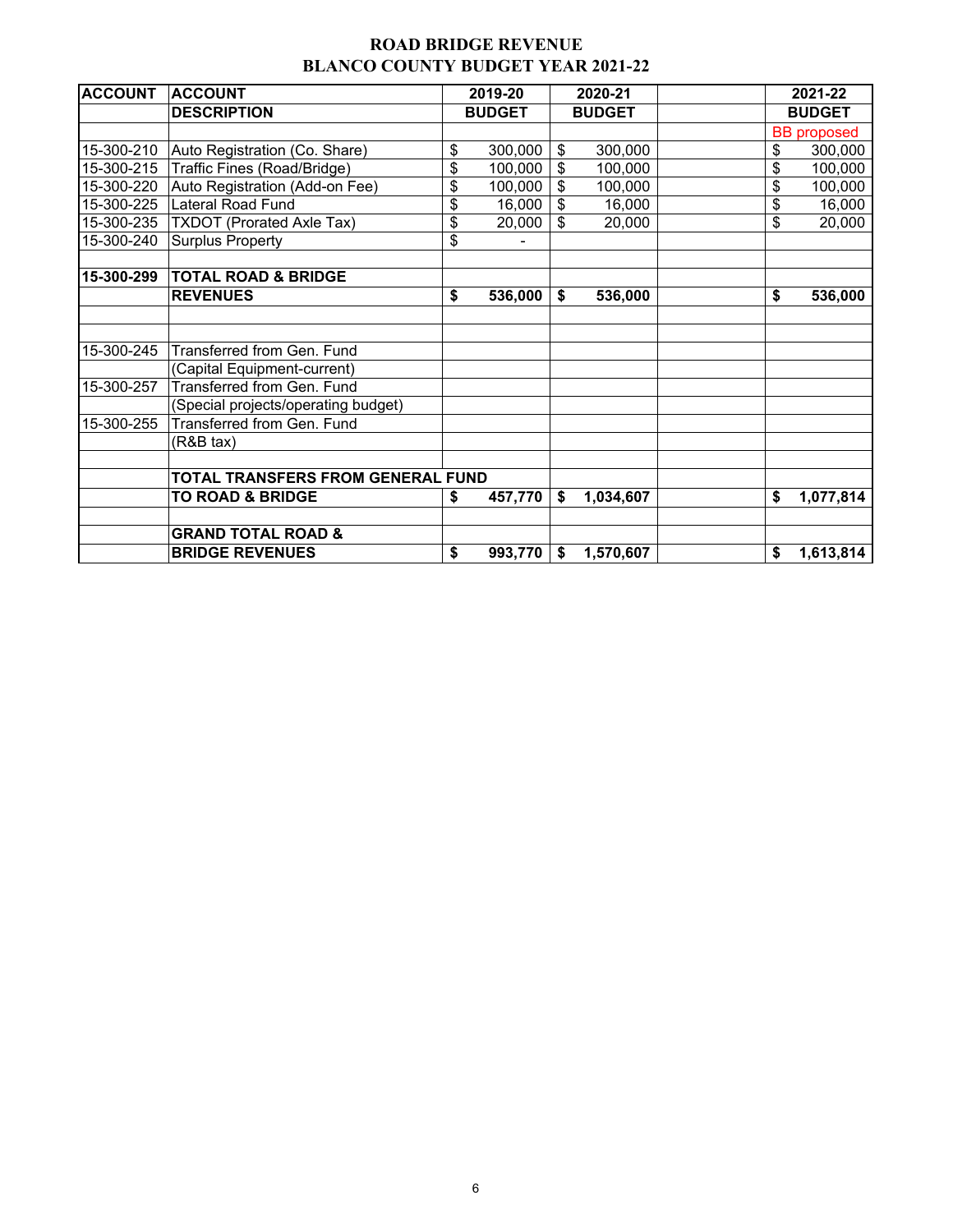# ROAD BRIDGE REVENUE
## BLANCO COUNTY BUDGET YEAR 2021-22

| ACCOUNT | ACCOUNT DESCRIPTION | 2019-20 BUDGET | 2020-21 BUDGET | | 2021-22 BUDGET |
|---|---|---|---|---|---|
| | | | | | BB proposed |
| 15-300-210 | Auto Registration (Co. Share) | $ 300,000 | $ 300,000 | | $ 300,000 |
| 15-300-215 | Traffic Fines (Road/Bridge) | $ 100,000 | $ 100,000 | | $ 100,000 |
| 15-300-220 | Auto Registration (Add-on Fee) | $ 100,000 | $ 100,000 | | $ 100,000 |
| 15-300-225 | Lateral Road Fund | $ 16,000 | $ 16,000 | | $ 16,000 |
| 15-300-235 | TXDOT (Prorated Axle Tax) | $ 20,000 | $ 20,000 | | $ 20,000 |
| 15-300-240 | Surplus Property | $ - | | | |
| | | | | | |
| **15-300-299** | **TOTAL ROAD & BRIDGE REVENUES** | **$ 536,000** | **$ 536,000** | | **$ 536,000** |
| | | | | | |
| | | | | | |
| 15-300-245 | Transferred from Gen. Fund (Capital Equipment-current) | | | | |
| 15-300-257 | Transferred from Gen. Fund (Special projects/operating budget) | | | | |
| 15-300-255 | Transferred from Gen. Fund (R&B tax) | | | | |
| | | | | | |
| | **TOTAL TRANSFERS FROM GENERAL FUND TO ROAD & BRIDGE** | **$ 457,770** | **$ 1,034,607** | | **$ 1,077,814** |
| | | | | | |
| | **GRAND TOTAL ROAD & BRIDGE REVENUES** | **$ 993,770** | **$ 1,570,607** | | **$ 1,613,814** |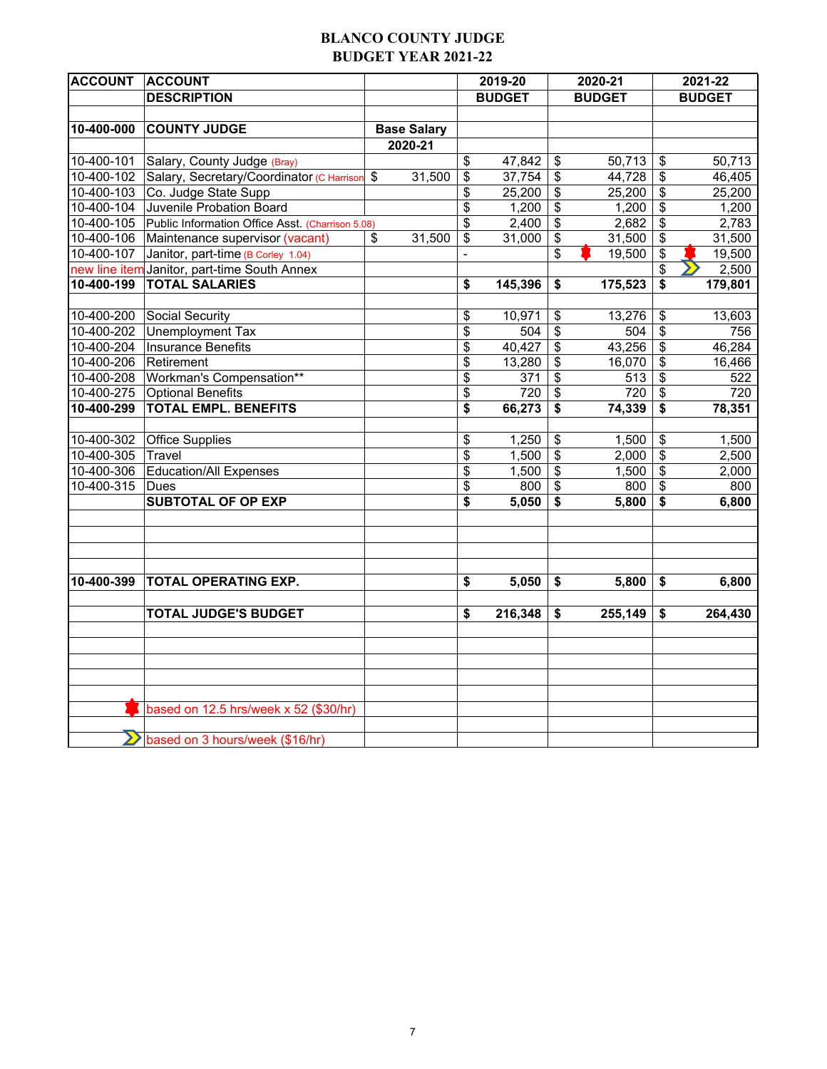# BLANCO COUNTY JUDGE
## BUDGET YEAR 2021-22

| ACCOUNT | ACCOUNT DESCRIPTION | | 2019-20 BUDGET | 2020-21 BUDGET | 2021-22 BUDGET |
|---|---|---|---|---|---|
| 10-400-000 | **COUNTY JUDGE** | **Base Salary 2020-21** | | | |
| 10-400-101 | Salary, County Judge (Bray) | | $ 47,842 | $ 50,713 | $ 50,713 |
| 10-400-102 | Salary, Secretary/Coordinator (C Harrison) | $ 31,500 | $ 37,754 | $ 44,728 | $ 46,405 |
| 10-400-103 | Co. Judge State Supp | | $ 25,200 | $ 25,200 | $ 25,200 |
| 10-400-104 | Juvenile Probation Board | | $ 1,200 | $ 1,200 | $ 1,200 |
| 10-400-105 | Public Information Office Asst. (Charrison 5.08) | | $ 2,400 | $ 2,682 | $ 2,783 |
| 10-400-106 | Maintenance supervisor (vacant) | $ 31,500 | $ 31,000 | $ 31,500 | $ 31,500 |
| 10-400-107 | Janitor, part-time (B Corley 1.04) | | - | $ 19,500 * | $ 19,500 * |
| new line item | Janitor, part-time South Annex | | | | $ 2,500 ** |
| **10-400-199** | **TOTAL SALARIES** | | **$ 145,396** | **$ 175,523** | **$ 179,801** |
| 10-400-200 | Social Security | | $ 10,971 | $ 13,276 | $ 13,603 |
| 10-400-202 | Unemployment Tax | | $ 504 | $ 504 | $ 756 |
| 10-400-204 | Insurance Benefits | | $ 40,427 | $ 43,256 | $ 46,284 |
| 10-400-206 | Retirement | | $ 13,280 | $ 16,070 | $ 16,466 |
| 10-400-208 | Workman's Compensation** | | $ 371 | $ 513 | $ 522 |
| 10-400-275 | Optional Benefits | | $ 720 | $ 720 | $ 720 |
| **10-400-299** | **TOTAL EMPL. BENEFITS** | | **$ 66,273** | **$ 74,339** | **$ 78,351** |
| 10-400-302 | Office Supplies | | $ 1,250 | $ 1,500 | $ 1,500 |
| 10-400-305 | Travel | | $ 1,500 | $ 2,000 | $ 2,500 |
| 10-400-306 | Education/All Expenses | | $ 1,500 | $ 1,500 | $ 2,000 |
| 10-400-315 | Dues | | $ 800 | $ 800 | $ 800 |
| | **SUBTOTAL OF OP EXP** | | **$ 5,050** | **$ 5,800** | **$ 6,800** |
| **10-400-399** | **TOTAL OPERATING EXP.** | | **$ 5,050** | **$ 5,800** | **$ 6,800** |
| | **TOTAL JUDGE'S BUDGET** | | **$ 216,348** | **$ 255,149** | **$ 264,430** |

\* based on 12.5 hrs/week x 52 ($30/hr)

\*\* based on 3 hours/week ($16/hr)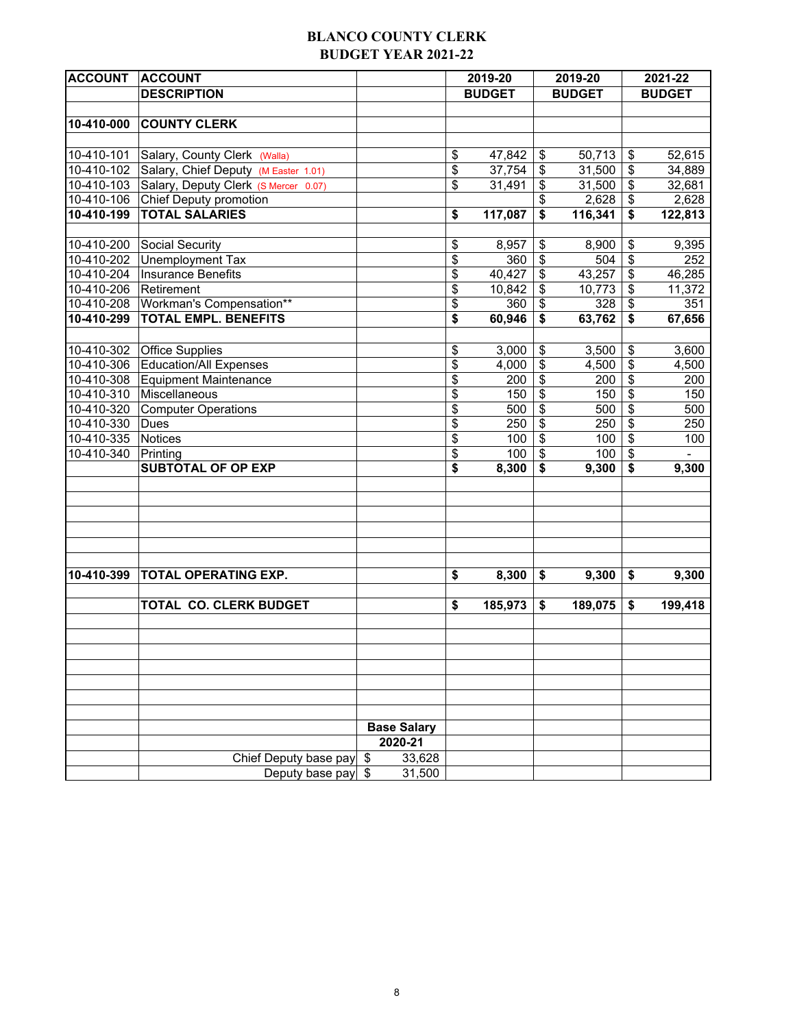# BLANCO COUNTY CLERK
## BUDGET YEAR 2021-22

| ACCOUNT | ACCOUNT DESCRIPTION | | 2019-20 BUDGET | 2019-20 BUDGET | 2021-22 BUDGET |
|---|---|---|---|---|---|
| | | | | | |
| 10-410-000 | **COUNTY CLERK** | | | | |
| | | | | | |
| 10-410-101 | Salary, County Clerk (Walla) | | $ 47,842 | $ 50,713 | $ 52,615 |
| 10-410-102 | Salary, Chief Deputy (M Easter 1.01) | | $ 37,754 | $ 31,500 | $ 34,889 |
| 10-410-103 | Salary, Deputy Clerk (S Mercer 0.07) | | $ 31,491 | $ 31,500 | $ 32,681 |
| 10-410-106 | Chief Deputy promotion | | | $ 2,628 | $ 2,628 |
| **10-410-199** | **TOTAL SALARIES** | | **$ 117,087** | **$ 116,341** | **$ 122,813** |
| | | | | | |
| 10-410-200 | Social Security | | $ 8,957 | $ 8,900 | $ 9,395 |
| 10-410-202 | Unemployment Tax | | $ 360 | $ 504 | $ 252 |
| 10-410-204 | Insurance Benefits | | $ 40,427 | $ 43,257 | $ 46,285 |
| 10-410-206 | Retirement | | $ 10,842 | $ 10,773 | $ 11,372 |
| 10-410-208 | Workman's Compensation** | | $ 360 | $ 328 | $ 351 |
| **10-410-299** | **TOTAL EMPL. BENEFITS** | | **$ 60,946** | **$ 63,762** | **$ 67,656** |
| | | | | | |
| 10-410-302 | Office Supplies | | $ 3,000 | $ 3,500 | $ 3,600 |
| 10-410-306 | Education/All Expenses | | $ 4,000 | $ 4,500 | $ 4,500 |
| 10-410-308 | Equipment Maintenance | | $ 200 | $ 200 | $ 200 |
| 10-410-310 | Miscellaneous | | $ 150 | $ 150 | $ 150 |
| 10-410-320 | Computer Operations | | $ 500 | $ 500 | $ 500 |
| 10-410-330 | Dues | | $ 250 | $ 250 | $ 250 |
| 10-410-335 | Notices | | $ 100 | $ 100 | $ 100 |
| 10-410-340 | Printing | | $ 100 | $ 100 | $ - |
| | **SUBTOTAL OF OP EXP** | | **$ 8,300** | **$ 9,300** | **$ 9,300** |
| | | | | | |
| **10-410-399** | **TOTAL OPERATING EXP.** | | **$ 8,300** | **$ 9,300** | **$ 9,300** |
| | | | | | |
| | **TOTAL CO. CLERK BUDGET** | | **$ 185,973** | **$ 189,075** | **$ 199,418** |
| | | | | | |
| | | **Base Salary 2020-21** | | | |
| | Chief Deputy base pay | $ 33,628 | | | |
| | Deputy base pay | $ 31,500 | | | |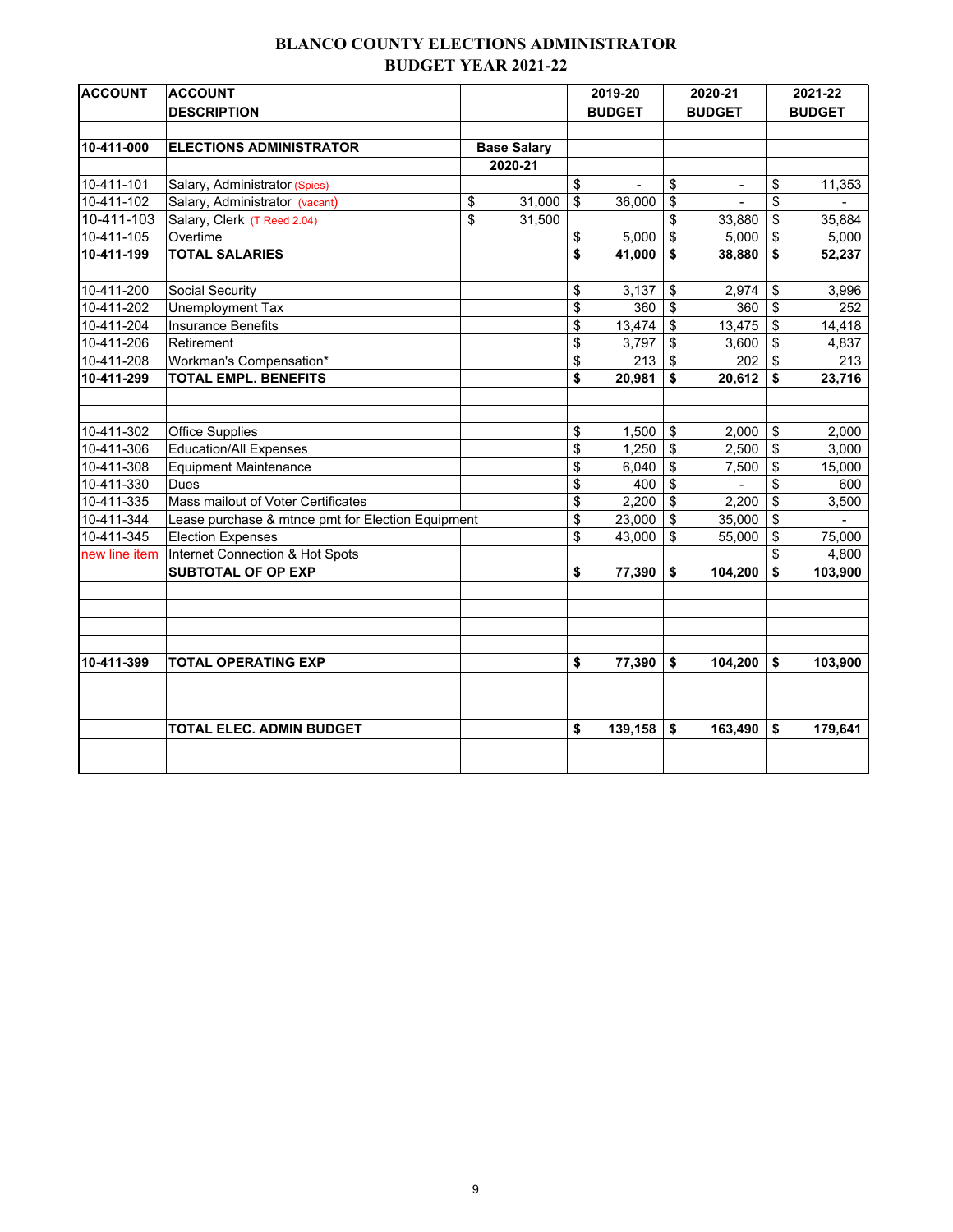# BLANCO COUNTY ELECTIONS ADMINISTRATOR
## BUDGET YEAR 2021-22

| ACCOUNT | ACCOUNT DESCRIPTION | Base Salary 2020-21 | 2019-20 BUDGET | 2020-21 BUDGET | 2021-22 BUDGET |
|---|---|---|---|---|---|
| **10-411-000** | **ELECTIONS ADMINISTRATOR** | | | | |
| 10-411-101 | Salary, Administrator (Spies) | | $ - | $ - | $ 11,353 |
| 10-411-102 | Salary, Administrator (vacant) | $ 31,000 | $ 36,000 | $ - | $ - |
| 10-411-103 | Salary, Clerk (T Reed 2.04) | $ 31,500 | | $ 33,880 | $ 35,884 |
| 10-411-105 | Overtime | | $ 5,000 | $ 5,000 | $ 5,000 |
| **10-411-199** | **TOTAL SALARIES** | | **$ 41,000** | **$ 38,880** | **$ 52,237** |
| | | | | | |
| 10-411-200 | Social Security | | $ 3,137 | $ 2,974 | $ 3,996 |
| 10-411-202 | Unemployment Tax | | $ 360 | $ 360 | $ 252 |
| 10-411-204 | Insurance Benefits | | $ 13,474 | $ 13,475 | $ 14,418 |
| 10-411-206 | Retirement | | $ 3,797 | $ 3,600 | $ 4,837 |
| 10-411-208 | Workman's Compensation* | | $ 213 | $ 202 | $ 213 |
| **10-411-299** | **TOTAL EMPL. BENEFITS** | | **$ 20,981** | **$ 20,612** | **$ 23,716** |
| | | | | | |
| 10-411-302 | Office Supplies | | $ 1,500 | $ 2,000 | $ 2,000 |
| 10-411-306 | Education/All Expenses | | $ 1,250 | $ 2,500 | $ 3,000 |
| 10-411-308 | Equipment Maintenance | | $ 6,040 | $ 7,500 | $ 15,000 |
| 10-411-330 | Dues | | $ 400 | $ - | $ 600 |
| 10-411-335 | Mass mailout of Voter Certificates | | $ 2,200 | $ 2,200 | $ 3,500 |
| 10-411-344 | Lease purchase & mtnce pmt for Election Equipment | | $ 23,000 | $ 35,000 | $ - |
| 10-411-345 | Election Expenses | | $ 43,000 | $ 55,000 | $ 75,000 |
| new line item | Internet Connection & Hot Spots | | | | $ 4,800 |
| | **SUBTOTAL OF OP EXP** | | **$ 77,390** | **$ 104,200** | **$ 103,900** |
| | | | | | |
| **10-411-399** | **TOTAL OPERATING EXP** | | **$ 77,390** | **$ 104,200** | **$ 103,900** |
| | | | | | |
| | **TOTAL ELEC. ADMIN BUDGET** | | **$ 139,158** | **$ 163,490** | **$ 179,641** |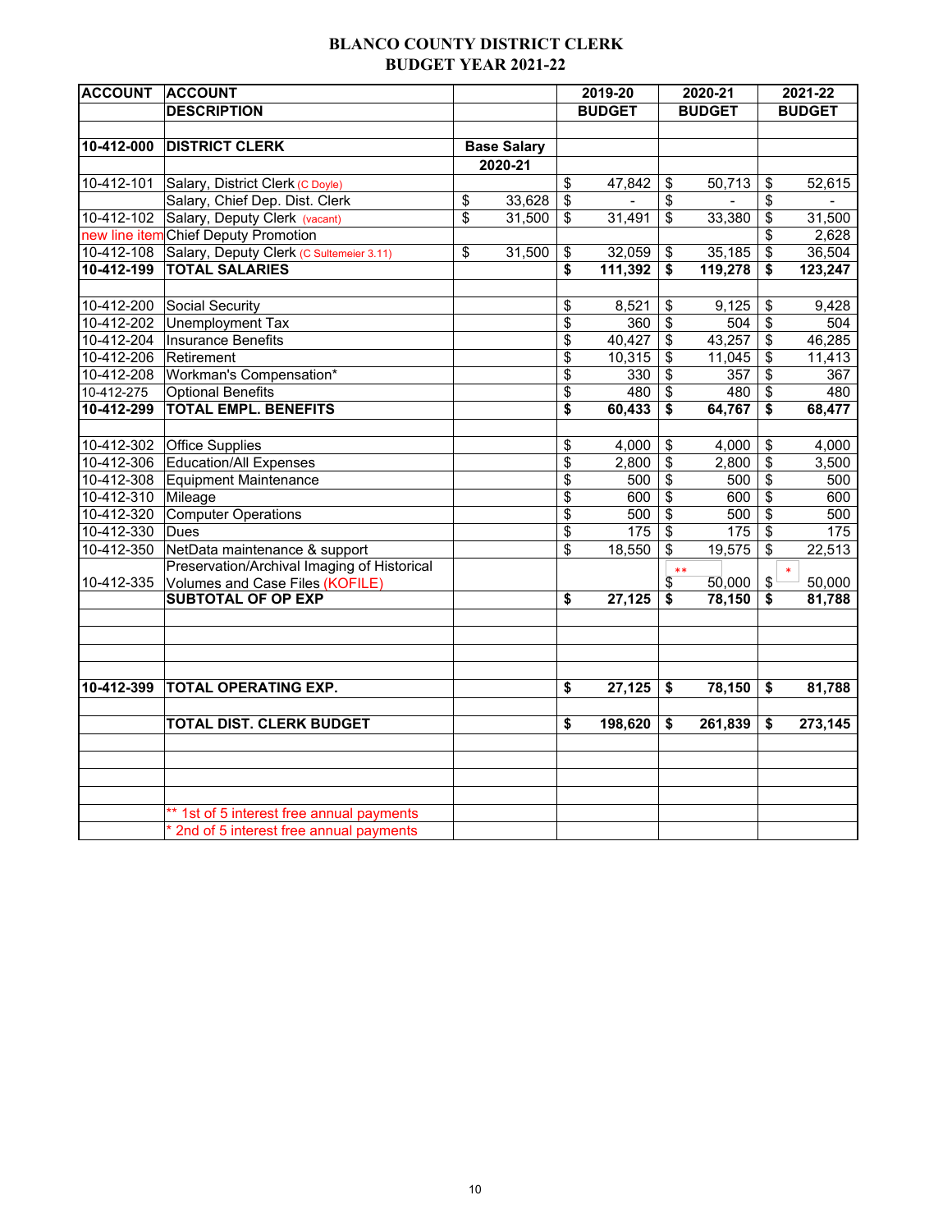# BLANCO COUNTY DISTRICT CLERK
## BUDGET YEAR 2021-22

| ACCOUNT | ACCOUNT DESCRIPTION | | 2019-20 BUDGET | 2020-21 BUDGET | 2021-22 BUDGET |
|---|---|---|---|---|---|
| | | | | | |
| 10-412-000 | DISTRICT CLERK | Base Salary 2020-21 | | | |
| 10-412-101 | Salary, District Clerk (C Doyle) | | $ 47,842 | $ 50,713 | $ 52,615 |
| | Salary, Chief Dep. Dist. Clerk | $ 33,628 | $ - | $ - | $ - |
| 10-412-102 | Salary, Deputy Clerk (vacant) | $ 31,500 | $ 31,491 | $ 33,380 | $ 31,500 |
| new line item | Chief Deputy Promotion | | | | $ 2,628 |
| 10-412-108 | Salary, Deputy Clerk (C Sultemeier 3.11) | $ 31,500 | $ 32,059 | $ 35,185 | $ 36,504 |
| **10-412-199** | **TOTAL SALARIES** | | **$ 111,392** | **$ 119,278** | **$ 123,247** |
| | | | | | |
| 10-412-200 | Social Security | | $ 8,521 | $ 9,125 | $ 9,428 |
| 10-412-202 | Unemployment Tax | | $ 360 | $ 504 | $ 504 |
| 10-412-204 | Insurance Benefits | | $ 40,427 | $ 43,257 | $ 46,285 |
| 10-412-206 | Retirement | | $ 10,315 | $ 11,045 | $ 11,413 |
| 10-412-208 | Workman's Compensation* | | $ 330 | $ 357 | $ 367 |
| 10-412-275 | Optional Benefits | | $ 480 | $ 480 | $ 480 |
| **10-412-299** | **TOTAL EMPL. BENEFITS** | | **$ 60,433** | **$ 64,767** | **$ 68,477** |
| | | | | | |
| 10-412-302 | Office Supplies | | $ 4,000 | $ 4,000 | $ 4,000 |
| 10-412-306 | Education/All Expenses | | $ 2,800 | $ 2,800 | $ 3,500 |
| 10-412-308 | Equipment Maintenance | | $ 500 | $ 500 | $ 500 |
| 10-412-310 | Mileage | | $ 600 | $ 600 | $ 600 |
| 10-412-320 | Computer Operations | | $ 500 | $ 500 | $ 500 |
| 10-412-330 | Dues | | $ 175 | $ 175 | $ 175 |
| 10-412-350 | NetData maintenance & support | | $ 18,550 | $ 19,575 | $ 22,513 |
| 10-412-335 | Preservation/Archival Imaging of Historical Volumes and Case Files (KOFILE) | | | ** $ 50,000 | * $ 50,000 |
| | **SUBTOTAL OF OP EXP** | | **$ 27,125** | **$ 78,150** | **$ 81,788** |
| | | | | | |
| **10-412-399** | **TOTAL OPERATING EXP.** | | **$ 27,125** | **$ 78,150** | **$ 81,788** |
| | | | | | |
| | **TOTAL DIST. CLERK BUDGET** | | **$ 198,620** | **$ 261,839** | **$ 273,145** |
| | | | | | |
| | ** 1st of 5 interest free annual payments | | | | |
| | * 2nd of 5 interest free annual payments | | | | |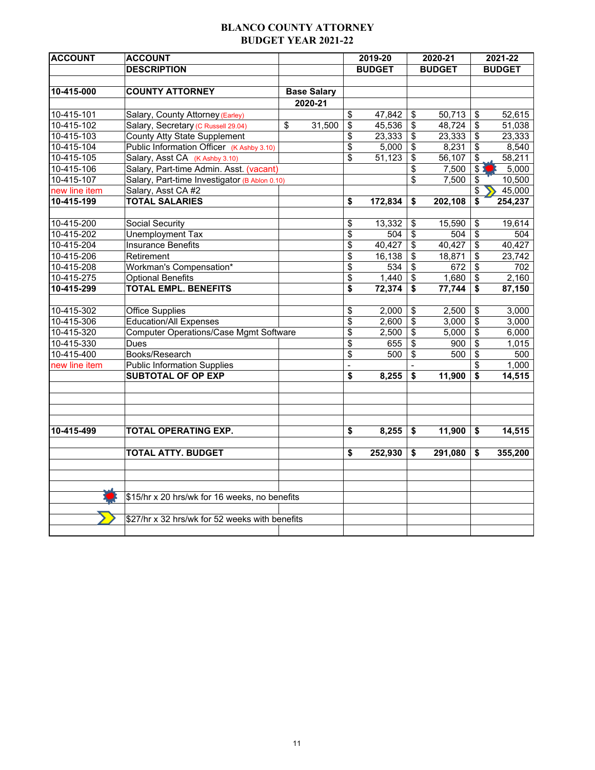# BLANCO COUNTY ATTORNEY
## BUDGET YEAR 2021-22

| ACCOUNT | ACCOUNT DESCRIPTION | | 2019-20 BUDGET | 2020-21 BUDGET | 2021-22 BUDGET |
|---|---|---|---|---|---|
| **10-415-000** | **COUNTY ATTORNEY** | **Base Salary 2020-21** | | | |
| 10-415-101 | Salary, County Attorney (Earley) | | $ 47,842 | $ 50,713 | $ 52,615 |
| 10-415-102 | Salary, Secretary (C Russell 29.04) | $ 31,500 | $ 45,536 | $ 48,724 | $ 51,038 |
| 10-415-103 | County Atty State Supplement | | $ 23,333 | $ 23,333 | $ 23,333 |
| 10-415-104 | Public Information Officer (K Ashby 3.10) | | $ 5,000 | $ 8,231 | $ 8,540 |
| 10-415-105 | Salary, Asst CA (K Ashby 3.10) | | $ 51,123 | $ 56,107 | $ 58,211 |
| 10-415-106 | Salary, Part-time Admin. Asst. (vacant) | | | $ 7,500 | $ 5,000 (*) |
| 10-415-107 | Salary, Part-time Investigator (B Ablon 0.10) | | | $ 7,500 | $ 10,500 |
| new line item | Salary, Asst CA #2 | | | | $ 45,000 (>) |
| **10-415-199** | **TOTAL SALARIES** | | **$ 172,834** | **$ 202,108** | **$ 254,237** |
| 10-415-200 | Social Security | | $ 13,332 | $ 15,590 | $ 19,614 |
| 10-415-202 | Unemployment Tax | | $ 504 | $ 504 | $ 504 |
| 10-415-204 | Insurance Benefits | | $ 40,427 | $ 40,427 | $ 40,427 |
| 10-415-206 | Retirement | | $ 16,138 | $ 18,871 | $ 23,742 |
| 10-415-208 | Workman's Compensation* | | $ 534 | $ 672 | $ 702 |
| 10-415-275 | Optional Benefits | | $ 1,440 | $ 1,680 | $ 2,160 |
| **10-415-299** | **TOTAL EMPL. BENEFITS** | | **$ 72,374** | **$ 77,744** | **$ 87,150** |
| 10-415-302 | Office Supplies | | $ 2,000 | $ 2,500 | $ 3,000 |
| 10-415-306 | Education/All Expenses | | $ 2,600 | $ 3,000 | $ 3,000 |
| 10-415-320 | Computer Operations/Case Mgmt Software | | $ 2,500 | $ 5,000 | $ 6,000 |
| 10-415-330 | Dues | | $ 655 | $ 900 | $ 1,015 |
| 10-415-400 | Books/Research | | $ 500 | $ 500 | $ 500 |
| new line item | Public Information Supplies | | - | - | $ 1,000 |
| | **SUBTOTAL OF OP EXP** | | **$ 8,255** | **$ 11,900** | **$ 14,515** |
| **10-415-499** | **TOTAL OPERATING EXP.** | | **$ 8,255** | **$ 11,900** | **$ 14,515** |
| | **TOTAL ATTY. BUDGET** | | **$ 252,930** | **$ 291,080** | **$ 355,200** |

(*) $15/hr x 20 hrs/wk for 16 weeks, no benefits

(>) $27/hr x 32 hrs/wk for 52 weeks with benefits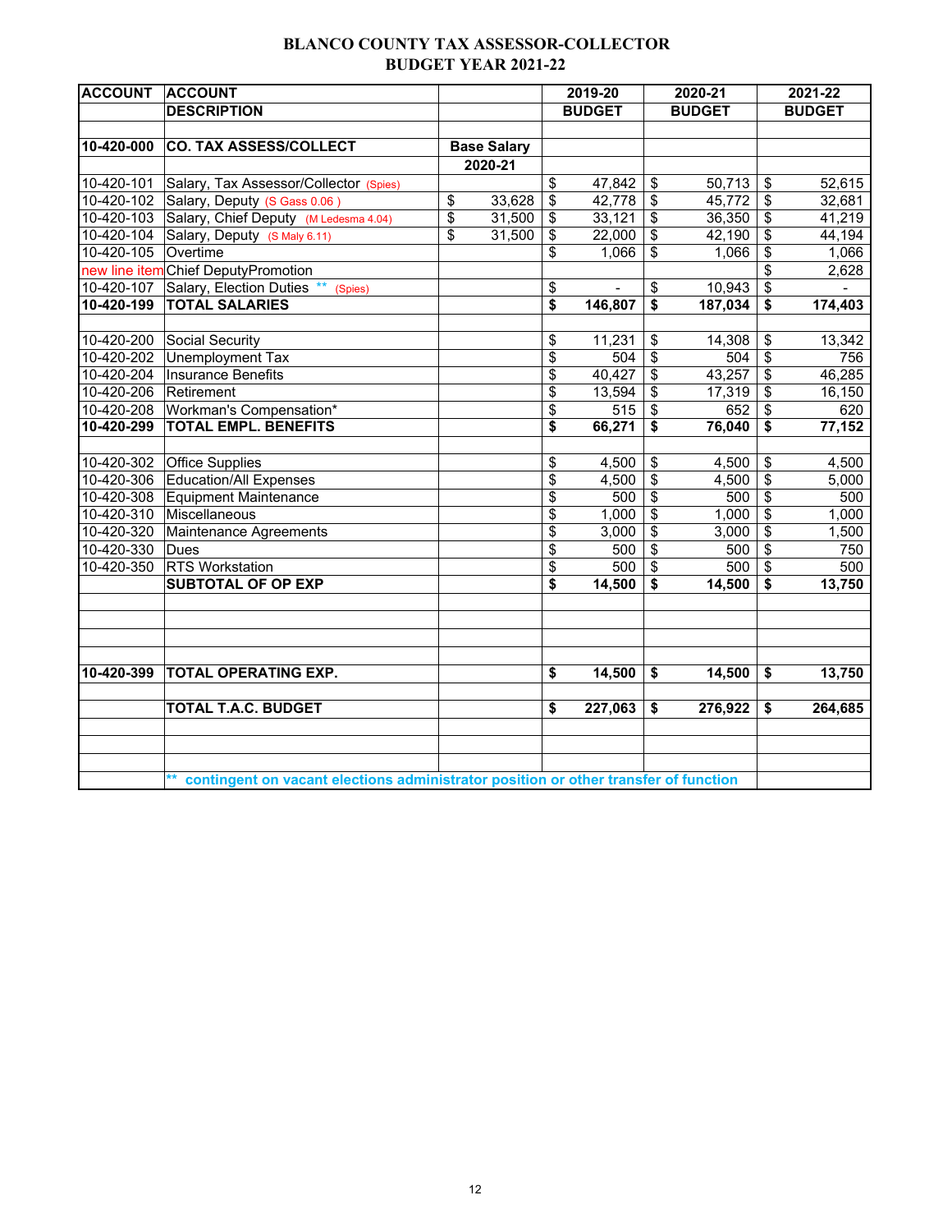# BLANCO COUNTY TAX ASSESSOR-COLLECTOR
## BUDGET YEAR 2021-22

| ACCOUNT | ACCOUNT DESCRIPTION | Base Salary 2020-21 | 2019-20 BUDGET | 2020-21 BUDGET | 2021-22 BUDGET |
|---|---|---|---|---|---|
| **10-420-000** | **CO. TAX ASSESS/COLLECT** | | | | |
| 10-420-101 | Salary, Tax Assessor/Collector (Spies) | | $ 47,842 | $ 50,713 | $ 52,615 |
| 10-420-102 | Salary, Deputy (S Gass 0.06 ) | $ 33,628 | $ 42,778 | $ 45,772 | $ 32,681 |
| 10-420-103 | Salary, Chief Deputy (M Ledesma 4.04) | $ 31,500 | $ 33,121 | $ 36,350 | $ 41,219 |
| 10-420-104 | Salary, Deputy (S Maly 6.11) | $ 31,500 | $ 22,000 | $ 42,190 | $ 44,194 |
| 10-420-105 | Overtime | | $ 1,066 | $ 1,066 | $ 1,066 |
| new line item | Chief DeputyPromotion | | | | $ 2,628 |
| 10-420-107 | Salary, Election Duties ** (Spies) | | $ - | $ 10,943 | $ - |
| **10-420-199** | **TOTAL SALARIES** | | **$ 146,807** | **$ 187,034** | **$ 174,403** |
| | | | | | |
| 10-420-200 | Social Security | | $ 11,231 | $ 14,308 | $ 13,342 |
| 10-420-202 | Unemployment Tax | | $ 504 | $ 504 | $ 756 |
| 10-420-204 | Insurance Benefits | | $ 40,427 | $ 43,257 | $ 46,285 |
| 10-420-206 | Retirement | | $ 13,594 | $ 17,319 | $ 16,150 |
| 10-420-208 | Workman's Compensation* | | $ 515 | $ 652 | $ 620 |
| **10-420-299** | **TOTAL EMPL. BENEFITS** | | **$ 66,271** | **$ 76,040** | **$ 77,152** |
| | | | | | |
| 10-420-302 | Office Supplies | | $ 4,500 | $ 4,500 | $ 4,500 |
| 10-420-306 | Education/All Expenses | | $ 4,500 | $ 4,500 | $ 5,000 |
| 10-420-308 | Equipment Maintenance | | $ 500 | $ 500 | $ 500 |
| 10-420-310 | Miscellaneous | | $ 1,000 | $ 1,000 | $ 1,000 |
| 10-420-320 | Maintenance Agreements | | $ 3,000 | $ 3,000 | $ 1,500 |
| 10-420-330 | Dues | | $ 500 | $ 500 | $ 750 |
| 10-420-350 | RTS Workstation | | $ 500 | $ 500 | $ 500 |
| | **SUBTOTAL OF OP EXP** | | **$ 14,500** | **$ 14,500** | **$ 13,750** |
| | | | | | |
| **10-420-399** | **TOTAL OPERATING EXP.** | | **$ 14,500** | **$ 14,500** | **$ 13,750** |
| | | | | | |
| | **TOTAL T.A.C. BUDGET** | | **$ 227,063** | **$ 276,922** | **$ 264,685** |

** contingent on vacant elections administrator position or other transfer of function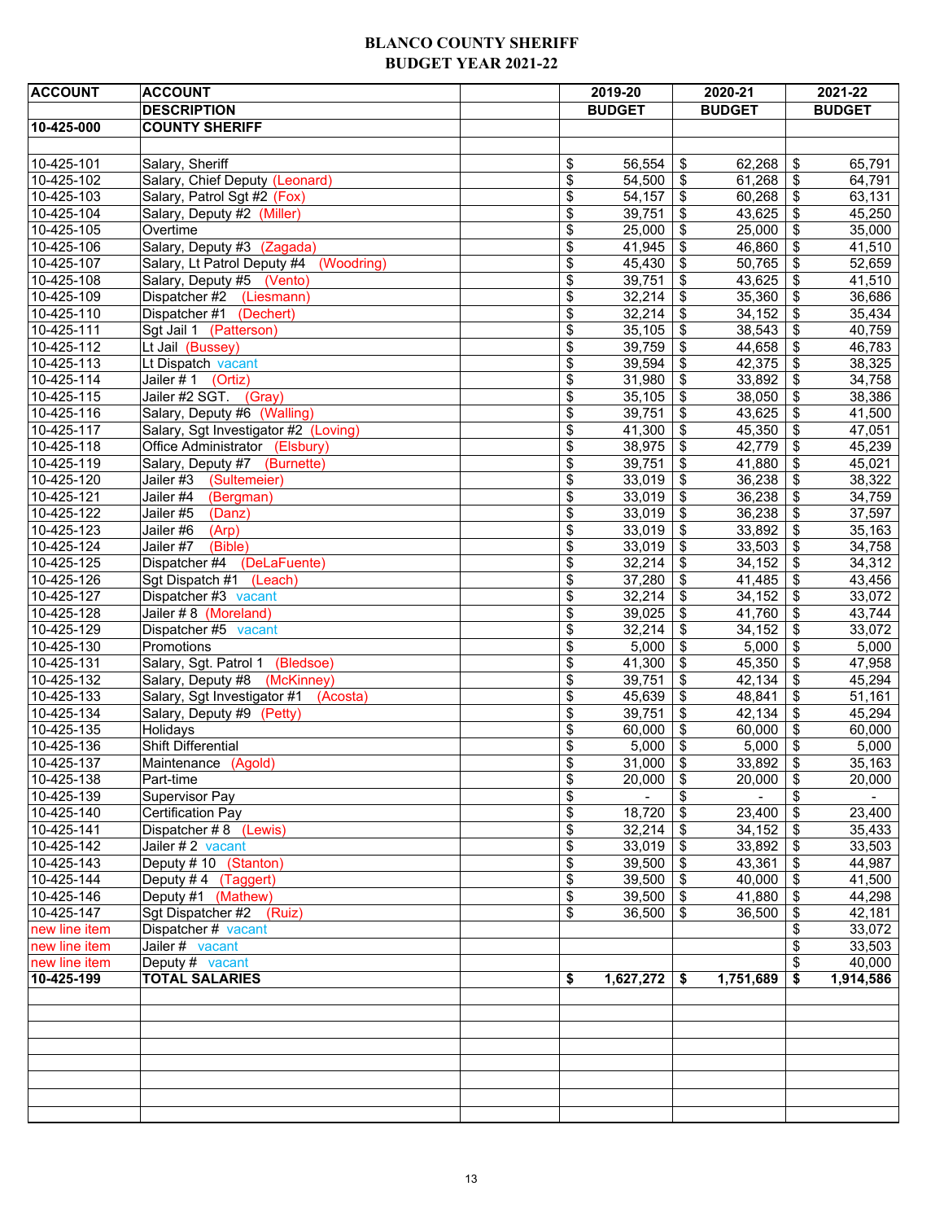# BLANCO COUNTY SHERIFF
## BUDGET YEAR 2021-22

| ACCOUNT | ACCOUNT DESCRIPTION | | 2019-20 BUDGET | 2020-21 BUDGET | 2021-22 BUDGET |
|---|---|---|---|---|---|
| 10-425-000 | COUNTY SHERIFF | | | | |
| | | | | | |
| 10-425-101 | Salary, Sheriff | | $ 56,554 | $ 62,268 | $ 65,791 |
| 10-425-102 | Salary, Chief Deputy (Leonard) | | $ 54,500 | $ 61,268 | $ 64,791 |
| 10-425-103 | Salary, Patrol Sgt #2 (Fox) | | $ 54,157 | $ 60,268 | $ 63,131 |
| 10-425-104 | Salary, Deputy #2 (Miller) | | $ 39,751 | $ 43,625 | $ 45,250 |
| 10-425-105 | Overtime | | $ 25,000 | $ 25,000 | $ 35,000 |
| 10-425-106 | Salary, Deputy #3 (Zagada) | | $ 41,945 | $ 46,860 | $ 41,510 |
| 10-425-107 | Salary, Lt Patrol Deputy #4 (Woodring) | | $ 45,430 | $ 50,765 | $ 52,659 |
| 10-425-108 | Salary, Deputy #5 (Vento) | | $ 39,751 | $ 43,625 | $ 41,510 |
| 10-425-109 | Dispatcher #2 (Liesmann) | | $ 32,214 | $ 35,360 | $ 36,686 |
| 10-425-110 | Dispatcher #1 (Dechert) | | $ 32,214 | $ 34,152 | $ 35,434 |
| 10-425-111 | Sgt Jail 1 (Patterson) | | $ 35,105 | $ 38,543 | $ 40,759 |
| 10-425-112 | Lt Jail (Bussey) | | $ 39,759 | $ 44,658 | $ 46,783 |
| 10-425-113 | Lt Dispatch vacant | | $ 39,594 | $ 42,375 | $ 38,325 |
| 10-425-114 | Jailer # 1 (Ortiz) | | $ 31,980 | $ 33,892 | $ 34,758 |
| 10-425-115 | Jailer #2 SGT. (Gray) | | $ 35,105 | $ 38,050 | $ 38,386 |
| 10-425-116 | Salary, Deputy #6 (Walling) | | $ 39,751 | $ 43,625 | $ 41,500 |
| 10-425-117 | Salary, Sgt Investigator #2 (Loving) | | $ 41,300 | $ 45,350 | $ 47,051 |
| 10-425-118 | Office Administrator (Elsbury) | | $ 38,975 | $ 42,779 | $ 45,239 |
| 10-425-119 | Salary, Deputy #7 (Burnette) | | $ 39,751 | $ 41,880 | $ 45,021 |
| 10-425-120 | Jailer #3 (Sultemeier) | | $ 33,019 | $ 36,238 | $ 38,322 |
| 10-425-121 | Jailer #4 (Bergman) | | $ 33,019 | $ 36,238 | $ 34,759 |
| 10-425-122 | Jailer #5 (Danz) | | $ 33,019 | $ 36,238 | $ 37,597 |
| 10-425-123 | Jailer #6 (Arp) | | $ 33,019 | $ 33,892 | $ 35,163 |
| 10-425-124 | Jailer #7 (Bible) | | $ 33,019 | $ 33,503 | $ 34,758 |
| 10-425-125 | Dispatcher #4 (DeLaFuente) | | $ 32,214 | $ 34,152 | $ 34,312 |
| 10-425-126 | Sgt Dispatch #1 (Leach) | | $ 37,280 | $ 41,485 | $ 43,456 |
| 10-425-127 | Dispatcher #3 vacant | | $ 32,214 | $ 34,152 | $ 33,072 |
| 10-425-128 | Jailer # 8 (Moreland) | | $ 39,025 | $ 41,760 | $ 43,744 |
| 10-425-129 | Dispatcher #5 vacant | | $ 32,214 | $ 34,152 | $ 33,072 |
| 10-425-130 | Promotions | | $ 5,000 | $ 5,000 | $ 5,000 |
| 10-425-131 | Salary, Sgt. Patrol 1 (Bledsoe) | | $ 41,300 | $ 45,350 | $ 47,958 |
| 10-425-132 | Salary, Deputy #8 (McKinney) | | $ 39,751 | $ 42,134 | $ 45,294 |
| 10-425-133 | Salary, Sgt Investigator #1 (Acosta) | | $ 45,639 | $ 48,841 | $ 51,161 |
| 10-425-134 | Salary, Deputy #9 (Petty) | | $ 39,751 | $ 42,134 | $ 45,294 |
| 10-425-135 | Holidays | | $ 60,000 | $ 60,000 | $ 60,000 |
| 10-425-136 | Shift Differential | | $ 5,000 | $ 5,000 | $ 5,000 |
| 10-425-137 | Maintenance (Agold) | | $ 31,000 | $ 33,892 | $ 35,163 |
| 10-425-138 | Part-time | | $ 20,000 | $ 20,000 | $ 20,000 |
| 10-425-139 | Supervisor Pay | | $ - | $ - | $ - |
| 10-425-140 | Certification Pay | | $ 18,720 | $ 23,400 | $ 23,400 |
| 10-425-141 | Dispatcher # 8 (Lewis) | | $ 32,214 | $ 34,152 | $ 35,433 |
| 10-425-142 | Jailer # 2 vacant | | $ 33,019 | $ 33,892 | $ 33,503 |
| 10-425-143 | Deputy # 10 (Stanton) | | $ 39,500 | $ 43,361 | $ 44,987 |
| 10-425-144 | Deputy # 4 (Taggert) | | $ 39,500 | $ 40,000 | $ 41,500 |
| 10-425-146 | Deputy #1 (Mathew) | | $ 39,500 | $ 41,880 | $ 44,298 |
| 10-425-147 | Sgt Dispatcher #2 (Ruiz) | | $ 36,500 | $ 36,500 | $ 42,181 |
| new line item | Dispatcher # vacant | | | | $ 33,072 |
| new line item | Jailer # vacant | | | | $ 33,503 |
| new line item | Deputy # vacant | | | | $ 40,000 |
| **10-425-199** | **TOTAL SALARIES** | | **$ 1,627,272** | **$ 1,751,689** | **$ 1,914,586** |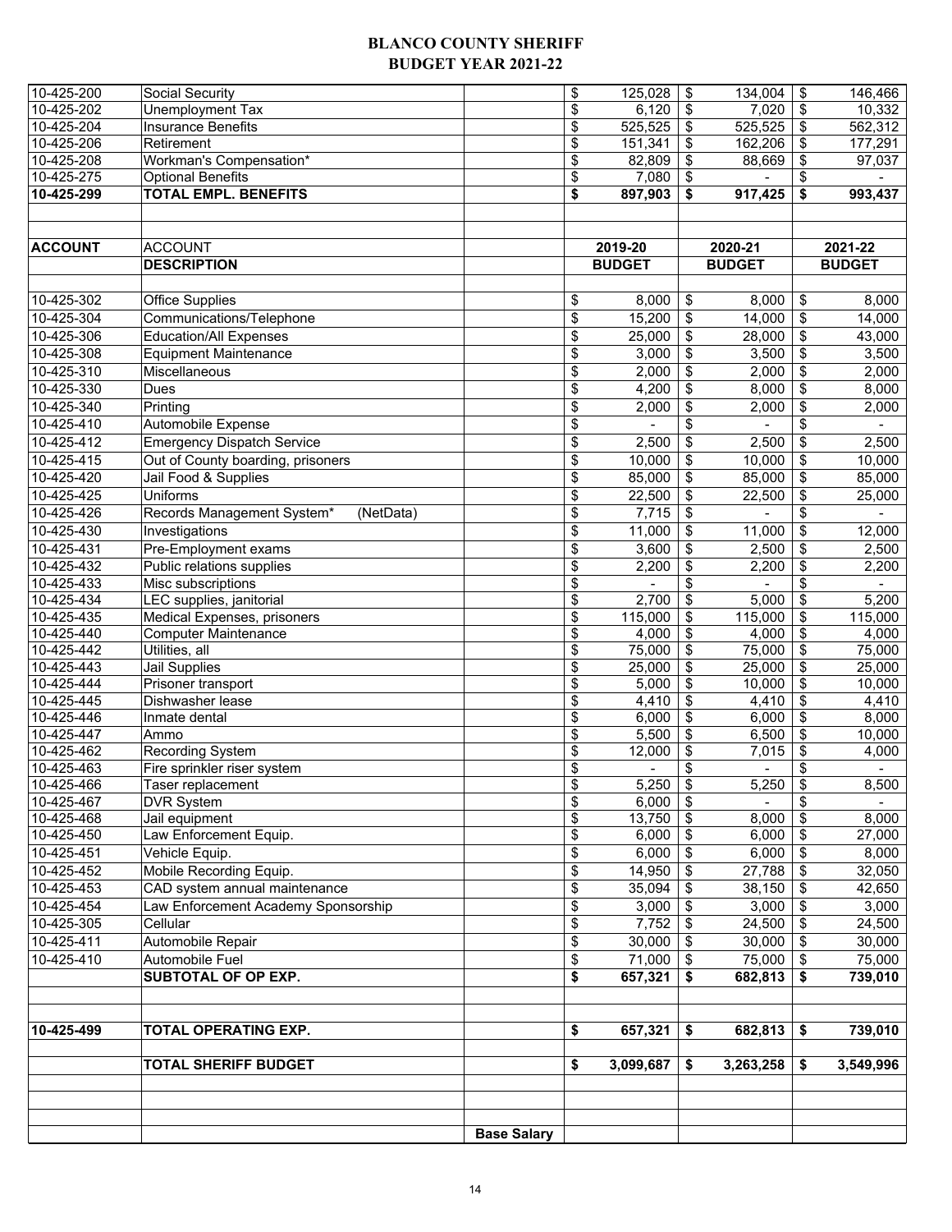# BLANCO COUNTY SHERIFF
## BUDGET YEAR 2021-22

| | | | | | |
|---|---|---|---|---|---|
| 10-425-200 | Social Security | | $ 125,028 | $ 134,004 | $ 146,466 |
| 10-425-202 | Unemployment Tax | | $ 6,120 | $ 7,020 | $ 10,332 |
| 10-425-204 | Insurance Benefits | | $ 525,525 | $ 525,525 | $ 562,312 |
| 10-425-206 | Retirement | | $ 151,341 | $ 162,206 | $ 177,291 |
| 10-425-208 | Workman's Compensation* | | $ 82,809 | $ 88,669 | $ 97,037 |
| 10-425-275 | Optional Benefits | | $ 7,080 | $ - | $ - |
| **10-425-299** | **TOTAL EMPL. BENEFITS** | | **$ 897,903** | **$ 917,425** | **$ 993,437** |

| ACCOUNT | ACCOUNT DESCRIPTION | | 2019-20 BUDGET | 2020-21 BUDGET | 2021-22 BUDGET |
|---|---|---|---|---|---|
| 10-425-302 | Office Supplies | | $ 8,000 | $ 8,000 | $ 8,000 |
| 10-425-304 | Communications/Telephone | | $ 15,200 | $ 14,000 | $ 14,000 |
| 10-425-306 | Education/All Expenses | | $ 25,000 | $ 28,000 | $ 43,000 |
| 10-425-308 | Equipment Maintenance | | $ 3,000 | $ 3,500 | $ 3,500 |
| 10-425-310 | Miscellaneous | | $ 2,000 | $ 2,000 | $ 2,000 |
| 10-425-330 | Dues | | $ 4,200 | $ 8,000 | $ 8,000 |
| 10-425-340 | Printing | | $ 2,000 | $ 2,000 | $ 2,000 |
| 10-425-410 | Automobile Expense | | $ - | $ - | $ - |
| 10-425-412 | Emergency Dispatch Service | | $ 2,500 | $ 2,500 | $ 2,500 |
| 10-425-415 | Out of County boarding, prisoners | | $ 10,000 | $ 10,000 | $ 10,000 |
| 10-425-420 | Jail Food & Supplies | | $ 85,000 | $ 85,000 | $ 85,000 |
| 10-425-425 | Uniforms | | $ 22,500 | $ 22,500 | $ 25,000 |
| 10-425-426 | Records Management System* (NetData) | | $ 7,715 | $ - | $ - |
| 10-425-430 | Investigations | | $ 11,000 | $ 11,000 | $ 12,000 |
| 10-425-431 | Pre-Employment exams | | $ 3,600 | $ 2,500 | $ 2,500 |
| 10-425-432 | Public relations supplies | | $ 2,200 | $ 2,200 | $ 2,200 |
| 10-425-433 | Misc subscriptions | | $ - | $ - | $ - |
| 10-425-434 | LEC supplies, janitorial | | $ 2,700 | $ 5,000 | $ 5,200 |
| 10-425-435 | Medical Expenses, prisoners | | $ 115,000 | $ 115,000 | $ 115,000 |
| 10-425-440 | Computer Maintenance | | $ 4,000 | $ 4,000 | $ 4,000 |
| 10-425-442 | Utilities, all | | $ 75,000 | $ 75,000 | $ 75,000 |
| 10-425-443 | Jail Supplies | | $ 25,000 | $ 25,000 | $ 25,000 |
| 10-425-444 | Prisoner transport | | $ 5,000 | $ 10,000 | $ 10,000 |
| 10-425-445 | Dishwasher lease | | $ 4,410 | $ 4,410 | $ 4,410 |
| 10-425-446 | Inmate dental | | $ 6,000 | $ 6,000 | $ 8,000 |
| 10-425-447 | Ammo | | $ 5,500 | $ 6,500 | $ 10,000 |
| 10-425-462 | Recording System | | $ 12,000 | $ 7,015 | $ 4,000 |
| 10-425-463 | Fire sprinkler riser system | | $ - | $ - | $ - |
| 10-425-466 | Taser replacement | | $ 5,250 | $ 5,250 | $ 8,500 |
| 10-425-467 | DVR System | | $ 6,000 | $ - | $ - |
| 10-425-468 | Jail equipment | | $ 13,750 | $ 8,000 | $ 8,000 |
| 10-425-450 | Law Enforcement Equip. | | $ 6,000 | $ 6,000 | $ 27,000 |
| 10-425-451 | Vehicle Equip. | | $ 6,000 | $ 6,000 | $ 8,000 |
| 10-425-452 | Mobile Recording Equip. | | $ 14,950 | $ 27,788 | $ 32,050 |
| 10-425-453 | CAD system annual maintenance | | $ 35,094 | $ 38,150 | $ 42,650 |
| 10-425-454 | Law Enforcement Academy Sponsorship | | $ 3,000 | $ 3,000 | $ 3,000 |
| 10-425-305 | Cellular | | $ 7,752 | $ 24,500 | $ 24,500 |
| 10-425-411 | Automobile Repair | | $ 30,000 | $ 30,000 | $ 30,000 |
| 10-425-410 | Automobile Fuel | | $ 71,000 | $ 75,000 | $ 75,000 |
| | **SUBTOTAL OF OP EXP.** | | **$ 657,321** | **$ 682,813** | **$ 739,010** |
| | | | | | |
| **10-425-499** | **TOTAL OPERATING EXP.** | | **$ 657,321** | **$ 682,813** | **$ 739,010** |
| | | | | | |
| | **TOTAL SHERIFF BUDGET** | | **$ 3,099,687** | **$ 3,263,258** | **$ 3,549,996** |
| | | | | | |
| | | **Base Salary** | | | |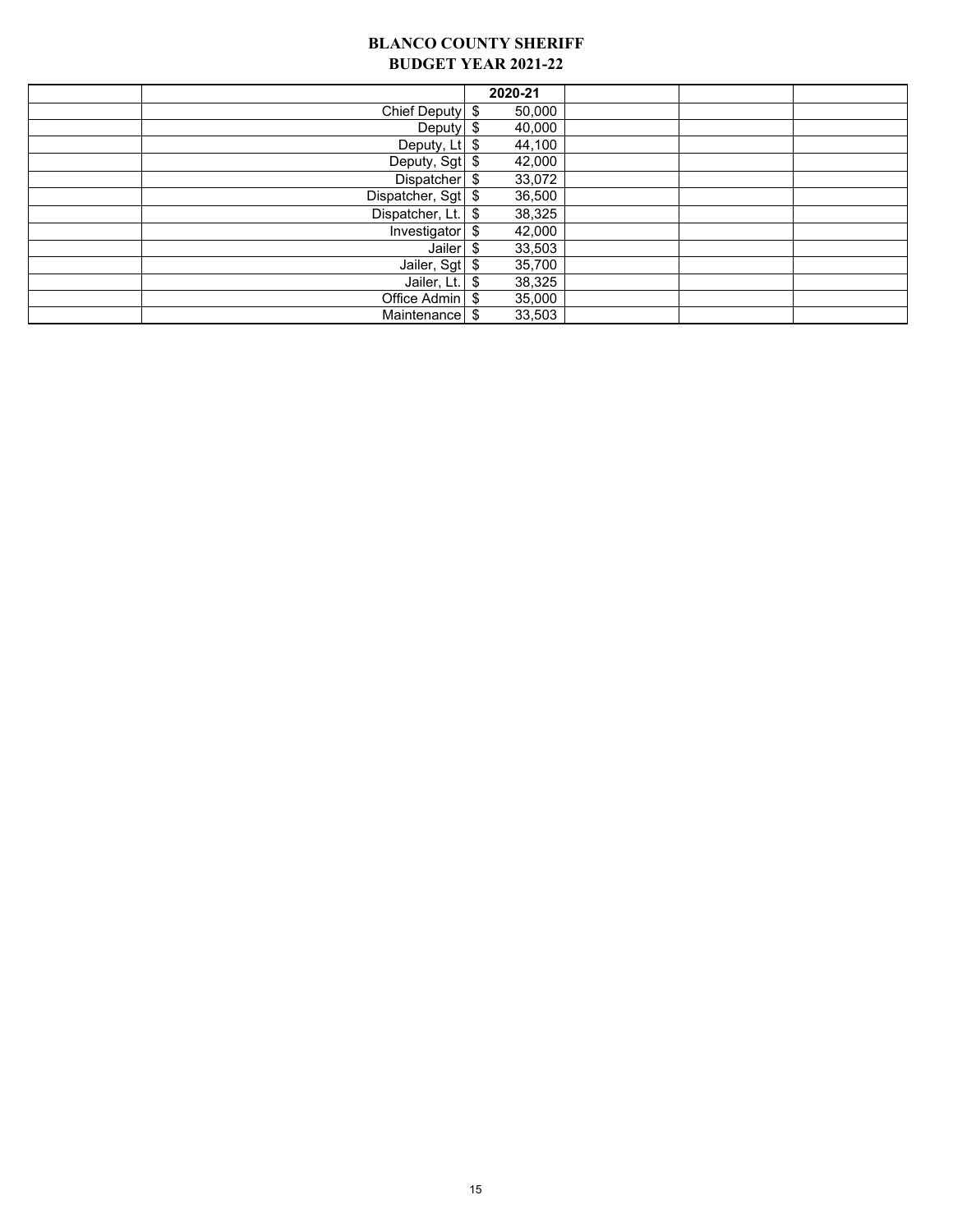# BLANCO COUNTY SHERIFF
## BUDGET YEAR 2021-22

| | | 2020-21 | | | |
|---|---|---|---|---|---|
| | Chief Deputy | $ 50,000 | | | |
| | Deputy | $ 40,000 | | | |
| | Deputy, Lt | $ 44,100 | | | |
| | Deputy, Sgt | $ 42,000 | | | |
| | Dispatcher | $ 33,072 | | | |
| | Dispatcher, Sgt | $ 36,500 | | | |
| | Dispatcher, Lt. | $ 38,325 | | | |
| | Investigator | $ 42,000 | | | |
| | Jailer | $ 33,503 | | | |
| | Jailer, Sgt | $ 35,700 | | | |
| | Jailer, Lt. | $ 38,325 | | | |
| | Office Admin | $ 35,000 | | | |
| | Maintenance | $ 33,503 | | | |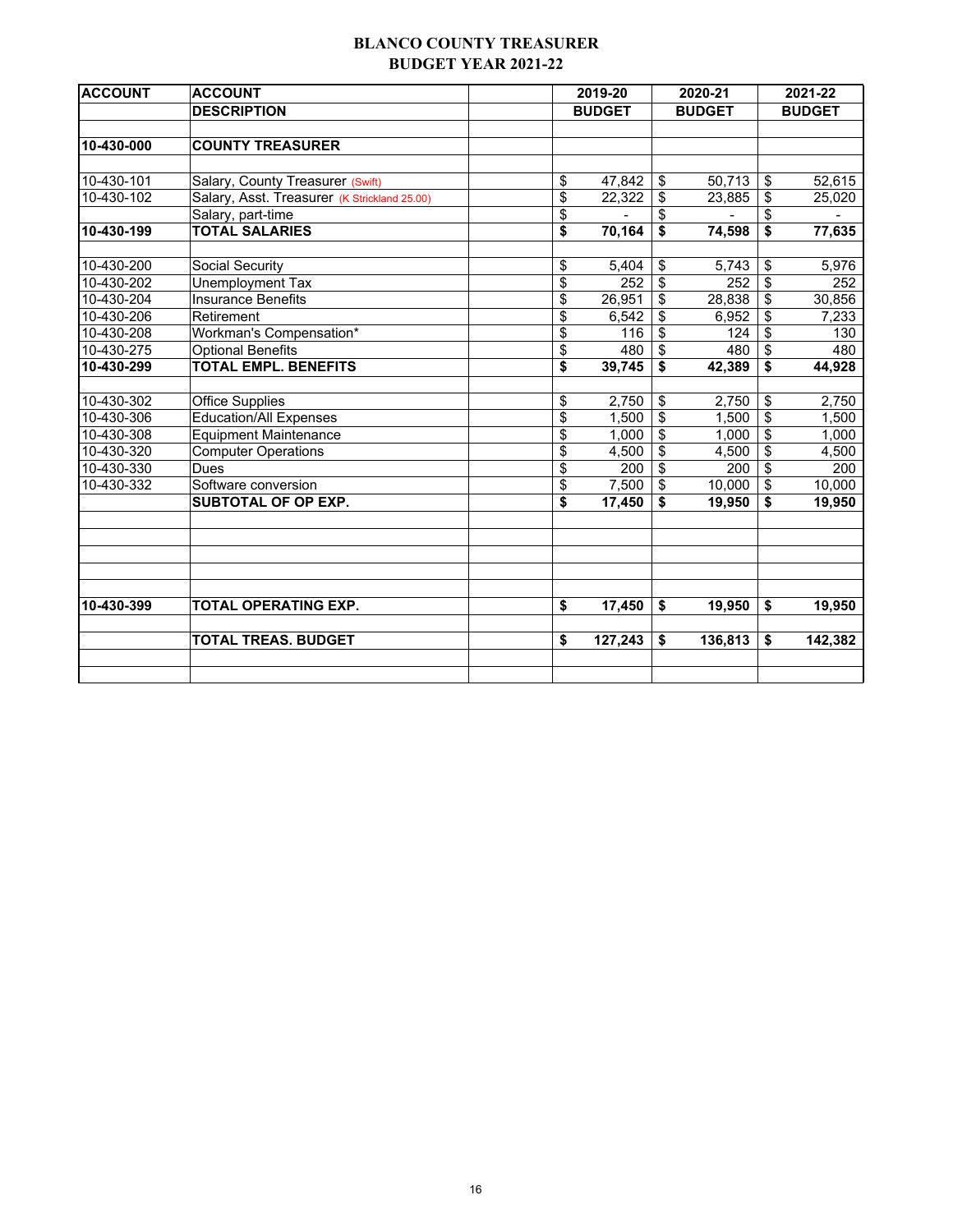# BLANCO COUNTY TREASURER
## BUDGET YEAR 2021-22

| ACCOUNT | ACCOUNT DESCRIPTION | | 2019-20 BUDGET | 2020-21 BUDGET | 2021-22 BUDGET |
|---|---|---|---|---|---|
| **10-430-000** | **COUNTY TREASURER** | | | | |
| 10-430-101 | Salary, County Treasurer (Swift) | | $ 47,842 | $ 50,713 | $ 52,615 |
| 10-430-102 | Salary, Asst. Treasurer (K Strickland 25.00) | | $ 22,322 | $ 23,885 | $ 25,020 |
| | Salary, part-time | | $ - | $ - | $ - |
| **10-430-199** | **TOTAL SALARIES** | | **$ 70,164** | **$ 74,598** | **$ 77,635** |
| 10-430-200 | Social Security | | $ 5,404 | $ 5,743 | $ 5,976 |
| 10-430-202 | Unemployment Tax | | $ 252 | $ 252 | $ 252 |
| 10-430-204 | Insurance Benefits | | $ 26,951 | $ 28,838 | $ 30,856 |
| 10-430-206 | Retirement | | $ 6,542 | $ 6,952 | $ 7,233 |
| 10-430-208 | Workman's Compensation* | | $ 116 | $ 124 | $ 130 |
| 10-430-275 | Optional Benefits | | $ 480 | $ 480 | $ 480 |
| **10-430-299** | **TOTAL EMPL. BENEFITS** | | **$ 39,745** | **$ 42,389** | **$ 44,928** |
| 10-430-302 | Office Supplies | | $ 2,750 | $ 2,750 | $ 2,750 |
| 10-430-306 | Education/All Expenses | | $ 1,500 | $ 1,500 | $ 1,500 |
| 10-430-308 | Equipment Maintenance | | $ 1,000 | $ 1,000 | $ 1,000 |
| 10-430-320 | Computer Operations | | $ 4,500 | $ 4,500 | $ 4,500 |
| 10-430-330 | Dues | | $ 200 | $ 200 | $ 200 |
| 10-430-332 | Software conversion | | $ 7,500 | $ 10,000 | $ 10,000 |
| | **SUBTOTAL OF OP EXP.** | | **$ 17,450** | **$ 19,950** | **$ 19,950** |
| **10-430-399** | **TOTAL OPERATING EXP.** | | **$ 17,450** | **$ 19,950** | **$ 19,950** |
| | **TOTAL TREAS. BUDGET** | | **$ 127,243** | **$ 136,813** | **$ 142,382** |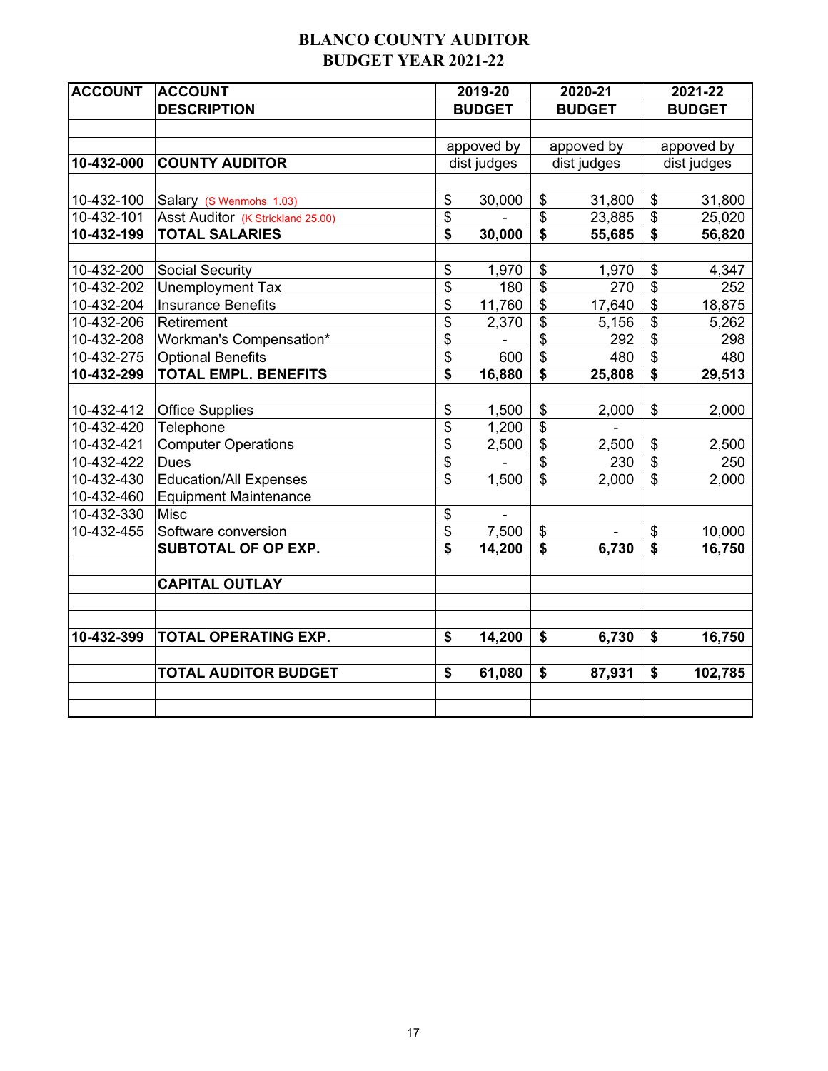# BLANCO COUNTY AUDITOR
## BUDGET YEAR 2021-22

| ACCOUNT | ACCOUNT DESCRIPTION | 2019-20 BUDGET | 2020-21 BUDGET | 2021-22 BUDGET |
|---|---|---|---|---|
| | | | | |
| | | appoved by | appoved by | appoved by |
| **10-432-000** | **COUNTY AUDITOR** | dist judges | dist judges | dist judges |
| | | | | |
| 10-432-100 | Salary (S Wenmohs 1.03) | $ 30,000 | $ 31,800 | $ 31,800 |
| 10-432-101 | Asst Auditor (K Strickland 25.00) | $ - | $ 23,885 | $ 25,020 |
| **10-432-199** | **TOTAL SALARIES** | **$ 30,000** | **$ 55,685** | **$ 56,820** |
| | | | | |
| 10-432-200 | Social Security | $ 1,970 | $ 1,970 | $ 4,347 |
| 10-432-202 | Unemployment Tax | $ 180 | $ 270 | $ 252 |
| 10-432-204 | Insurance Benefits | $ 11,760 | $ 17,640 | $ 18,875 |
| 10-432-206 | Retirement | $ 2,370 | $ 5,156 | $ 5,262 |
| 10-432-208 | Workman's Compensation* | $ - | $ 292 | $ 298 |
| 10-432-275 | Optional Benefits | $ 600 | $ 480 | $ 480 |
| **10-432-299** | **TOTAL EMPL. BENEFITS** | **$ 16,880** | **$ 25,808** | **$ 29,513** |
| | | | | |
| 10-432-412 | Office Supplies | $ 1,500 | $ 2,000 | $ 2,000 |
| 10-432-420 | Telephone | $ 1,200 | $ - | |
| 10-432-421 | Computer Operations | $ 2,500 | $ 2,500 | $ 2,500 |
| 10-432-422 | Dues | $ - | $ 230 | $ 250 |
| 10-432-430 | Education/All Expenses | $ 1,500 | $ 2,000 | $ 2,000 |
| 10-432-460 | Equipment Maintenance | | | |
| 10-432-330 | Misc | $ - | | |
| 10-432-455 | Software conversion | $ 7,500 | $ - | $ 10,000 |
| | **SUBTOTAL OF OP EXP.** | **$ 14,200** | **$ 6,730** | **$ 16,750** |
| | | | | |
| | **CAPITAL OUTLAY** | | | |
| | | | | |
| | | | | |
| **10-432-399** | **TOTAL OPERATING EXP.** | **$ 14,200** | **$ 6,730** | **$ 16,750** |
| | | | | |
| | **TOTAL AUDITOR BUDGET** | **$ 61,080** | **$ 87,931** | **$ 102,785** |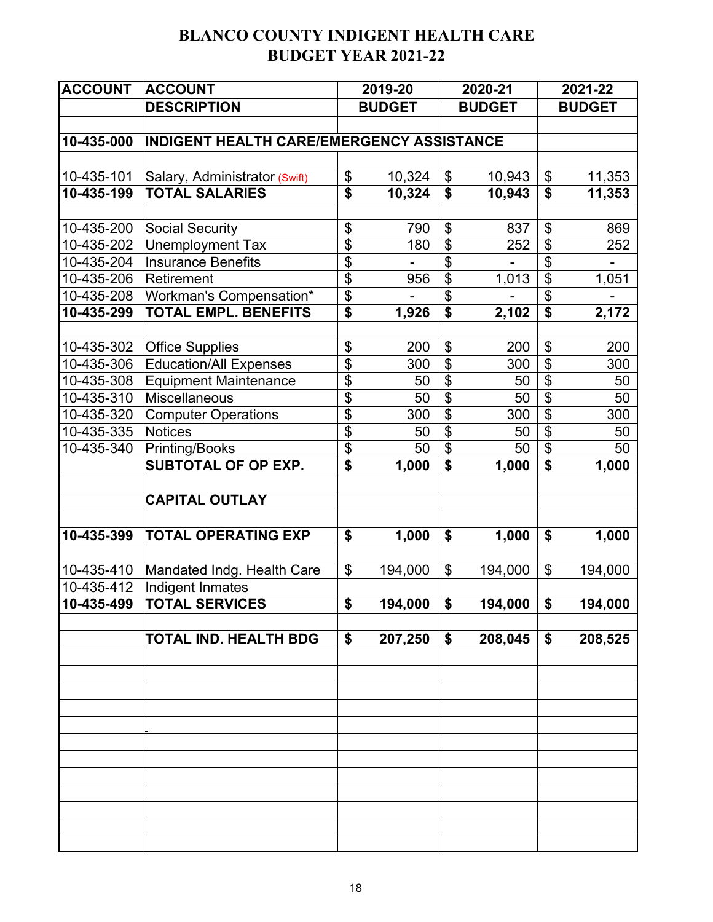# BLANCO COUNTY INDIGENT HEALTH CARE
# BUDGET YEAR 2021-22

| ACCOUNT | ACCOUNT DESCRIPTION | 2019-20 BUDGET | 2020-21 BUDGET | 2021-22 BUDGET |
|---|---|---|---|---|
| **10-435-000** | **INDIGENT HEALTH CARE/EMERGENCY ASSISTANCE** | | | |
| 10-435-101 | Salary, Administrator (Swift) | $ 10,324 | $ 10,943 | $ 11,353 |
| **10-435-199** | **TOTAL SALARIES** | **$ 10,324** | **$ 10,943** | **$ 11,353** |
| 10-435-200 | Social Security | $ 790 | $ 837 | $ 869 |
| 10-435-202 | Unemployment Tax | $ 180 | $ 252 | $ 252 |
| 10-435-204 | Insurance Benefits | $ - | $ - | $ - |
| 10-435-206 | Retirement | $ 956 | $ 1,013 | $ 1,051 |
| 10-435-208 | Workman's Compensation* | $ - | $ - | $ - |
| **10-435-299** | **TOTAL EMPL. BENEFITS** | **$ 1,926** | **$ 2,102** | **$ 2,172** |
| 10-435-302 | Office Supplies | $ 200 | $ 200 | $ 200 |
| 10-435-306 | Education/All Expenses | $ 300 | $ 300 | $ 300 |
| 10-435-308 | Equipment Maintenance | $ 50 | $ 50 | $ 50 |
| 10-435-310 | Miscellaneous | $ 50 | $ 50 | $ 50 |
| 10-435-320 | Computer Operations | $ 300 | $ 300 | $ 300 |
| 10-435-335 | Notices | $ 50 | $ 50 | $ 50 |
| 10-435-340 | Printing/Books | $ 50 | $ 50 | $ 50 |
| | **SUBTOTAL OF OP EXP.** | **$ 1,000** | **$ 1,000** | **$ 1,000** |
| | **CAPITAL OUTLAY** | | | |
| **10-435-399** | **TOTAL OPERATING EXP** | **$ 1,000** | **$ 1,000** | **$ 1,000** |
| 10-435-410 | Mandated Indg. Health Care | $ 194,000 | $ 194,000 | $ 194,000 |
| 10-435-412 | Indigent Inmates | | | |
| **10-435-499** | **TOTAL SERVICES** | **$ 194,000** | **$ 194,000** | **$ 194,000** |
| | **TOTAL IND. HEALTH BDG** | **$ 207,250** | **$ 208,045** | **$ 208,525** |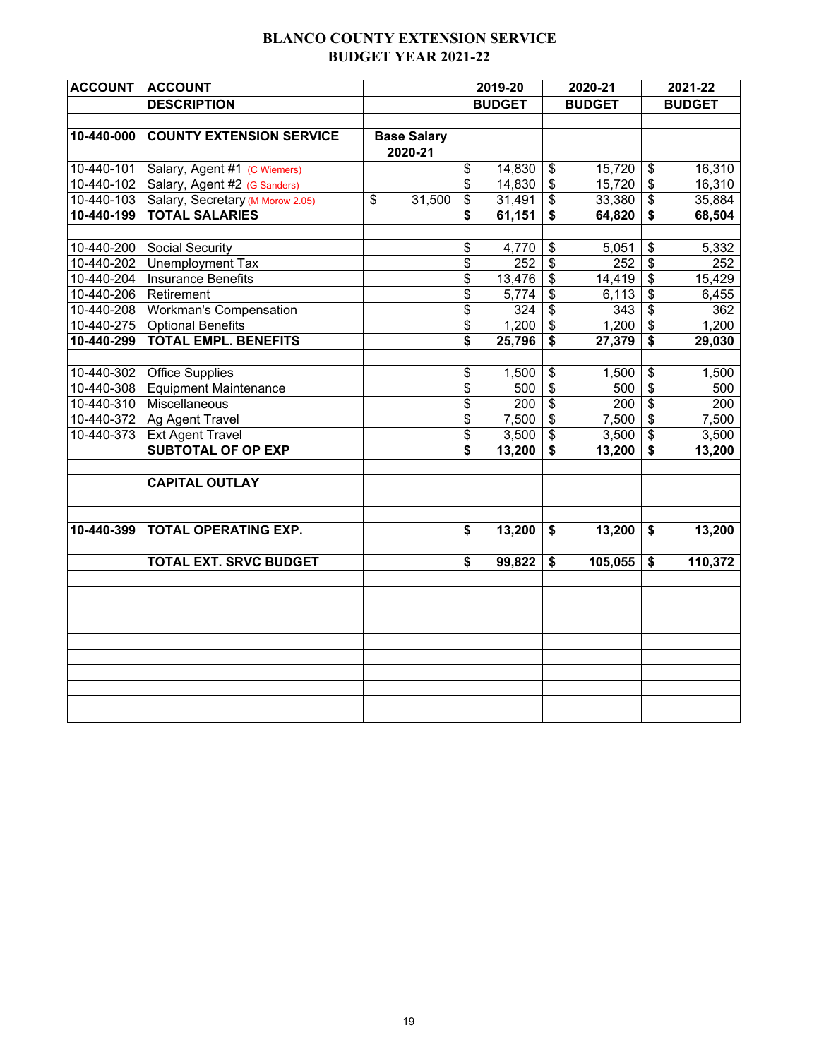# BLANCO COUNTY EXTENSION SERVICE
# BUDGET YEAR 2021-22

| ACCOUNT | ACCOUNT DESCRIPTION | | 2019-20 BUDGET | 2020-21 BUDGET | 2021-22 BUDGET |
|---|---|---|---|---|---|
| **10-440-000** | **COUNTY EXTENSION SERVICE** | **Base Salary 2020-21** | | | |
| 10-440-101 | Salary, Agent #1 (C Wiemers) | | $ 14,830 | $ 15,720 | $ 16,310 |
| 10-440-102 | Salary, Agent #2 (G Sanders) | | $ 14,830 | $ 15,720 | $ 16,310 |
| 10-440-103 | Salary, Secretary (M Morow 2.05) | $ 31,500 | $ 31,491 | $ 33,380 | $ 35,884 |
| **10-440-199** | **TOTAL SALARIES** | | **$ 61,151** | **$ 64,820** | **$ 68,504** |
| | | | | | |
| 10-440-200 | Social Security | | $ 4,770 | $ 5,051 | $ 5,332 |
| 10-440-202 | Unemployment Tax | | $ 252 | $ 252 | $ 252 |
| 10-440-204 | Insurance Benefits | | $ 13,476 | $ 14,419 | $ 15,429 |
| 10-440-206 | Retirement | | $ 5,774 | $ 6,113 | $ 6,455 |
| 10-440-208 | Workman's Compensation | | $ 324 | $ 343 | $ 362 |
| 10-440-275 | Optional Benefits | | $ 1,200 | $ 1,200 | $ 1,200 |
| **10-440-299** | **TOTAL EMPL. BENEFITS** | | **$ 25,796** | **$ 27,379** | **$ 29,030** |
| | | | | | |
| 10-440-302 | Office Supplies | | $ 1,500 | $ 1,500 | $ 1,500 |
| 10-440-308 | Equipment Maintenance | | $ 500 | $ 500 | $ 500 |
| 10-440-310 | Miscellaneous | | $ 200 | $ 200 | $ 200 |
| 10-440-372 | Ag Agent Travel | | $ 7,500 | $ 7,500 | $ 7,500 |
| 10-440-373 | Ext Agent Travel | | $ 3,500 | $ 3,500 | $ 3,500 |
| | **SUBTOTAL OF OP EXP** | | **$ 13,200** | **$ 13,200** | **$ 13,200** |
| | | | | | |
| | **CAPITAL OUTLAY** | | | | |
| | | | | | |
| **10-440-399** | **TOTAL OPERATING EXP.** | | **$ 13,200** | **$ 13,200** | **$ 13,200** |
| | | | | | |
| | **TOTAL EXT. SRVC BUDGET** | | **$ 99,822** | **$ 105,055** | **$ 110,372** |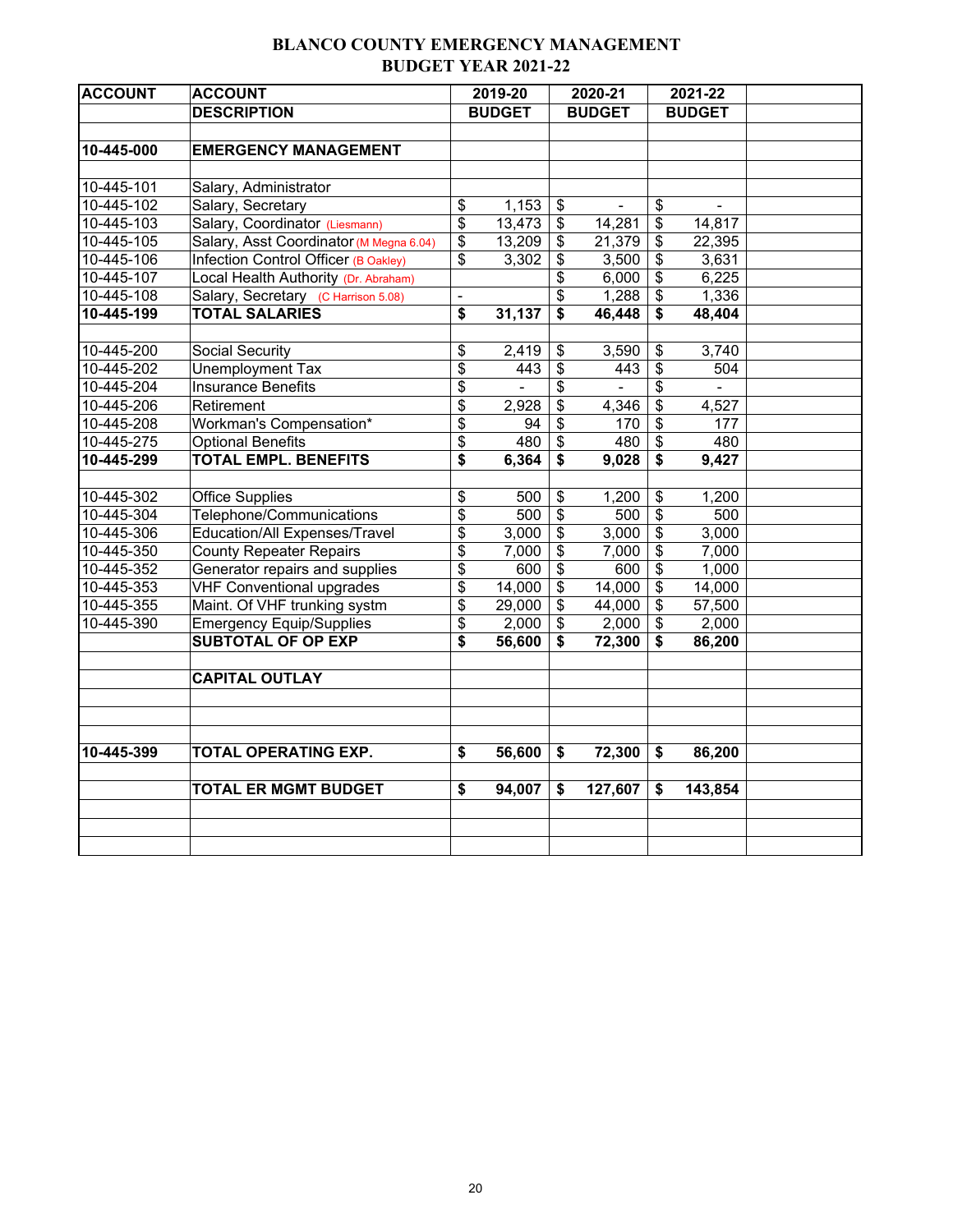# BLANCO COUNTY EMERGENCY MANAGEMENT
## BUDGET YEAR 2021-22

| ACCOUNT | ACCOUNT DESCRIPTION | 2019-20 BUDGET | 2020-21 BUDGET | 2021-22 BUDGET | |
|---|---|---|---|---|---|
| **10-445-000** | **EMERGENCY MANAGEMENT** | | | | |
| 10-445-101 | Salary, Administrator | | | | |
| 10-445-102 | Salary, Secretary | $ 1,153 | $ - | $ - | |
| 10-445-103 | Salary, Coordinator (Liesmann) | $ 13,473 | $ 14,281 | $ 14,817 | |
| 10-445-105 | Salary, Asst Coordinator (M Megna 6.04) | $ 13,209 | $ 21,379 | $ 22,395 | |
| 10-445-106 | Infection Control Officer (B Oakley) | $ 3,302 | $ 3,500 | $ 3,631 | |
| 10-445-107 | Local Health Authority (Dr. Abraham) | | $ 6,000 | $ 6,225 | |
| 10-445-108 | Salary, Secretary (C Harrison 5.08) | - | $ 1,288 | $ 1,336 | |
| **10-445-199** | **TOTAL SALARIES** | **$ 31,137** | **$ 46,448** | **$ 48,404** | |
| 10-445-200 | Social Security | $ 2,419 | $ 3,590 | $ 3,740 | |
| 10-445-202 | Unemployment Tax | $ 443 | $ 443 | $ 504 | |
| 10-445-204 | Insurance Benefits | $ - | $ - | $ - | |
| 10-445-206 | Retirement | $ 2,928 | $ 4,346 | $ 4,527 | |
| 10-445-208 | Workman's Compensation* | $ 94 | $ 170 | $ 177 | |
| 10-445-275 | Optional Benefits | $ 480 | $ 480 | $ 480 | |
| **10-445-299** | **TOTAL EMPL. BENEFITS** | **$ 6,364** | **$ 9,028** | **$ 9,427** | |
| 10-445-302 | Office Supplies | $ 500 | $ 1,200 | $ 1,200 | |
| 10-445-304 | Telephone/Communications | $ 500 | $ 500 | $ 500 | |
| 10-445-306 | Education/All Expenses/Travel | $ 3,000 | $ 3,000 | $ 3,000 | |
| 10-445-350 | County Repeater Repairs | $ 7,000 | $ 7,000 | $ 7,000 | |
| 10-445-352 | Generator repairs and supplies | $ 600 | $ 600 | $ 1,000 | |
| 10-445-353 | VHF Conventional upgrades | $ 14,000 | $ 14,000 | $ 14,000 | |
| 10-445-355 | Maint. Of VHF trunking systm | $ 29,000 | $ 44,000 | $ 57,500 | |
| 10-445-390 | Emergency Equip/Supplies | $ 2,000 | $ 2,000 | $ 2,000 | |
| | **SUBTOTAL OF OP EXP** | **$ 56,600** | **$ 72,300** | **$ 86,200** | |
| | **CAPITAL OUTLAY** | | | | |
| **10-445-399** | **TOTAL OPERATING EXP.** | **$ 56,600** | **$ 72,300** | **$ 86,200** | |
| | **TOTAL ER MGMT BUDGET** | **$ 94,007** | **$ 127,607** | **$ 143,854** | |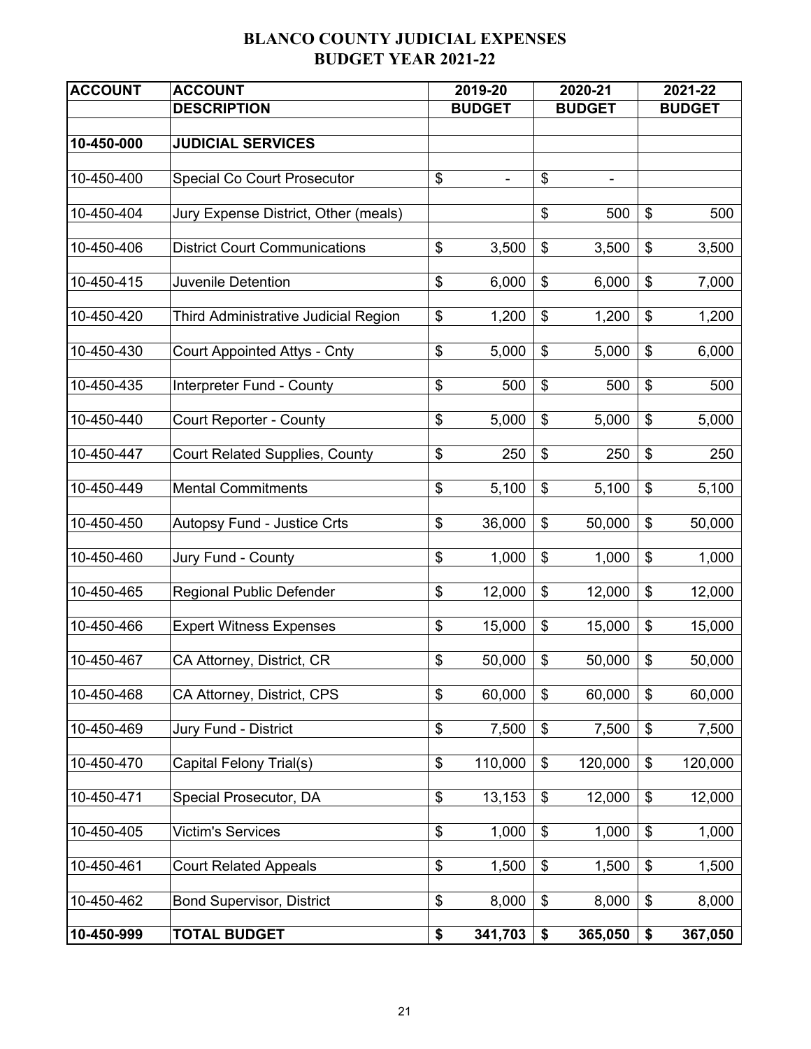# BLANCO COUNTY JUDICIAL EXPENSES
## BUDGET YEAR 2021-22

| ACCOUNT | ACCOUNT DESCRIPTION | 2019-20 BUDGET | 2020-21 BUDGET | 2021-22 BUDGET |
|---|---|---|---|---|
| **10-450-000** | **JUDICIAL SERVICES** | | | |
| 10-450-400 | Special Co Court Prosecutor | $ - | $ - | |
| 10-450-404 | Jury Expense District, Other (meals) | | $ 500 | $ 500 |
| 10-450-406 | District Court Communications | $ 3,500 | $ 3,500 | $ 3,500 |
| 10-450-415 | Juvenile Detention | $ 6,000 | $ 6,000 | $ 7,000 |
| 10-450-420 | Third Administrative Judicial Region | $ 1,200 | $ 1,200 | $ 1,200 |
| 10-450-430 | Court Appointed Attys - Cnty | $ 5,000 | $ 5,000 | $ 6,000 |
| 10-450-435 | Interpreter Fund - County | $ 500 | $ 500 | $ 500 |
| 10-450-440 | Court Reporter - County | $ 5,000 | $ 5,000 | $ 5,000 |
| 10-450-447 | Court Related Supplies, County | $ 250 | $ 250 | $ 250 |
| 10-450-449 | Mental Commitments | $ 5,100 | $ 5,100 | $ 5,100 |
| 10-450-450 | Autopsy Fund - Justice Crts | $ 36,000 | $ 50,000 | $ 50,000 |
| 10-450-460 | Jury Fund - County | $ 1,000 | $ 1,000 | $ 1,000 |
| 10-450-465 | Regional Public Defender | $ 12,000 | $ 12,000 | $ 12,000 |
| 10-450-466 | Expert Witness Expenses | $ 15,000 | $ 15,000 | $ 15,000 |
| 10-450-467 | CA Attorney, District, CR | $ 50,000 | $ 50,000 | $ 50,000 |
| 10-450-468 | CA Attorney, District, CPS | $ 60,000 | $ 60,000 | $ 60,000 |
| 10-450-469 | Jury Fund - District | $ 7,500 | $ 7,500 | $ 7,500 |
| 10-450-470 | Capital Felony Trial(s) | $ 110,000 | $ 120,000 | $ 120,000 |
| 10-450-471 | Special Prosecutor, DA | $ 13,153 | $ 12,000 | $ 12,000 |
| 10-450-405 | Victim's Services | $ 1,000 | $ 1,000 | $ 1,000 |
| 10-450-461 | Court Related Appeals | $ 1,500 | $ 1,500 | $ 1,500 |
| 10-450-462 | Bond Supervisor, District | $ 8,000 | $ 8,000 | $ 8,000 |
| **10-450-999** | **TOTAL BUDGET** | **$ 341,703** | **$ 365,050** | **$ 367,050** |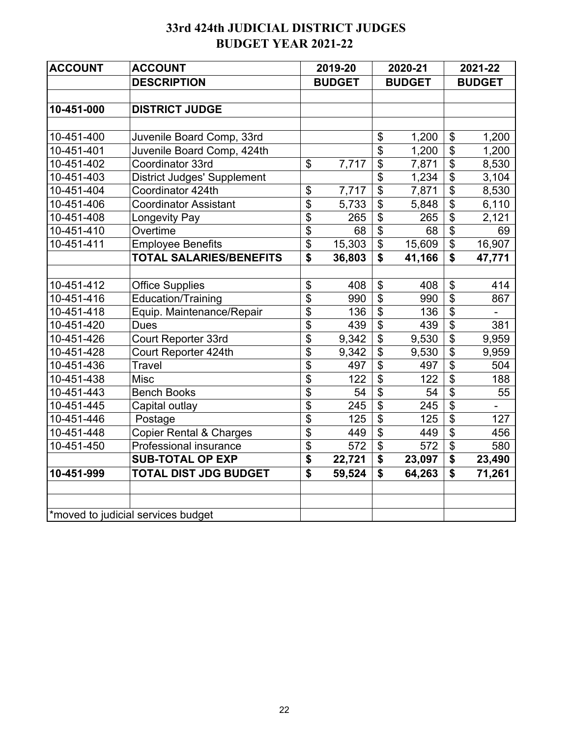# 33rd 424th JUDICIAL DISTRICT JUDGES
# BUDGET YEAR 2021-22

| ACCOUNT | ACCOUNT DESCRIPTION | 2019-20 BUDGET | 2020-21 BUDGET | 2021-22 BUDGET |
|---|---|---|---|---|
| | | | | |
| **10-451-000** | **DISTRICT JUDGE** | | | |
| | | | | |
| 10-451-400 | Juvenile Board Comp, 33rd | | $ 1,200 | $ 1,200 |
| 10-451-401 | Juvenile Board Comp, 424th | | $ 1,200 | $ 1,200 |
| 10-451-402 | Coordinator 33rd | $ 7,717 | $ 7,871 | $ 8,530 |
| 10-451-403 | District Judges' Supplement | | $ 1,234 | $ 3,104 |
| 10-451-404 | Coordinator 424th | $ 7,717 | $ 7,871 | $ 8,530 |
| 10-451-406 | Coordinator Assistant | $ 5,733 | $ 5,848 | $ 6,110 |
| 10-451-408 | Longevity Pay | $ 265 | $ 265 | $ 2,121 |
| 10-451-410 | Overtime | $ 68 | $ 68 | $ 69 |
| 10-451-411 | Employee Benefits | $ 15,303 | $ 15,609 | $ 16,907 |
| | **TOTAL SALARIES/BENEFITS** | **$ 36,803** | **$ 41,166** | **$ 47,771** |
| | | | | |
| 10-451-412 | Office Supplies | $ 408 | $ 408 | $ 414 |
| 10-451-416 | Education/Training | $ 990 | $ 990 | $ 867 |
| 10-451-418 | Equip. Maintenance/Repair | $ 136 | $ 136 | $ - |
| 10-451-420 | Dues | $ 439 | $ 439 | $ 381 |
| 10-451-426 | Court Reporter 33rd | $ 9,342 | $ 9,530 | $ 9,959 |
| 10-451-428 | Court Reporter 424th | $ 9,342 | $ 9,530 | $ 9,959 |
| 10-451-436 | Travel | $ 497 | $ 497 | $ 504 |
| 10-451-438 | Misc | $ 122 | $ 122 | $ 188 |
| 10-451-443 | Bench Books | $ 54 | $ 54 | $ 55 |
| 10-451-445 | Capital outlay | $ 245 | $ 245 | $ - |
| 10-451-446 | Postage | $ 125 | $ 125 | $ 127 |
| 10-451-448 | Copier Rental & Charges | $ 449 | $ 449 | $ 456 |
| 10-451-450 | Professional insurance | $ 572 | $ 572 | $ 580 |
| | **SUB-TOTAL OP EXP** | **$ 22,721** | **$ 23,097** | **$ 23,490** |
| **10-451-999** | **TOTAL DIST JDG BUDGET** | **$ 59,524** | **$ 64,263** | **$ 71,261** |
| | | | | |
| | | | | |
| *moved to judicial services budget | | | | |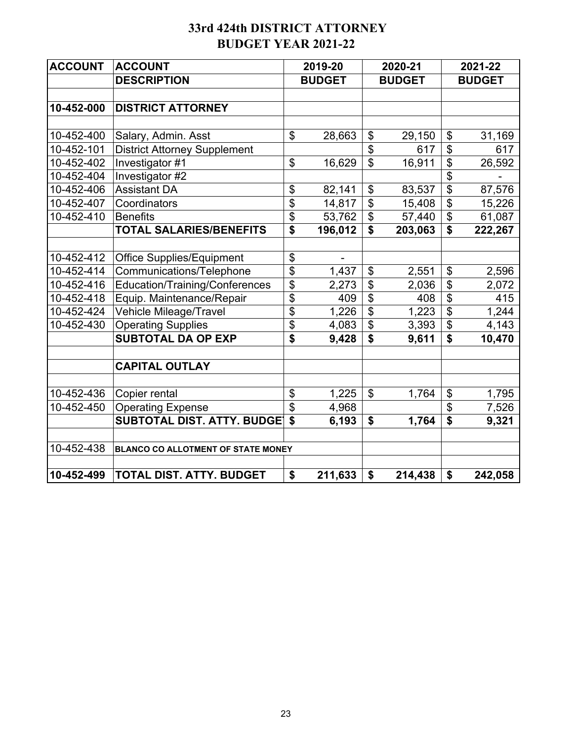# 33rd 424th DISTRICT ATTORNEY
## BUDGET YEAR 2021-22

| ACCOUNT | ACCOUNT DESCRIPTION | 2019-20 BUDGET | 2020-21 BUDGET | 2021-22 BUDGET |
|---|---|---|---|---|
| | | | | |
| **10-452-000** | **DISTRICT ATTORNEY** | | | |
| | | | | |
| 10-452-400 | Salary, Admin. Asst | $ 28,663 | $ 29,150 | $ 31,169 |
| 10-452-101 | District Attorney Supplement | | $ 617 | $ 617 |
| 10-452-402 | Investigator #1 | $ 16,629 | $ 16,911 | $ 26,592 |
| 10-452-404 | Investigator #2 | | | $ - |
| 10-452-406 | Assistant DA | $ 82,141 | $ 83,537 | $ 87,576 |
| 10-452-407 | Coordinators | $ 14,817 | $ 15,408 | $ 15,226 |
| 10-452-410 | Benefits | $ 53,762 | $ 57,440 | $ 61,087 |
| | **TOTAL SALARIES/BENEFITS** | **$ 196,012** | **$ 203,063** | **$ 222,267** |
| | | | | |
| 10-452-412 | Office Supplies/Equipment | $ - | | |
| 10-452-414 | Communications/Telephone | $ 1,437 | $ 2,551 | $ 2,596 |
| 10-452-416 | Education/Training/Conferences | $ 2,273 | $ 2,036 | $ 2,072 |
| 10-452-418 | Equip. Maintenance/Repair | $ 409 | $ 408 | $ 415 |
| 10-452-424 | Vehicle Mileage/Travel | $ 1,226 | $ 1,223 | $ 1,244 |
| 10-452-430 | Operating Supplies | $ 4,083 | $ 3,393 | $ 4,143 |
| | **SUBTOTAL DA OP EXP** | **$ 9,428** | **$ 9,611** | **$ 10,470** |
| | | | | |
| | **CAPITAL OUTLAY** | | | |
| | | | | |
| 10-452-436 | Copier rental | $ 1,225 | $ 1,764 | $ 1,795 |
| 10-452-450 | Operating Expense | $ 4,968 | | $ 7,526 |
| | **SUBTOTAL DIST. ATTY. BUDGET** | **$ 6,193** | **$ 1,764** | **$ 9,321** |
| | | | | |
| 10-452-438 | **BLANCO CO ALLOTMENT OF STATE MONEY** | | | |
| | | | | |
| **10-452-499** | **TOTAL DIST. ATTY. BUDGET** | **$ 211,633** | **$ 214,438** | **$ 242,058** |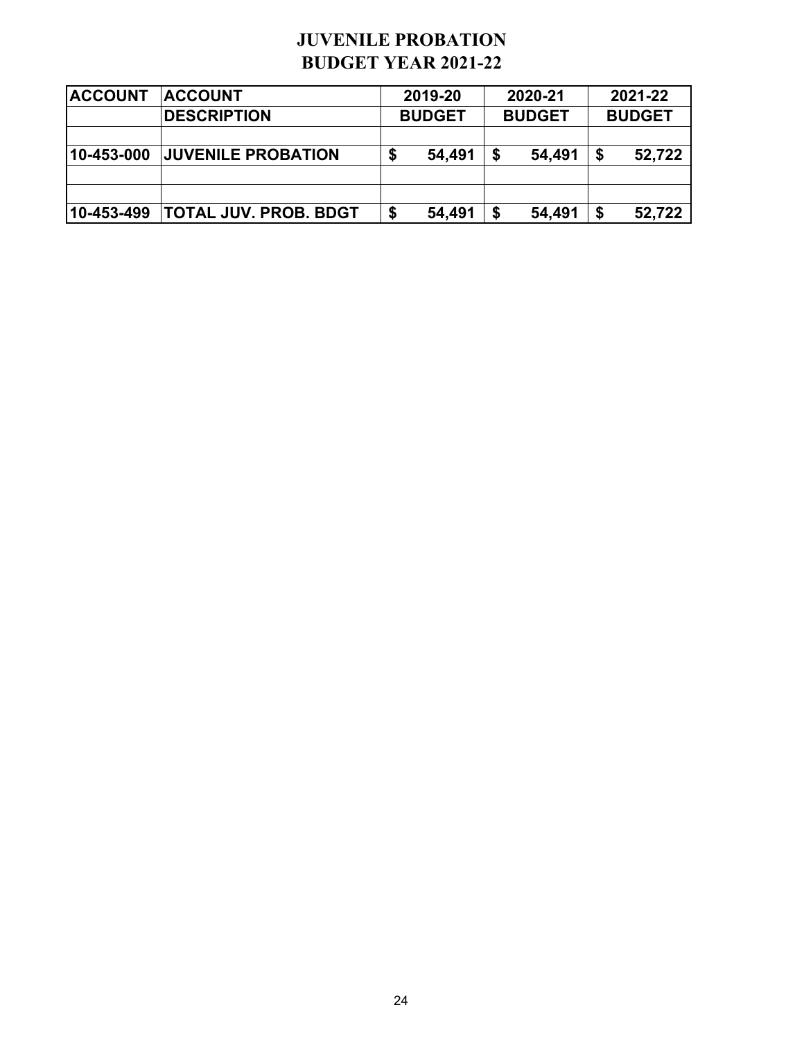# JUVENILE PROBATION
## BUDGET YEAR 2021-22

| ACCOUNT | ACCOUNT DESCRIPTION | 2019-20 BUDGET | 2020-21 BUDGET | 2021-22 BUDGET |
|---|---|---|---|---|
| | | | | |
| 10-453-000 | JUVENILE PROBATION | $ 54,491 | $ 54,491 | $ 52,722 |
| | | | | |
| | | | | |
| 10-453-499 | TOTAL JUV. PROB. BDGT | $ 54,491 | $ 54,491 | $ 52,722 |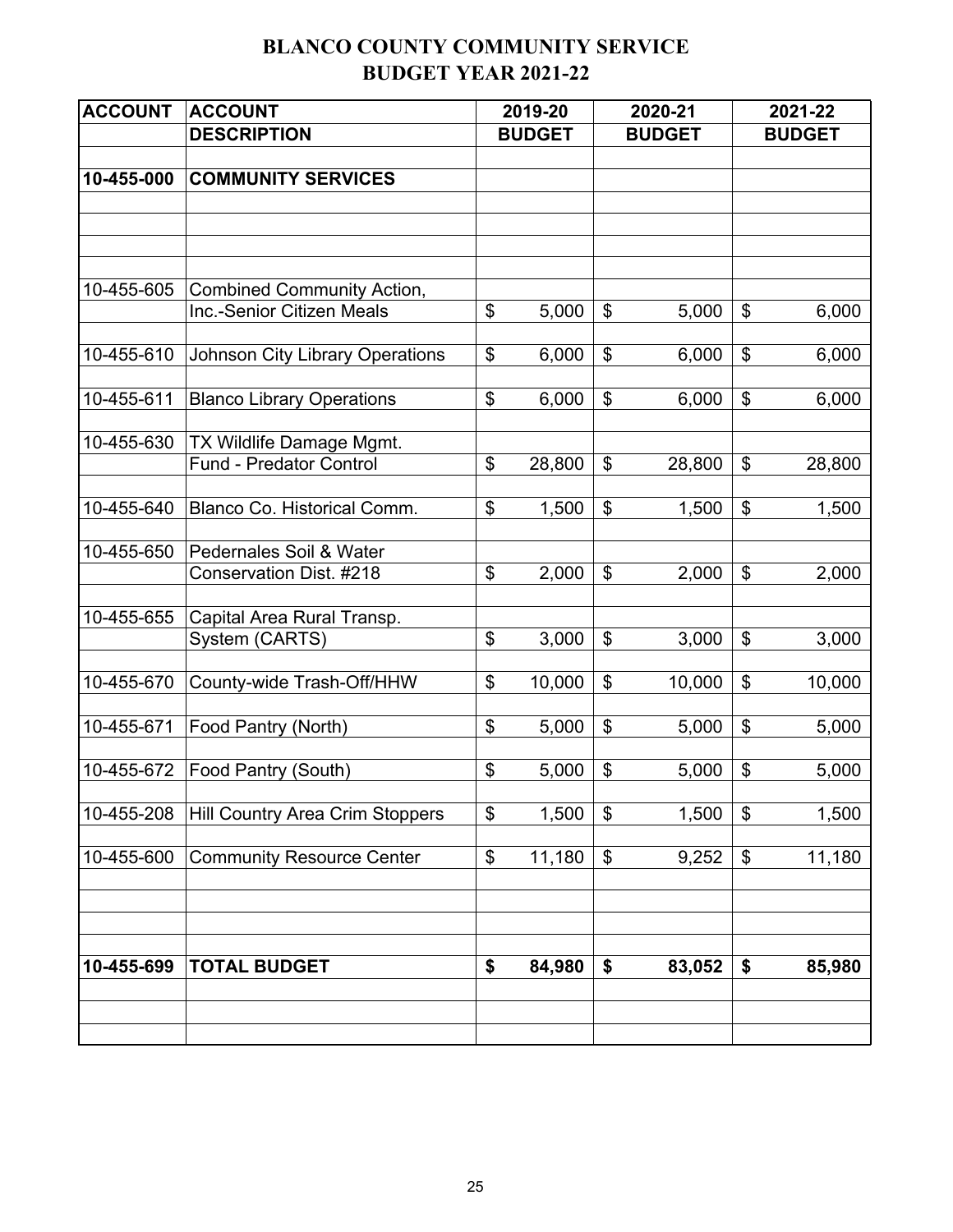# BLANCO COUNTY COMMUNITY SERVICE
# BUDGET YEAR 2021-22

| ACCOUNT | ACCOUNT DESCRIPTION | 2019-20 BUDGET | 2020-21 BUDGET | 2021-22 BUDGET |
|---|---|---|---|---|
| **10-455-000** | **COMMUNITY SERVICES** | | | |
| 10-455-605 | Combined Community Action, Inc.-Senior Citizen Meals | $ 5,000 | $ 5,000 | $ 6,000 |
| 10-455-610 | Johnson City Library Operations | $ 6,000 | $ 6,000 | $ 6,000 |
| 10-455-611 | Blanco Library Operations | $ 6,000 | $ 6,000 | $ 6,000 |
| 10-455-630 | TX Wildlife Damage Mgmt. Fund - Predator Control | $ 28,800 | $ 28,800 | $ 28,800 |
| 10-455-640 | Blanco Co. Historical Comm. | $ 1,500 | $ 1,500 | $ 1,500 |
| 10-455-650 | Pedernales Soil & Water Conservation Dist. #218 | $ 2,000 | $ 2,000 | $ 2,000 |
| 10-455-655 | Capital Area Rural Transp. System (CARTS) | $ 3,000 | $ 3,000 | $ 3,000 |
| 10-455-670 | County-wide Trash-Off/HHW | $ 10,000 | $ 10,000 | $ 10,000 |
| 10-455-671 | Food Pantry (North) | $ 5,000 | $ 5,000 | $ 5,000 |
| 10-455-672 | Food Pantry (South) | $ 5,000 | $ 5,000 | $ 5,000 |
| 10-455-208 | Hill Country Area Crim Stoppers | $ 1,500 | $ 1,500 | $ 1,500 |
| 10-455-600 | Community Resource Center | $ 11,180 | $ 9,252 | $ 11,180 |
| **10-455-699** | **TOTAL BUDGET** | **$ 84,980** | **$ 83,052** | **$ 85,980** |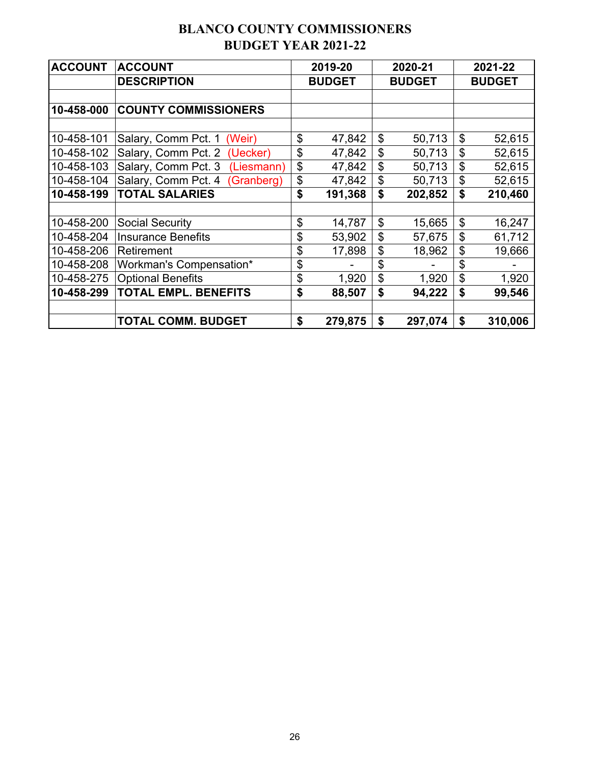# BLANCO COUNTY COMMISSIONERS
## BUDGET YEAR 2021-22

| ACCOUNT | ACCOUNT DESCRIPTION | 2019-20 BUDGET | 2020-21 BUDGET | 2021-22 BUDGET |
|---|---|---|---|---|
| | | | | |
| **10-458-000** | **COUNTY COMMISSIONERS** | | | |
| | | | | |
| 10-458-101 | Salary, Comm Pct. 1 (Weir) | $ 47,842 | $ 50,713 | $ 52,615 |
| 10-458-102 | Salary, Comm Pct. 2 (Uecker) | $ 47,842 | $ 50,713 | $ 52,615 |
| 10-458-103 | Salary, Comm Pct. 3 (Liesmann) | $ 47,842 | $ 50,713 | $ 52,615 |
| 10-458-104 | Salary, Comm Pct. 4 (Granberg) | $ 47,842 | $ 50,713 | $ 52,615 |
| **10-458-199** | **TOTAL SALARIES** | **$ 191,368** | **$ 202,852** | **$ 210,460** |
| | | | | |
| 10-458-200 | Social Security | $ 14,787 | $ 15,665 | $ 16,247 |
| 10-458-204 | Insurance Benefits | $ 53,902 | $ 57,675 | $ 61,712 |
| 10-458-206 | Retirement | $ 17,898 | $ 18,962 | $ 19,666 |
| 10-458-208 | Workman's Compensation* | $ - | $ - | $ - |
| 10-458-275 | Optional Benefits | $ 1,920 | $ 1,920 | $ 1,920 |
| **10-458-299** | **TOTAL EMPL. BENEFITS** | **$ 88,507** | **$ 94,222** | **$ 99,546** |
| | | | | |
| | **TOTAL COMM. BUDGET** | **$ 279,875** | **$ 297,074** | **$ 310,006** |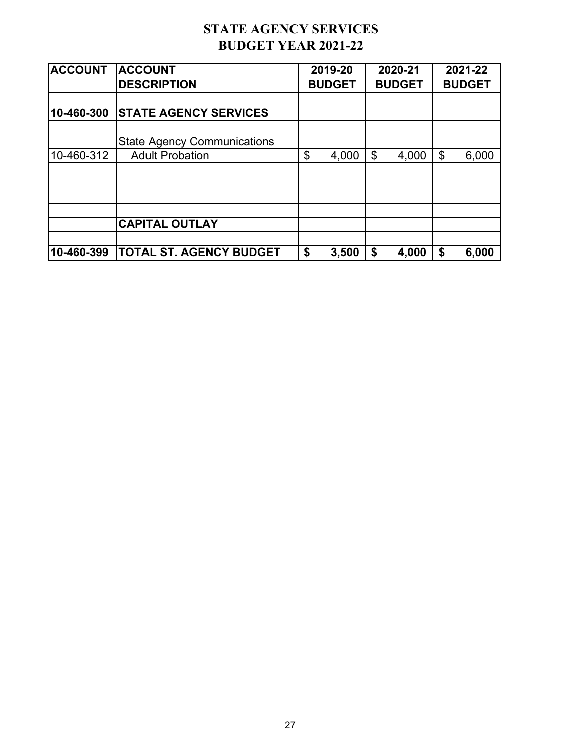# STATE AGENCY SERVICES
# BUDGET YEAR 2021-22

| ACCOUNT | ACCOUNT DESCRIPTION | 2019-20 BUDGET | 2020-21 BUDGET | 2021-22 BUDGET |
|---|---|---|---|---|
| | | | | |
| **10-460-300** | **STATE AGENCY SERVICES** | | | |
| | | | | |
| | State Agency Communications | | | |
| 10-460-312 | Adult Probation | $ 4,000 | $ 4,000 | $ 6,000 |
| | | | | |
| | | | | |
| | | | | |
| | | | | |
| | **CAPITAL OUTLAY** | | | |
| | | | | |
| **10-460-399** | **TOTAL ST. AGENCY BUDGET** | **$ 3,500** | **$ 4,000** | **$ 6,000** |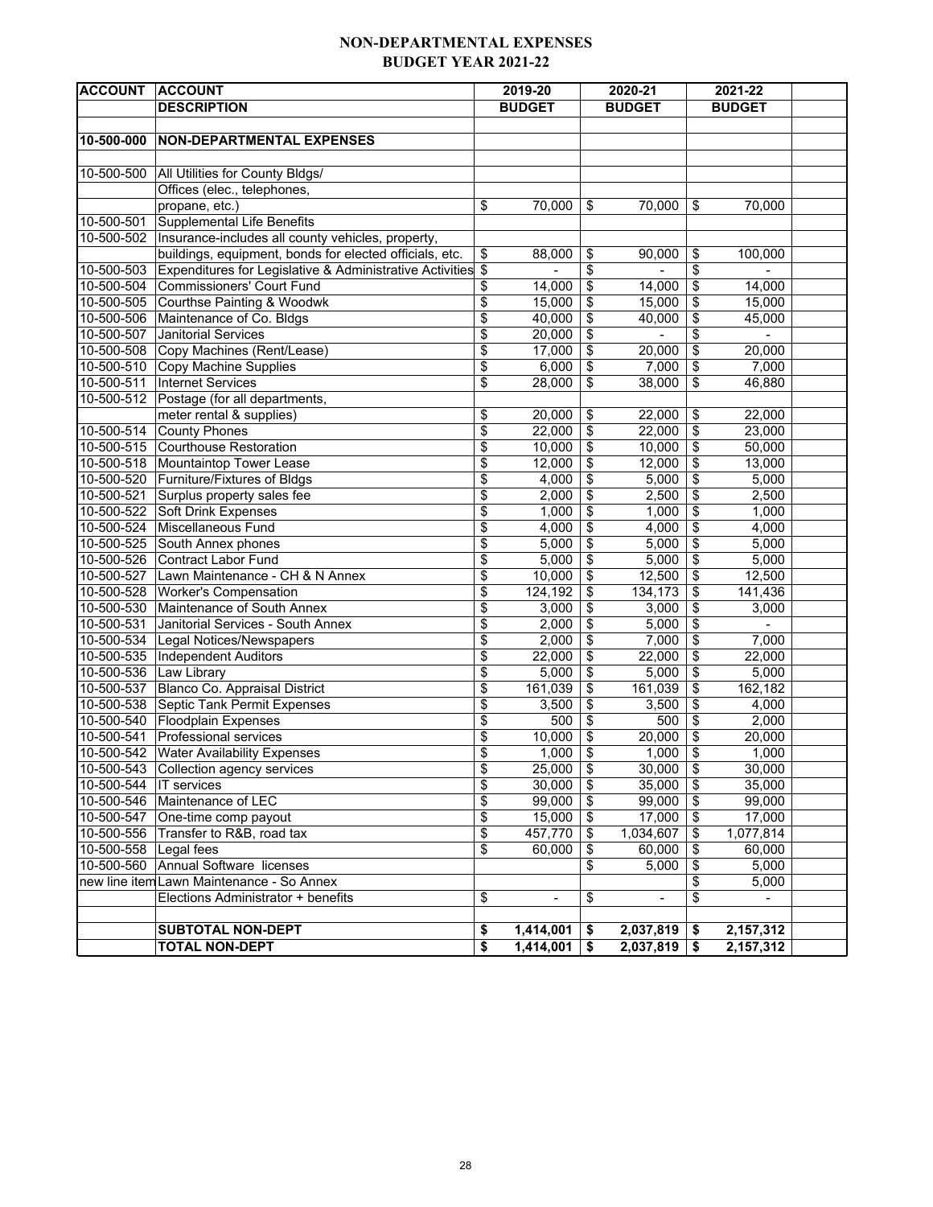# NON-DEPARTMENTAL EXPENSES
## BUDGET YEAR 2021-22

| ACCOUNT | ACCOUNT DESCRIPTION | 2019-20 BUDGET | 2020-21 BUDGET | 2021-22 BUDGET |
|---|---|---|---|---|
| **10-500-000** | **NON-DEPARTMENTAL EXPENSES** | | | |
| 10-500-500 | All Utilities for County Bldgs/ Offices (elec., telephones, propane, etc.) | $ 70,000 | $ 70,000 | $ 70,000 |
| 10-500-501 | Supplemental Life Benefits | | | |
| 10-500-502 | Insurance-includes all county vehicles, property, buildings, equipment, bonds for elected officials, etc. | $ 88,000 | $ 90,000 | $ 100,000 |
| 10-500-503 | Expenditures for Legislative & Administrative Activities | $ - | $ - | $ - |
| 10-500-504 | Commissioners' Court Fund | $ 14,000 | $ 14,000 | $ 14,000 |
| 10-500-505 | Courthse Painting & Woodwk | $ 15,000 | $ 15,000 | $ 15,000 |
| 10-500-506 | Maintenance of Co. Bldgs | $ 40,000 | $ 40,000 | $ 45,000 |
| 10-500-507 | Janitorial Services | $ 20,000 | $ - | $ - |
| 10-500-508 | Copy Machines (Rent/Lease) | $ 17,000 | $ 20,000 | $ 20,000 |
| 10-500-510 | Copy Machine Supplies | $ 6,000 | $ 7,000 | $ 7,000 |
| 10-500-511 | Internet Services | $ 28,000 | $ 38,000 | $ 46,880 |
| 10-500-512 | Postage (for all departments, meter rental & supplies) | $ 20,000 | $ 22,000 | $ 22,000 |
| 10-500-514 | County Phones | $ 22,000 | $ 22,000 | $ 23,000 |
| 10-500-515 | Courthouse Restoration | $ 10,000 | $ 10,000 | $ 50,000 |
| 10-500-518 | Mountaintop Tower Lease | $ 12,000 | $ 12,000 | $ 13,000 |
| 10-500-520 | Furniture/Fixtures of Bldgs | $ 4,000 | $ 5,000 | $ 5,000 |
| 10-500-521 | Surplus property sales fee | $ 2,000 | $ 2,500 | $ 2,500 |
| 10-500-522 | Soft Drink Expenses | $ 1,000 | $ 1,000 | $ 1,000 |
| 10-500-524 | Miscellaneous Fund | $ 4,000 | $ 4,000 | $ 4,000 |
| 10-500-525 | South Annex phones | $ 5,000 | $ 5,000 | $ 5,000 |
| 10-500-526 | Contract Labor Fund | $ 5,000 | $ 5,000 | $ 5,000 |
| 10-500-527 | Lawn Maintenance - CH & N Annex | $ 10,000 | $ 12,500 | $ 12,500 |
| 10-500-528 | Worker's Compensation | $ 124,192 | $ 134,173 | $ 141,436 |
| 10-500-530 | Maintenance of South Annex | $ 3,000 | $ 3,000 | $ 3,000 |
| 10-500-531 | Janitorial Services - South Annex | $ 2,000 | $ 5,000 | $ - |
| 10-500-534 | Legal Notices/Newspapers | $ 2,000 | $ 7,000 | $ 7,000 |
| 10-500-535 | Independent Auditors | $ 22,000 | $ 22,000 | $ 22,000 |
| 10-500-536 | Law Library | $ 5,000 | $ 5,000 | $ 5,000 |
| 10-500-537 | Blanco Co. Appraisal District | $ 161,039 | $ 161,039 | $ 162,182 |
| 10-500-538 | Septic Tank Permit Expenses | $ 3,500 | $ 3,500 | $ 4,000 |
| 10-500-540 | Floodplain Expenses | $ 500 | $ 500 | $ 2,000 |
| 10-500-541 | Professional services | $ 10,000 | $ 20,000 | $ 20,000 |
| 10-500-542 | Water Availability Expenses | $ 1,000 | $ 1,000 | $ 1,000 |
| 10-500-543 | Collection agency services | $ 25,000 | $ 30,000 | $ 30,000 |
| 10-500-544 | IT services | $ 30,000 | $ 35,000 | $ 35,000 |
| 10-500-546 | Maintenance of LEC | $ 99,000 | $ 99,000 | $ 99,000 |
| 10-500-547 | One-time comp payout | $ 15,000 | $ 17,000 | $ 17,000 |
| 10-500-556 | Transfer to R&B, road tax | $ 457,770 | $ 1,034,607 | $ 1,077,814 |
| 10-500-558 | Legal fees | $ 60,000 | $ 60,000 | $ 60,000 |
| 10-500-560 | Annual Software licenses | | $ 5,000 | $ 5,000 |
| new line item | Lawn Maintenance - So Annex | | | $ 5,000 |
| | Elections Administrator + benefits | $ - | $ - | $ - |
| | **SUBTOTAL NON-DEPT** | **$ 1,414,001** | **$ 2,037,819** | **$ 2,157,312** |
| | **TOTAL NON-DEPT** | **$ 1,414,001** | **$ 2,037,819** | **$ 2,157,312** |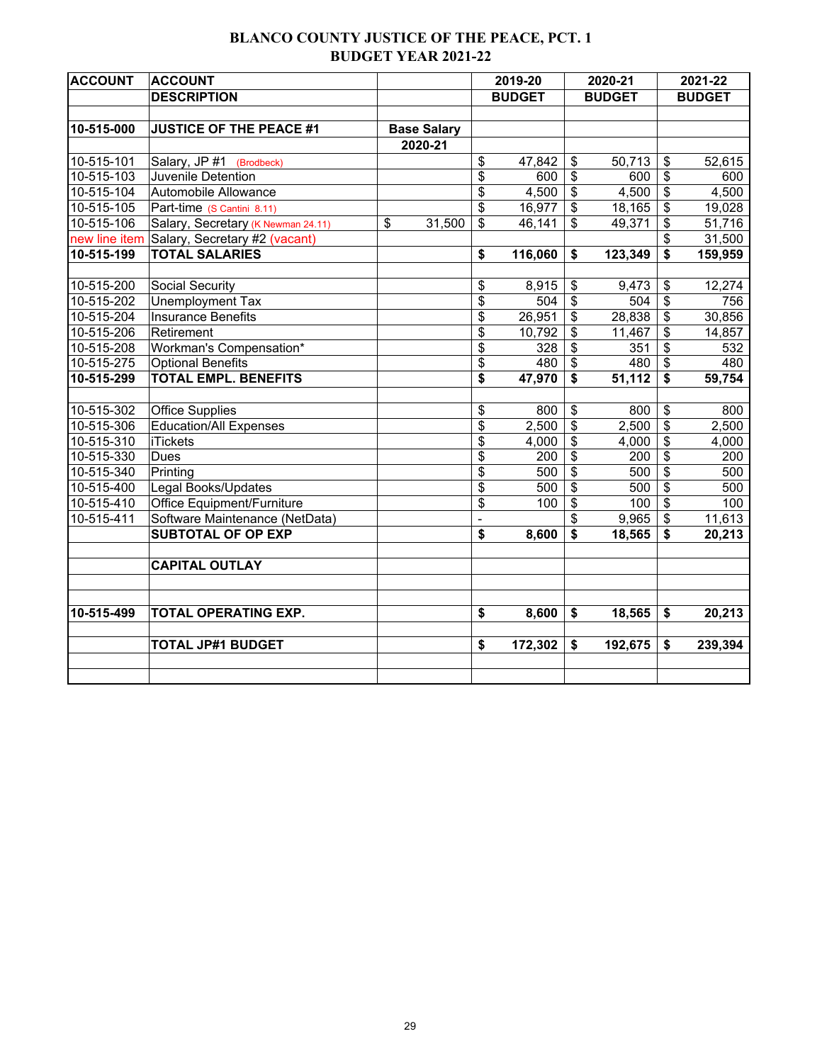# BLANCO COUNTY JUSTICE OF THE PEACE, PCT. 1
## BUDGET YEAR 2021-22

| ACCOUNT | ACCOUNT DESCRIPTION | | 2019-20 BUDGET | 2020-21 BUDGET | 2021-22 BUDGET |
|---|---|---|---|---|---|
| | | | | | |
| **10-515-000** | **JUSTICE OF THE PEACE #1** | **Base Salary 2020-21** | | | |
| 10-515-101 | Salary, JP #1 (Brodbeck) | | $ 47,842 | $ 50,713 | $ 52,615 |
| 10-515-103 | Juvenile Detention | | $ 600 | $ 600 | $ 600 |
| 10-515-104 | Automobile Allowance | | $ 4,500 | $ 4,500 | $ 4,500 |
| 10-515-105 | Part-time (S Cantini 8.11) | | $ 16,977 | $ 18,165 | $ 19,028 |
| 10-515-106 | Salary, Secretary (K Newman 24.11) | $ 31,500 | $ 46,141 | $ 49,371 | $ 51,716 |
| new line item | Salary, Secretary #2 (vacant) | | | | $ 31,500 |
| **10-515-199** | **TOTAL SALARIES** | | **$ 116,060** | **$ 123,349** | **$ 159,959** |
| | | | | | |
| 10-515-200 | Social Security | | $ 8,915 | $ 9,473 | $ 12,274 |
| 10-515-202 | Unemployment Tax | | $ 504 | $ 504 | $ 756 |
| 10-515-204 | Insurance Benefits | | $ 26,951 | $ 28,838 | $ 30,856 |
| 10-515-206 | Retirement | | $ 10,792 | $ 11,467 | $ 14,857 |
| 10-515-208 | Workman's Compensation* | | $ 328 | $ 351 | $ 532 |
| 10-515-275 | Optional Benefits | | $ 480 | $ 480 | $ 480 |
| **10-515-299** | **TOTAL EMPL. BENEFITS** | | **$ 47,970** | **$ 51,112** | **$ 59,754** |
| | | | | | |
| 10-515-302 | Office Supplies | | $ 800 | $ 800 | $ 800 |
| 10-515-306 | Education/All Expenses | | $ 2,500 | $ 2,500 | $ 2,500 |
| 10-515-310 | iTickets | | $ 4,000 | $ 4,000 | $ 4,000 |
| 10-515-330 | Dues | | $ 200 | $ 200 | $ 200 |
| 10-515-340 | Printing | | $ 500 | $ 500 | $ 500 |
| 10-515-400 | Legal Books/Updates | | $ 500 | $ 500 | $ 500 |
| 10-515-410 | Office Equipment/Furniture | | $ 100 | $ 100 | $ 100 |
| 10-515-411 | Software Maintenance (NetData) | | - | $ 9,965 | $ 11,613 |
| | **SUBTOTAL OF OP EXP** | | **$ 8,600** | **$ 18,565** | **$ 20,213** |
| | | | | | |
| | **CAPITAL OUTLAY** | | | | |
| | | | | | |
| **10-515-499** | **TOTAL OPERATING EXP.** | | **$ 8,600** | **$ 18,565** | **$ 20,213** |
| | | | | | |
| | **TOTAL JP#1 BUDGET** | | **$ 172,302** | **$ 192,675** | **$ 239,394** |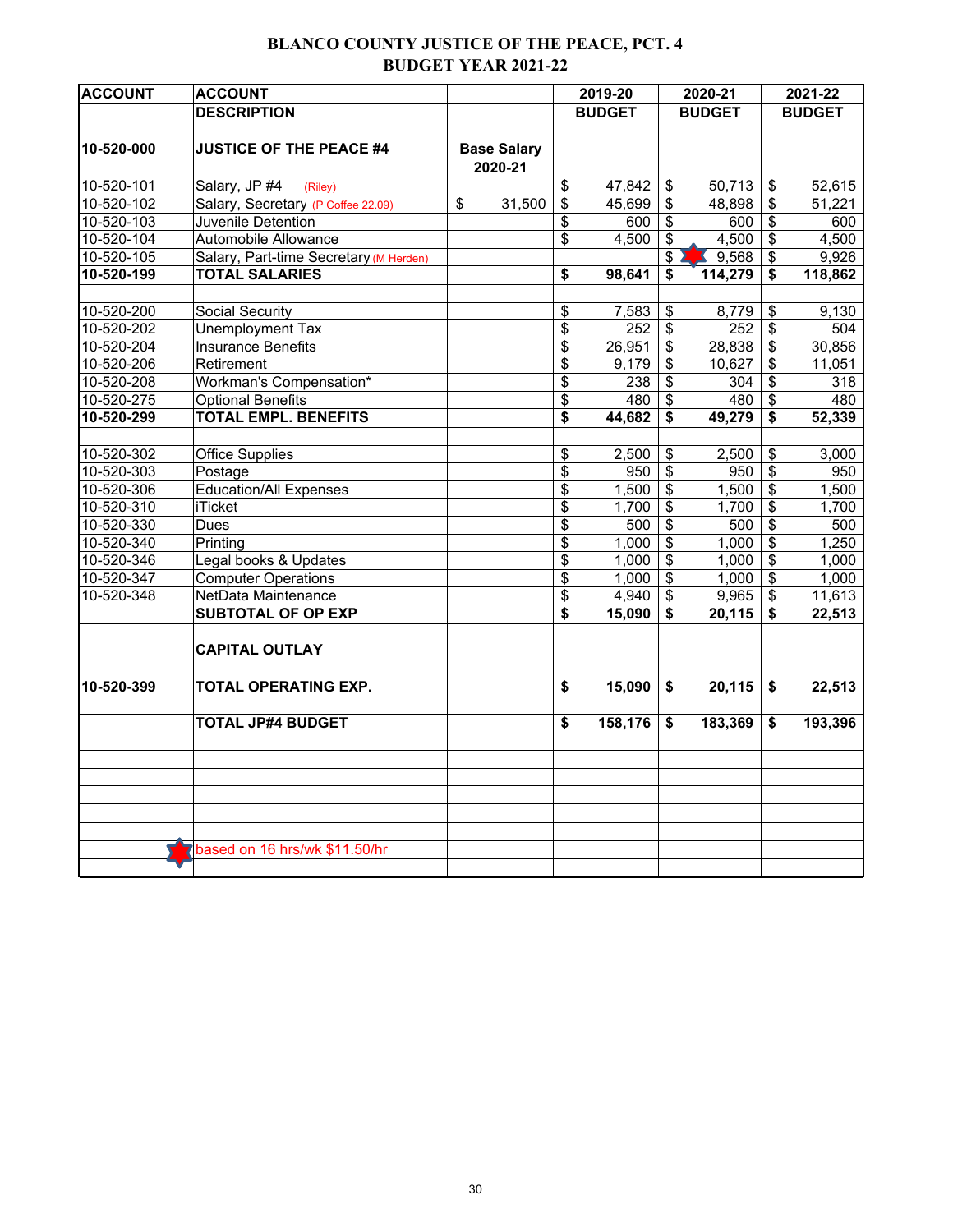**BLANCO COUNTY JUSTICE OF THE PEACE, PCT. 4**
**BUDGET YEAR 2021-22**

| ACCOUNT | ACCOUNT DESCRIPTION | | 2019-20 BUDGET | 2020-21 BUDGET | 2021-22 BUDGET |
|---|---|---|---|---|---|
| | | | | | |
| **10-520-000** | **JUSTICE OF THE PEACE #4** | **Base Salary 2020-21** | | | |
| 10-520-101 | Salary, JP #4 (Riley) | | $ 47,842 | $ 50,713 | $ 52,615 |
| 10-520-102 | Salary, Secretary (P Coffee 22.09) | $ 31,500 | $ 45,699 | $ 48,898 | $ 51,221 |
| 10-520-103 | Juvenile Detention | | $ 600 | $ 600 | $ 600 |
| 10-520-104 | Automobile Allowance | | $ 4,500 | $ 4,500 | $ 4,500 |
| 10-520-105 | Salary, Part-time Secretary (M Herden) | | | $ 9,568 | $ 9,926 |
| **10-520-199** | **TOTAL SALARIES** | | **$ 98,641** | **$ 114,279** | **$ 118,862** |
| | | | | | |
| 10-520-200 | Social Security | | $ 7,583 | $ 8,779 | $ 9,130 |
| 10-520-202 | Unemployment Tax | | $ 252 | $ 252 | $ 504 |
| 10-520-204 | Insurance Benefits | | $ 26,951 | $ 28,838 | $ 30,856 |
| 10-520-206 | Retirement | | $ 9,179 | $ 10,627 | $ 11,051 |
| 10-520-208 | Workman's Compensation* | | $ 238 | $ 304 | $ 318 |
| 10-520-275 | Optional Benefits | | $ 480 | $ 480 | $ 480 |
| **10-520-299** | **TOTAL EMPL. BENEFITS** | | **$ 44,682** | **$ 49,279** | **$ 52,339** |
| | | | | | |
| 10-520-302 | Office Supplies | | $ 2,500 | $ 2,500 | $ 3,000 |
| 10-520-303 | Postage | | $ 950 | $ 950 | $ 950 |
| 10-520-306 | Education/All Expenses | | $ 1,500 | $ 1,500 | $ 1,500 |
| 10-520-310 | iTicket | | $ 1,700 | $ 1,700 | $ 1,700 |
| 10-520-330 | Dues | | $ 500 | $ 500 | $ 500 |
| 10-520-340 | Printing | | $ 1,000 | $ 1,000 | $ 1,250 |
| 10-520-346 | Legal books & Updates | | $ 1,000 | $ 1,000 | $ 1,000 |
| 10-520-347 | Computer Operations | | $ 1,000 | $ 1,000 | $ 1,000 |
| 10-520-348 | NetData Maintenance | | $ 4,940 | $ 9,965 | $ 11,613 |
| | **SUBTOTAL OF OP EXP** | | **$ 15,090** | **$ 20,115** | **$ 22,513** |
| | | | | | |
| | **CAPITAL OUTLAY** | | | | |
| | | | | | |
| **10-520-399** | **TOTAL OPERATING EXP.** | | **$ 15,090** | **$ 20,115** | **$ 22,513** |
| | | | | | |
| | **TOTAL JP#4 BUDGET** | | **$ 158,176** | **$ 183,369** | **$ 193,396** |
| | | | | | |
| | based on 16 hrs/wk $11.50/hr | | | | |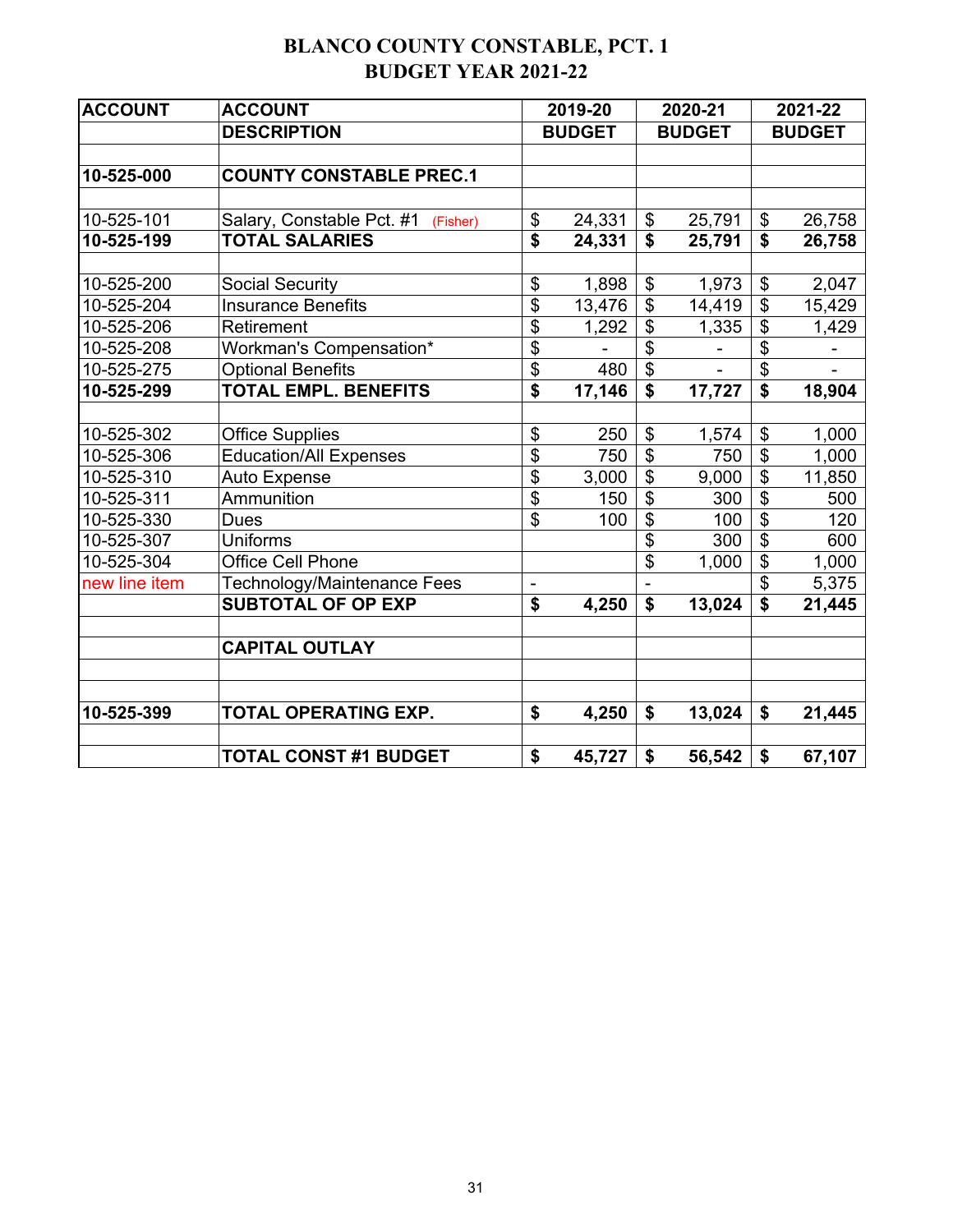# BLANCO COUNTY CONSTABLE, PCT. 1
# BUDGET YEAR 2021-22

| ACCOUNT | ACCOUNT DESCRIPTION | 2019-20 BUDGET | 2020-21 BUDGET | 2021-22 BUDGET |
|---|---|---|---|---|
| | | | | |
| **10-525-000** | **COUNTY CONSTABLE PREC.1** | | | |
| | | | | |
| 10-525-101 | Salary, Constable Pct. #1 (Fisher) | $ 24,331 | $ 25,791 | $ 26,758 |
| **10-525-199** | **TOTAL SALARIES** | **$ 24,331** | **$ 25,791** | **$ 26,758** |
| | | | | |
| 10-525-200 | Social Security | $ 1,898 | $ 1,973 | $ 2,047 |
| 10-525-204 | Insurance Benefits | $ 13,476 | $ 14,419 | $ 15,429 |
| 10-525-206 | Retirement | $ 1,292 | $ 1,335 | $ 1,429 |
| 10-525-208 | Workman's Compensation* | $ - | $ - | $ - |
| 10-525-275 | Optional Benefits | $ 480 | $ - | $ - |
| **10-525-299** | **TOTAL EMPL. BENEFITS** | **$ 17,146** | **$ 17,727** | **$ 18,904** |
| | | | | |
| 10-525-302 | Office Supplies | $ 250 | $ 1,574 | $ 1,000 |
| 10-525-306 | Education/All Expenses | $ 750 | $ 750 | $ 1,000 |
| 10-525-310 | Auto Expense | $ 3,000 | $ 9,000 | $ 11,850 |
| 10-525-311 | Ammunition | $ 150 | $ 300 | $ 500 |
| 10-525-330 | Dues | $ 100 | $ 100 | $ 120 |
| 10-525-307 | Uniforms | | $ 300 | $ 600 |
| 10-525-304 | Office Cell Phone | | $ 1,000 | $ 1,000 |
| new line item | Technology/Maintenance Fees | - | - | $ 5,375 |
| | **SUBTOTAL OF OP EXP** | **$ 4,250** | **$ 13,024** | **$ 21,445** |
| | | | | |
| | **CAPITAL OUTLAY** | | | |
| | | | | |
| | | | | |
| **10-525-399** | **TOTAL OPERATING EXP.** | **$ 4,250** | **$ 13,024** | **$ 21,445** |
| | | | | |
| | **TOTAL CONST #1 BUDGET** | **$ 45,727** | **$ 56,542** | **$ 67,107** |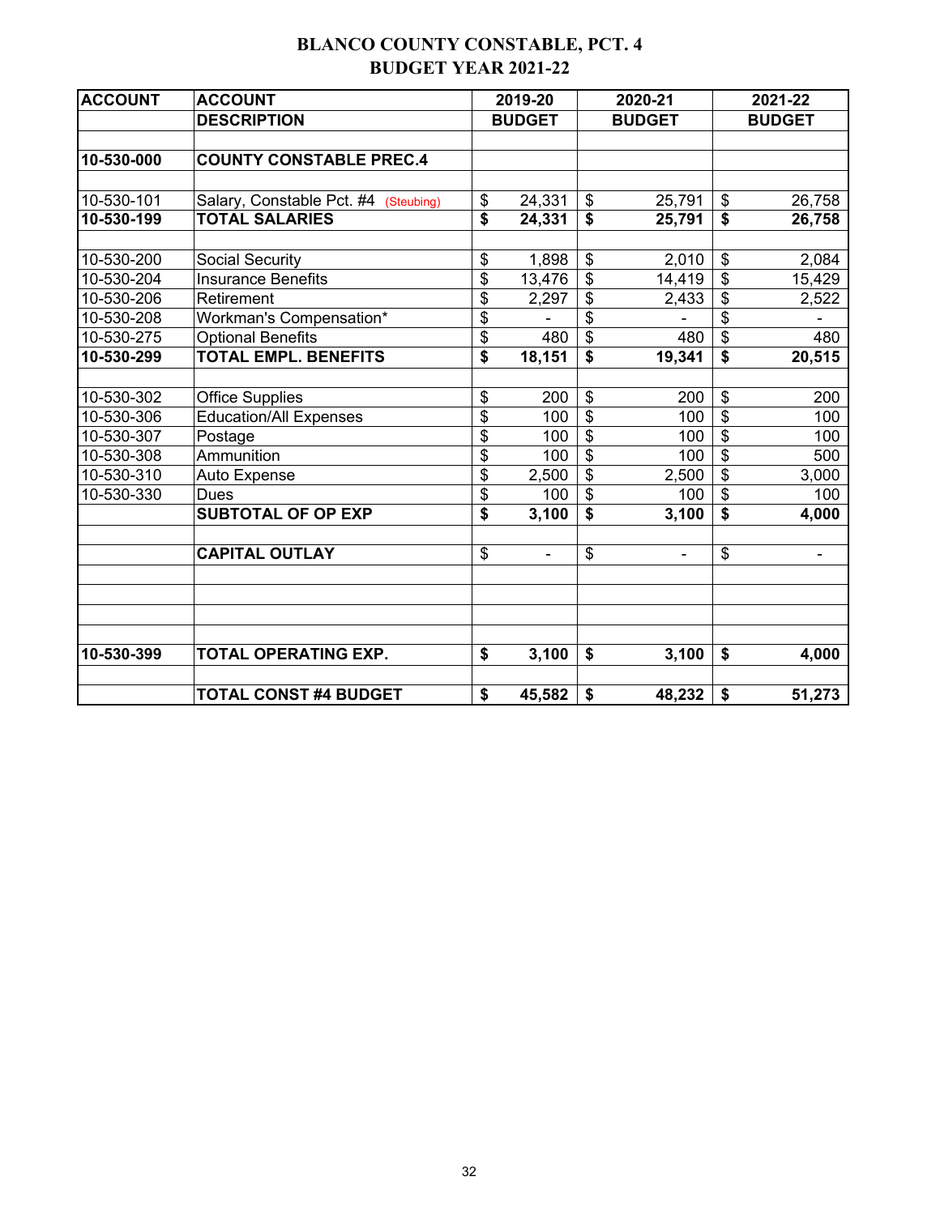# BLANCO COUNTY CONSTABLE, PCT. 4
## BUDGET YEAR 2021-22

| ACCOUNT | ACCOUNT DESCRIPTION | 2019-20 BUDGET | 2020-21 BUDGET | 2021-22 BUDGET |
|---|---|---|---|---|
| | | | | |
| **10-530-000** | **COUNTY CONSTABLE PREC.4** | | | |
| | | | | |
| 10-530-101 | Salary, Constable Pct. #4 (Steubing) | $ 24,331 | $ 25,791 | $ 26,758 |
| **10-530-199** | **TOTAL SALARIES** | **$ 24,331** | **$ 25,791** | **$ 26,758** |
| | | | | |
| 10-530-200 | Social Security | $ 1,898 | $ 2,010 | $ 2,084 |
| 10-530-204 | Insurance Benefits | $ 13,476 | $ 14,419 | $ 15,429 |
| 10-530-206 | Retirement | $ 2,297 | $ 2,433 | $ 2,522 |
| 10-530-208 | Workman's Compensation* | $ - | $ - | $ - |
| 10-530-275 | Optional Benefits | $ 480 | $ 480 | $ 480 |
| **10-530-299** | **TOTAL EMPL. BENEFITS** | **$ 18,151** | **$ 19,341** | **$ 20,515** |
| | | | | |
| 10-530-302 | Office Supplies | $ 200 | $ 200 | $ 200 |
| 10-530-306 | Education/All Expenses | $ 100 | $ 100 | $ 100 |
| 10-530-307 | Postage | $ 100 | $ 100 | $ 100 |
| 10-530-308 | Ammunition | $ 100 | $ 100 | $ 500 |
| 10-530-310 | Auto Expense | $ 2,500 | $ 2,500 | $ 3,000 |
| 10-530-330 | Dues | $ 100 | $ 100 | $ 100 |
| | **SUBTOTAL OF OP EXP** | **$ 3,100** | **$ 3,100** | **$ 4,000** |
| | | | | |
| | **CAPITAL OUTLAY** | $ - | $ - | $ - |
| | | | | |
| **10-530-399** | **TOTAL OPERATING EXP.** | **$ 3,100** | **$ 3,100** | **$ 4,000** |
| | | | | |
| | **TOTAL CONST #4 BUDGET** | **$ 45,582** | **$ 48,232** | **$ 51,273** |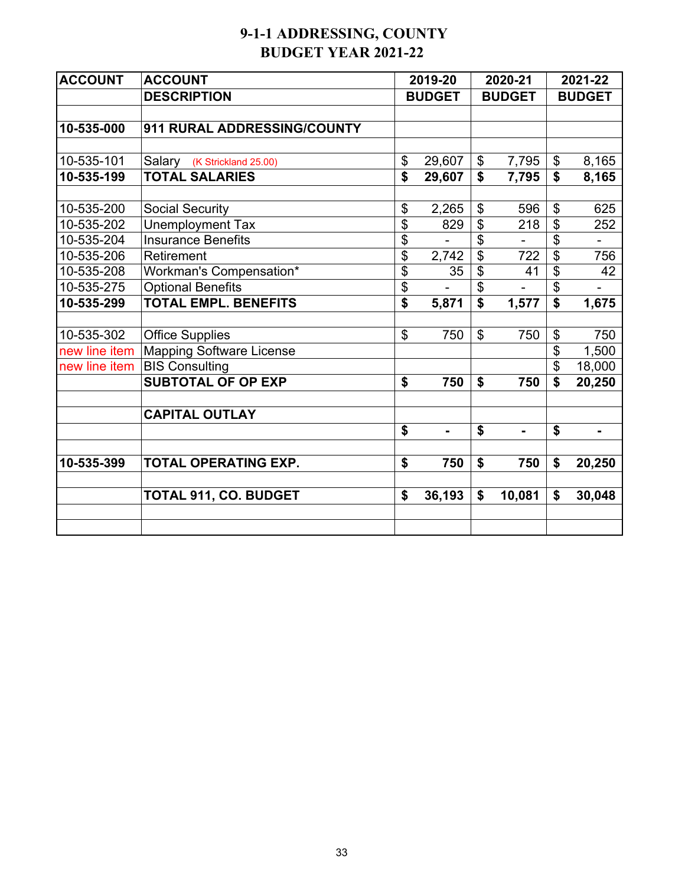# 9-1-1 ADDRESSING, COUNTY
## BUDGET YEAR 2021-22

| ACCOUNT | ACCOUNT DESCRIPTION | 2019-20 BUDGET | 2020-21 BUDGET | 2021-22 BUDGET |
|---|---|---|---|---|
| | | | | |
| **10-535-000** | **911 RURAL ADDRESSING/COUNTY** | | | |
| | | | | |
| 10-535-101 | Salary (K Strickland 25.00) | $ 29,607 | $ 7,795 | $ 8,165 |
| **10-535-199** | **TOTAL SALARIES** | **$ 29,607** | **$ 7,795** | **$ 8,165** |
| | | | | |
| 10-535-200 | Social Security | $ 2,265 | $ 596 | $ 625 |
| 10-535-202 | Unemployment Tax | $ 829 | $ 218 | $ 252 |
| 10-535-204 | Insurance Benefits | $ - | $ - | $ - |
| 10-535-206 | Retirement | $ 2,742 | $ 722 | $ 756 |
| 10-535-208 | Workman's Compensation* | $ 35 | $ 41 | $ 42 |
| 10-535-275 | Optional Benefits | $ - | $ - | $ - |
| **10-535-299** | **TOTAL EMPL. BENEFITS** | **$ 5,871** | **$ 1,577** | **$ 1,675** |
| | | | | |
| 10-535-302 | Office Supplies | $ 750 | $ 750 | $ 750 |
| new line item | Mapping Software License | | | $ 1,500 |
| new line item | BIS Consulting | | | $ 18,000 |
| | **SUBTOTAL OF OP EXP** | **$ 750** | **$ 750** | **$ 20,250** |
| | | | | |
| | **CAPITAL OUTLAY** | | | |
| | | **$ -** | **$ -** | **$ -** |
| | | | | |
| **10-535-399** | **TOTAL OPERATING EXP.** | **$ 750** | **$ 750** | **$ 20,250** |
| | | | | |
| | **TOTAL 911, CO. BUDGET** | **$ 36,193** | **$ 10,081** | **$ 30,048** |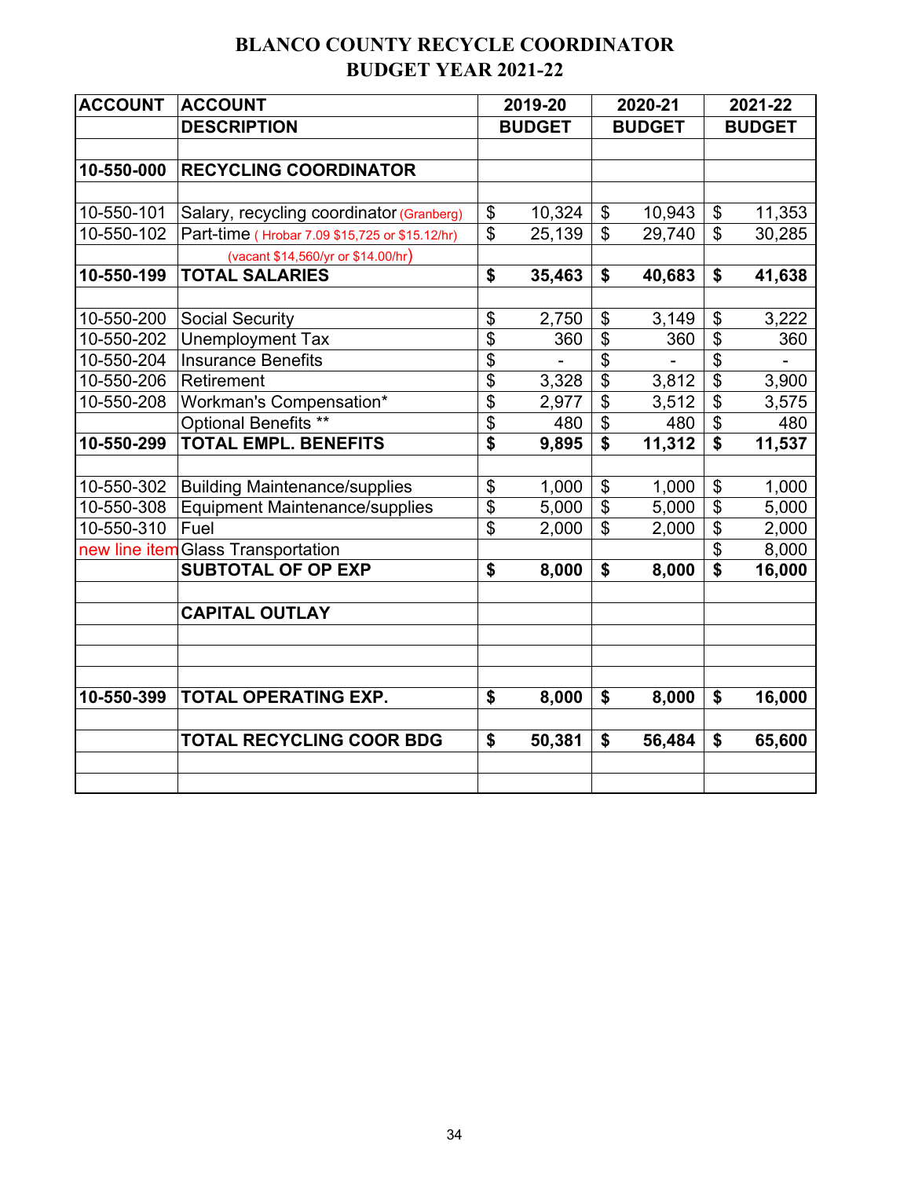# BLANCO COUNTY RECYCLE COORDINATOR
# BUDGET YEAR 2021-22

| ACCOUNT | ACCOUNT DESCRIPTION | 2019-20 BUDGET | 2020-21 BUDGET | 2021-22 BUDGET |
|---|---|---|---|---|
| | | | | |
| **10-550-000** | **RECYCLING COORDINATOR** | | | |
| | | | | |
| 10-550-101 | Salary, recycling coordinator (Granberg) | $ 10,324 | $ 10,943 | $ 11,353 |
| 10-550-102 | Part-time ( Hrobar 7.09 $15,725 or $15.12/hr) (vacant $14,560/yr or $14.00/hr) | $ 25,139 | $ 29,740 | $ 30,285 |
| **10-550-199** | **TOTAL SALARIES** | **$ 35,463** | **$ 40,683** | **$ 41,638** |
| | | | | |
| 10-550-200 | Social Security | $ 2,750 | $ 3,149 | $ 3,222 |
| 10-550-202 | Unemployment Tax | $ 360 | $ 360 | $ 360 |
| 10-550-204 | Insurance Benefits | $ - | $ - | $ - |
| 10-550-206 | Retirement | $ 3,328 | $ 3,812 | $ 3,900 |
| 10-550-208 | Workman's Compensation* | $ 2,977 | $ 3,512 | $ 3,575 |
| | Optional Benefits ** | $ 480 | $ 480 | $ 480 |
| **10-550-299** | **TOTAL EMPL. BENEFITS** | **$ 9,895** | **$ 11,312** | **$ 11,537** |
| | | | | |
| 10-550-302 | Building Maintenance/supplies | $ 1,000 | $ 1,000 | $ 1,000 |
| 10-550-308 | Equipment Maintenance/supplies | $ 5,000 | $ 5,000 | $ 5,000 |
| 10-550-310 | Fuel | $ 2,000 | $ 2,000 | $ 2,000 |
| new line item | Glass Transportation | | | $ 8,000 |
| | **SUBTOTAL OF OP EXP** | **$ 8,000** | **$ 8,000** | **$ 16,000** |
| | | | | |
| | **CAPITAL OUTLAY** | | | |
| | | | | |
| | | | | |
| | | | | |
| **10-550-399** | **TOTAL OPERATING EXP.** | **$ 8,000** | **$ 8,000** | **$ 16,000** |
| | | | | |
| | **TOTAL RECYCLING COOR BDG** | **$ 50,381** | **$ 56,484** | **$ 65,600** |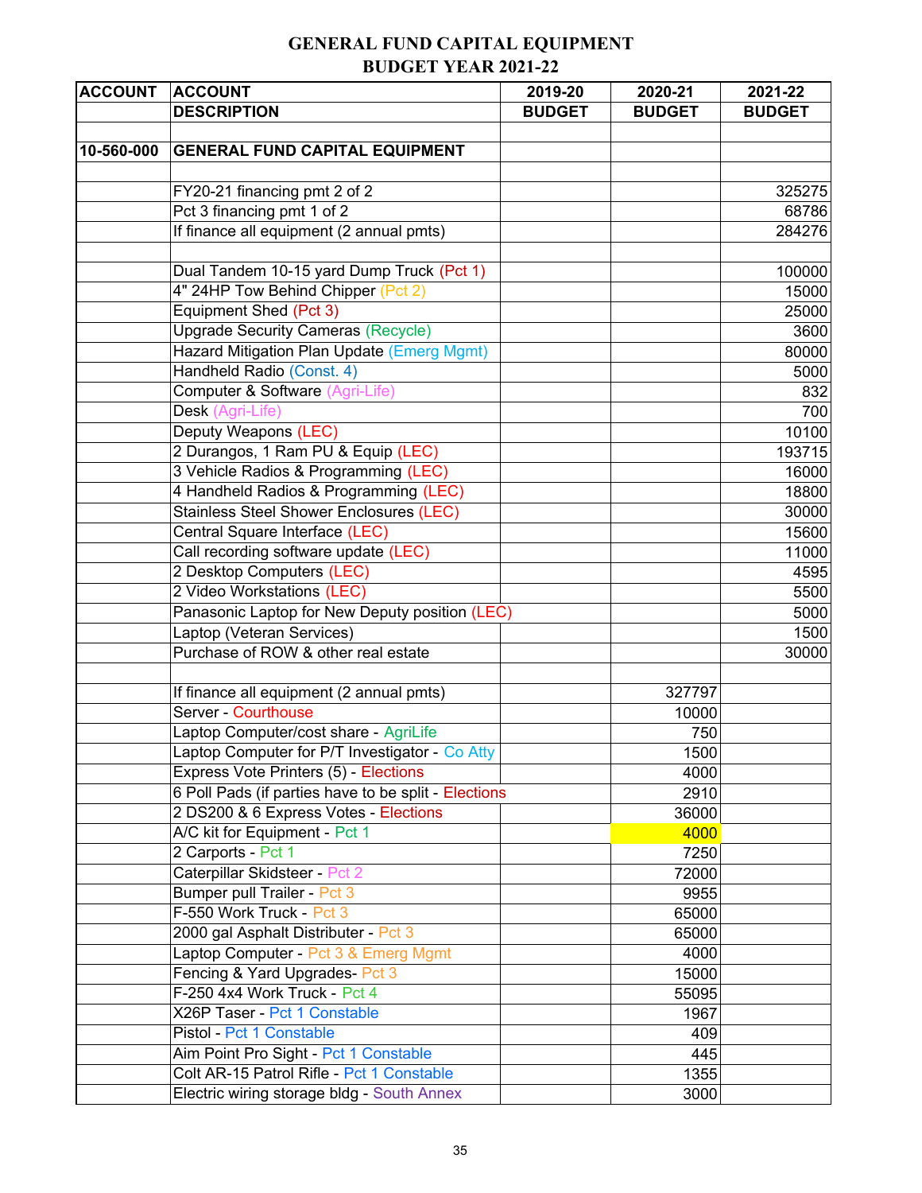# GENERAL FUND CAPITAL EQUIPMENT
## BUDGET YEAR 2021-22

| ACCOUNT | ACCOUNT DESCRIPTION | 2019-20 BUDGET | 2020-21 BUDGET | 2021-22 BUDGET |
|---|---|---|---|---|
| | | | | |
| 10-560-000 | **GENERAL FUND CAPITAL EQUIPMENT** | | | |
| | | | | |
| | FY20-21 financing pmt 2 of 2 | | | 325275 |
| | Pct 3 financing pmt 1 of 2 | | | 68786 |
| | If finance all equipment (2 annual pmts) | | | 284276 |
| | | | | |
| | Dual Tandem 10-15 yard Dump Truck (Pct 1) | | | 100000 |
| | 4" 24HP Tow Behind Chipper (Pct 2) | | | 15000 |
| | Equipment Shed (Pct 3) | | | 25000 |
| | Upgrade Security Cameras (Recycle) | | | 3600 |
| | Hazard Mitigation Plan Update (Emerg Mgmt) | | | 80000 |
| | Handheld Radio (Const. 4) | | | 5000 |
| | Computer & Software (Agri-Life) | | | 832 |
| | Desk (Agri-Life) | | | 700 |
| | Deputy Weapons (LEC) | | | 10100 |
| | 2 Durangos, 1 Ram PU & Equip (LEC) | | | 193715 |
| | 3 Vehicle Radios & Programming (LEC) | | | 16000 |
| | 4 Handheld Radios & Programming (LEC) | | | 18800 |
| | Stainless Steel Shower Enclosures (LEC) | | | 30000 |
| | Central Square Interface (LEC) | | | 15600 |
| | Call recording software update (LEC) | | | 11000 |
| | 2 Desktop Computers (LEC) | | | 4595 |
| | 2 Video Workstations (LEC) | | | 5500 |
| | Panasonic Laptop for New Deputy position (LEC) | | | 5000 |
| | Laptop (Veteran Services) | | | 1500 |
| | Purchase of ROW & other real estate | | | 30000 |
| | | | | |
| | If finance all equipment (2 annual pmts) | | 327797 | |
| | Server - Courthouse | | 10000 | |
| | Laptop Computer/cost share - AgriLife | | 750 | |
| | Laptop Computer for P/T Investigator - Co Atty | | 1500 | |
| | Express Vote Printers (5) - Elections | | 4000 | |
| | 6 Poll Pads (if parties have to be split - Elections | | 2910 | |
| | 2 DS200 & 6 Express Votes - Elections | | 36000 | |
| | A/C kit for Equipment - Pct 1 | | 4000 | |
| | 2 Carports - Pct 1 | | 7250 | |
| | Caterpillar Skidsteer - Pct 2 | | 72000 | |
| | Bumper pull Trailer - Pct 3 | | 9955 | |
| | F-550 Work Truck - Pct 3 | | 65000 | |
| | 2000 gal Asphalt Distributer - Pct 3 | | 65000 | |
| | Laptop Computer - Pct 3 & Emerg Mgmt | | 4000 | |
| | Fencing & Yard Upgrades- Pct 3 | | 15000 | |
| | F-250 4x4 Work Truck - Pct 4 | | 55095 | |
| | X26P Taser - Pct 1 Constable | | 1967 | |
| | Pistol - Pct 1 Constable | | 409 | |
| | Aim Point Pro Sight - Pct 1 Constable | | 445 | |
| | Colt AR-15 Patrol Rifle - Pct 1 Constable | | 1355 | |
| | Electric wiring storage bldg - South Annex | | 3000 | |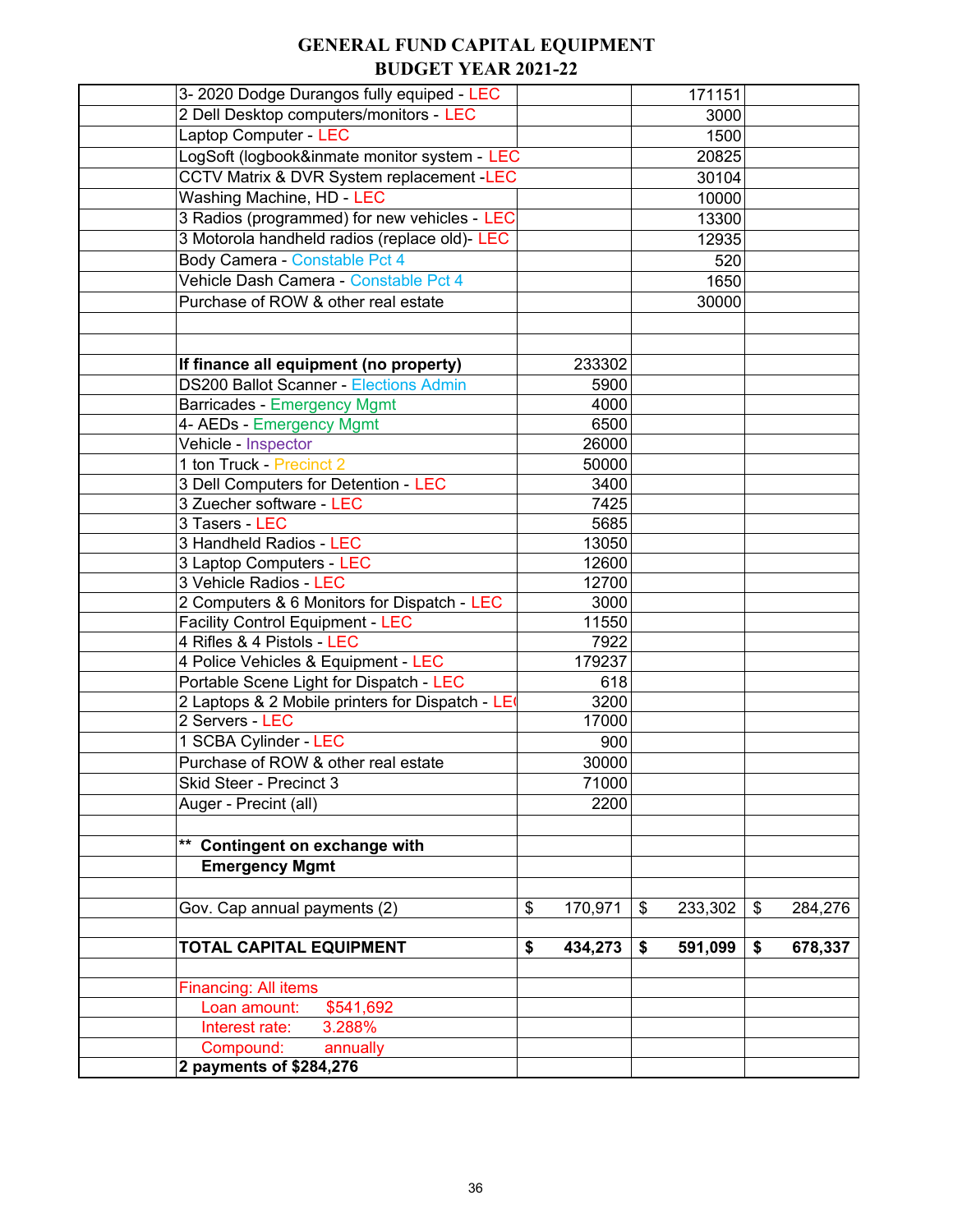# GENERAL FUND CAPITAL EQUIPMENT
## BUDGET YEAR 2021-22

| | | | | |
|---|---|---|---|---|
| | 3- 2020 Dodge Durangos fully equiped - LEC | | 171151 | |
| | 2 Dell Desktop computers/monitors - LEC | | 3000 | |
| | Laptop Computer - LEC | | 1500 | |
| | LogSoft (logbook&inmate monitor system - LEC | | 20825 | |
| | CCTV Matrix & DVR System replacement -LEC | | 30104 | |
| | Washing Machine, HD - LEC | | 10000 | |
| | 3 Radios (programmed) for new vehicles - LEC | | 13300 | |
| | 3 Motorola handheld radios (replace old)- LEC | | 12935 | |
| | Body Camera - Constable Pct 4 | | 520 | |
| | Vehicle Dash Camera - Constable Pct 4 | | 1650 | |
| | Purchase of ROW & other real estate | | 30000 | |
| | | | | |
| | | | | |
| | **If finance all equipment (no property)** | 233302 | | |
| | DS200 Ballot Scanner - Elections Admin | 5900 | | |
| | Barricades - Emergency Mgmt | 4000 | | |
| | 4- AEDs - Emergency Mgmt | 6500 | | |
| | Vehicle - Inspector | 26000 | | |
| | 1 ton Truck - Precinct 2 | 50000 | | |
| | 3 Dell Computers for Detention - LEC | 3400 | | |
| | 3 Zuecher software - LEC | 7425 | | |
| | 3 Tasers - LEC | 5685 | | |
| | 3 Handheld Radios - LEC | 13050 | | |
| | 3 Laptop Computers - LEC | 12600 | | |
| | 3 Vehicle Radios - LEC | 12700 | | |
| | 2 Computers & 6 Monitors for Dispatch - LEC | 3000 | | |
| | Facility Control Equipment - LEC | 11550 | | |
| | 4 Rifles & 4 Pistols - LEC | 7922 | | |
| | 4 Police Vehicles & Equipment - LEC | 179237 | | |
| | Portable Scene Light for Dispatch - LEC | 618 | | |
| | 2 Laptops & 2 Mobile printers for Dispatch - LEC | 3200 | | |
| | 2 Servers - LEC | 17000 | | |
| | 1 SCBA Cylinder - LEC | 900 | | |
| | Purchase of ROW & other real estate | 30000 | | |
| | Skid Steer - Precinct 3 | 71000 | | |
| | Auger - Precint (all) | 2200 | | |
| | | | | |
| | ** **Contingent on exchange with** | | | |
| | **Emergency Mgmt** | | | |
| | | | | |
| | Gov. Cap annual payments (2) | $ 170,971 | $ 233,302 | $ 284,276 |
| | | | | |
| | **TOTAL CAPITAL EQUIPMENT** | **$ 434,273** | **$ 591,099** | **$ 678,337** |
| | | | | |
| | Financing: All items | | | |
| | Loan amount: $541,692 | | | |
| | Interest rate: 3.288% | | | |
| | Compound: annually | | | |
| | **2 payments of $284,276** | | | |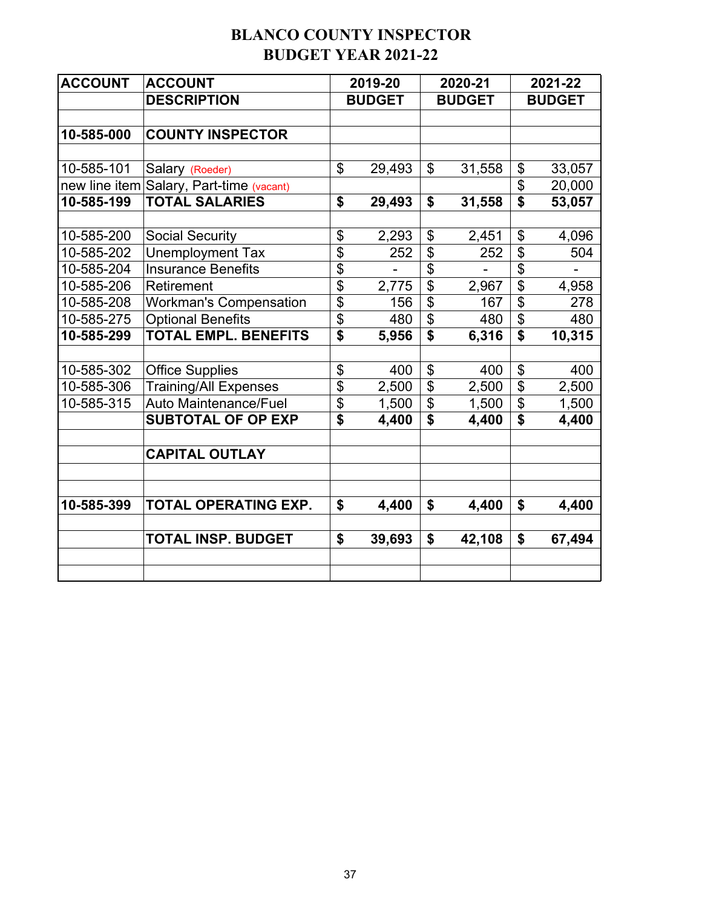# BLANCO COUNTY INSPECTOR
## BUDGET YEAR 2021-22

| ACCOUNT | ACCOUNT DESCRIPTION | 2019-20 BUDGET | 2020-21 BUDGET | 2021-22 BUDGET |
|---|---|---|---|---|
| | | | | |
| **10-585-000** | **COUNTY INSPECTOR** | | | |
| | | | | |
| 10-585-101 | Salary (Roeder) | $ 29,493 | $ 31,558 | $ 33,057 |
| new line item | Salary, Part-time (vacant) | | | $ 20,000 |
| **10-585-199** | **TOTAL SALARIES** | **$ 29,493** | **$ 31,558** | **$ 53,057** |
| | | | | |
| 10-585-200 | Social Security | $ 2,293 | $ 2,451 | $ 4,096 |
| 10-585-202 | Unemployment Tax | $ 252 | $ 252 | $ 504 |
| 10-585-204 | Insurance Benefits | $ - | $ - | $ - |
| 10-585-206 | Retirement | $ 2,775 | $ 2,967 | $ 4,958 |
| 10-585-208 | Workman's Compensation | $ 156 | $ 167 | $ 278 |
| 10-585-275 | Optional Benefits | $ 480 | $ 480 | $ 480 |
| **10-585-299** | **TOTAL EMPL. BENEFITS** | **$ 5,956** | **$ 6,316** | **$ 10,315** |
| | | | | |
| 10-585-302 | Office Supplies | $ 400 | $ 400 | $ 400 |
| 10-585-306 | Training/All Expenses | $ 2,500 | $ 2,500 | $ 2,500 |
| 10-585-315 | Auto Maintenance/Fuel | $ 1,500 | $ 1,500 | $ 1,500 |
| | **SUBTOTAL OF OP EXP** | **$ 4,400** | **$ 4,400** | **$ 4,400** |
| | | | | |
| | **CAPITAL OUTLAY** | | | |
| | | | | |
| | | | | |
| **10-585-399** | **TOTAL OPERATING EXP.** | **$ 4,400** | **$ 4,400** | **$ 4,400** |
| | | | | |
| | **TOTAL INSP. BUDGET** | **$ 39,693** | **$ 42,108** | **$ 67,494** |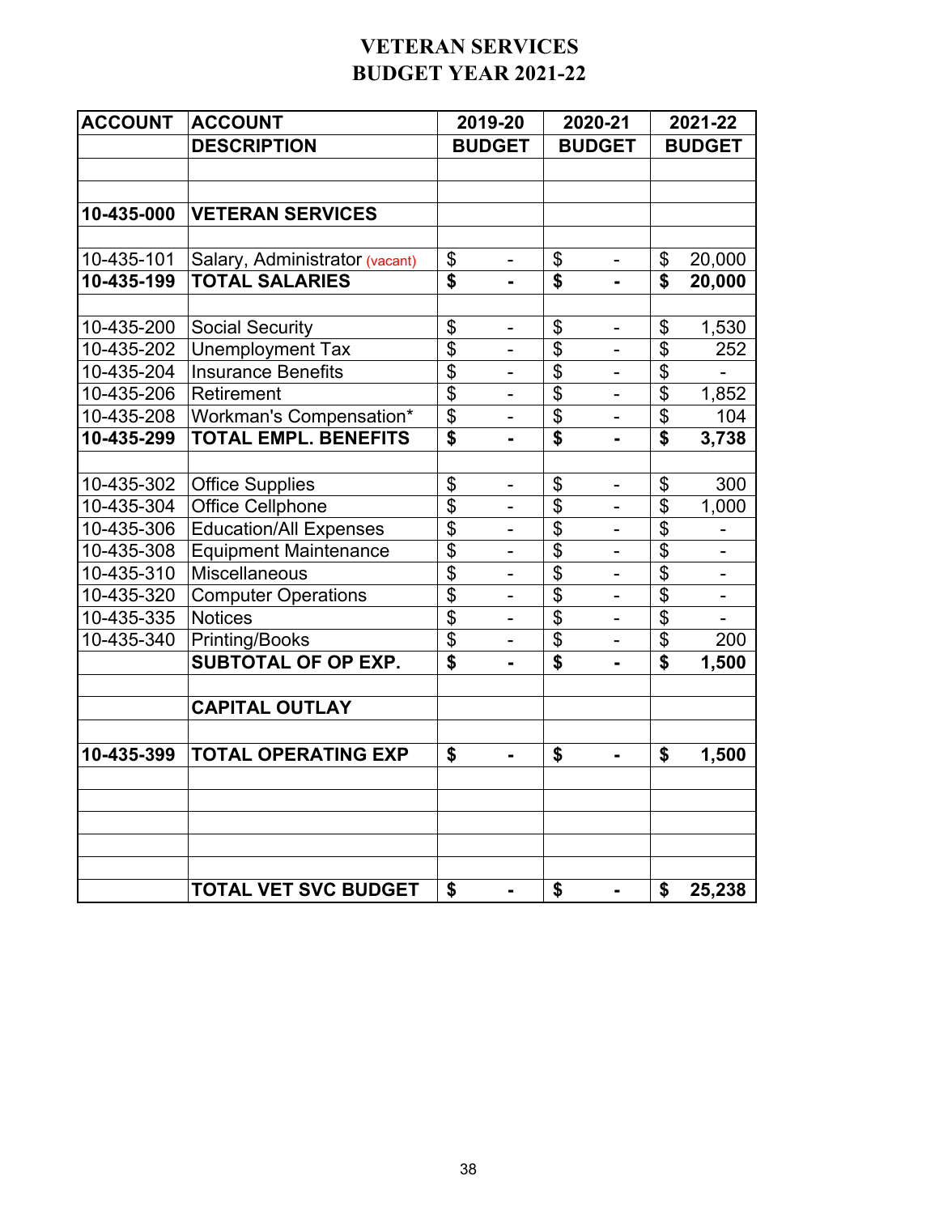# VETERAN SERVICES
# BUDGET YEAR 2021-22

| ACCOUNT | ACCOUNT DESCRIPTION | 2019-20 BUDGET | 2020-21 BUDGET | 2021-22 BUDGET |
|---|---|---|---|---|
| | | | | |
| | | | | |
| **10-435-000** | **VETERAN SERVICES** | | | |
| | | | | |
| 10-435-101 | Salary, Administrator (vacant) | $ - | $ - | $ 20,000 |
| **10-435-199** | **TOTAL SALARIES** | **$ -** | **$ -** | **$ 20,000** |
| | | | | |
| 10-435-200 | Social Security | $ - | $ - | $ 1,530 |
| 10-435-202 | Unemployment Tax | $ - | $ - | $ 252 |
| 10-435-204 | Insurance Benefits | $ - | $ - | $ - |
| 10-435-206 | Retirement | $ - | $ - | $ 1,852 |
| 10-435-208 | Workman's Compensation* | $ - | $ - | $ 104 |
| **10-435-299** | **TOTAL EMPL. BENEFITS** | **$ -** | **$ -** | **$ 3,738** |
| | | | | |
| 10-435-302 | Office Supplies | $ - | $ - | $ 300 |
| 10-435-304 | Office Cellphone | $ - | $ - | $ 1,000 |
| 10-435-306 | Education/All Expenses | $ - | $ - | $ - |
| 10-435-308 | Equipment Maintenance | $ - | $ - | $ - |
| 10-435-310 | Miscellaneous | $ - | $ - | $ - |
| 10-435-320 | Computer Operations | $ - | $ - | $ - |
| 10-435-335 | Notices | $ - | $ - | $ - |
| 10-435-340 | Printing/Books | $ - | $ - | $ 200 |
| | **SUBTOTAL OF OP EXP.** | **$ -** | **$ -** | **$ 1,500** |
| | | | | |
| | **CAPITAL OUTLAY** | | | |
| | | | | |
| **10-435-399** | **TOTAL OPERATING EXP** | **$ -** | **$ -** | **$ 1,500** |
| | | | | |
| | | | | |
| | | | | |
| | | | | |
| | | | | |
| | **TOTAL VET SVC BUDGET** | **$ -** | **$ -** | **$ 25,238** |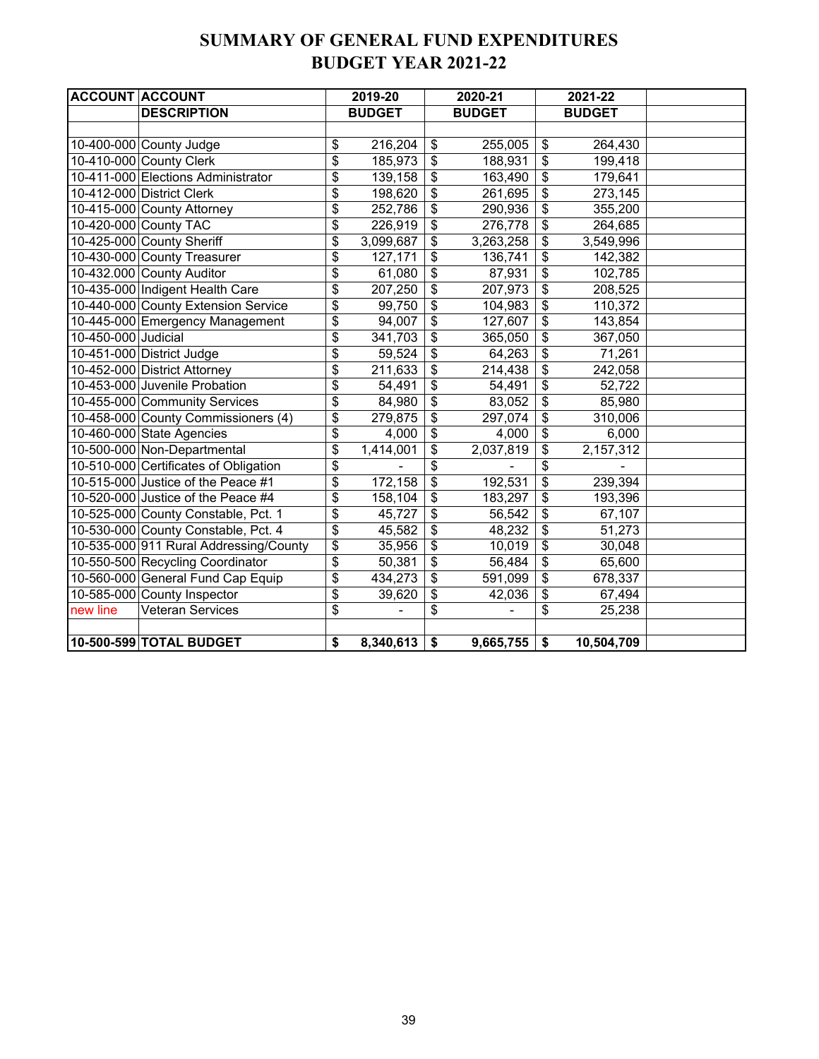# SUMMARY OF GENERAL FUND EXPENDITURES
# BUDGET YEAR 2021-22

| ACCOUNT | ACCOUNT DESCRIPTION | 2019-20 BUDGET | 2020-21 BUDGET | 2021-22 BUDGET | |
|---|---|---|---|---|---|
| 10-400-000 | County Judge | $ 216,204 | $ 255,005 | $ 264,430 | |
| 10-410-000 | County Clerk | $ 185,973 | $ 188,931 | $ 199,418 | |
| 10-411-000 | Elections Administrator | $ 139,158 | $ 163,490 | $ 179,641 | |
| 10-412-000 | District Clerk | $ 198,620 | $ 261,695 | $ 273,145 | |
| 10-415-000 | County Attorney | $ 252,786 | $ 290,936 | $ 355,200 | |
| 10-420-000 | County TAC | $ 226,919 | $ 276,778 | $ 264,685 | |
| 10-425-000 | County Sheriff | $ 3,099,687 | $ 3,263,258 | $ 3,549,996 | |
| 10-430-000 | County Treasurer | $ 127,171 | $ 136,741 | $ 142,382 | |
| 10-432.000 | County Auditor | $ 61,080 | $ 87,931 | $ 102,785 | |
| 10-435-000 | Indigent Health Care | $ 207,250 | $ 207,973 | $ 208,525 | |
| 10-440-000 | County Extension Service | $ 99,750 | $ 104,983 | $ 110,372 | |
| 10-445-000 | Emergency Management | $ 94,007 | $ 127,607 | $ 143,854 | |
| 10-450-000 | Judicial | $ 341,703 | $ 365,050 | $ 367,050 | |
| 10-451-000 | District Judge | $ 59,524 | $ 64,263 | $ 71,261 | |
| 10-452-000 | District Attorney | $ 211,633 | $ 214,438 | $ 242,058 | |
| 10-453-000 | Juvenile Probation | $ 54,491 | $ 54,491 | $ 52,722 | |
| 10-455-000 | Community Services | $ 84,980 | $ 83,052 | $ 85,980 | |
| 10-458-000 | County Commissioners (4) | $ 279,875 | $ 297,074 | $ 310,006 | |
| 10-460-000 | State Agencies | $ 4,000 | $ 4,000 | $ 6,000 | |
| 10-500-000 | Non-Departmental | $ 1,414,001 | $ 2,037,819 | $ 2,157,312 | |
| 10-510-000 | Certificates of Obligation | $ - | $ - | $ - | |
| 10-515-000 | Justice of the Peace #1 | $ 172,158 | $ 192,531 | $ 239,394 | |
| 10-520-000 | Justice of the Peace #4 | $ 158,104 | $ 183,297 | $ 193,396 | |
| 10-525-000 | County Constable, Pct. 1 | $ 45,727 | $ 56,542 | $ 67,107 | |
| 10-530-000 | County Constable, Pct. 4 | $ 45,582 | $ 48,232 | $ 51,273 | |
| 10-535-000 | 911 Rural Addressing/County | $ 35,956 | $ 10,019 | $ 30,048 | |
| 10-550-500 | Recycling Coordinator | $ 50,381 | $ 56,484 | $ 65,600 | |
| 10-560-000 | General Fund Cap Equip | $ 434,273 | $ 591,099 | $ 678,337 | |
| 10-585-000 | County Inspector | $ 39,620 | $ 42,036 | $ 67,494 | |
| new line | Veteran Services | $ - | $ - | $ 25,238 | |
| | | | | | |
| **10-500-599** | **TOTAL BUDGET** | **$ 8,340,613** | **$ 9,665,755** | **$ 10,504,709** | |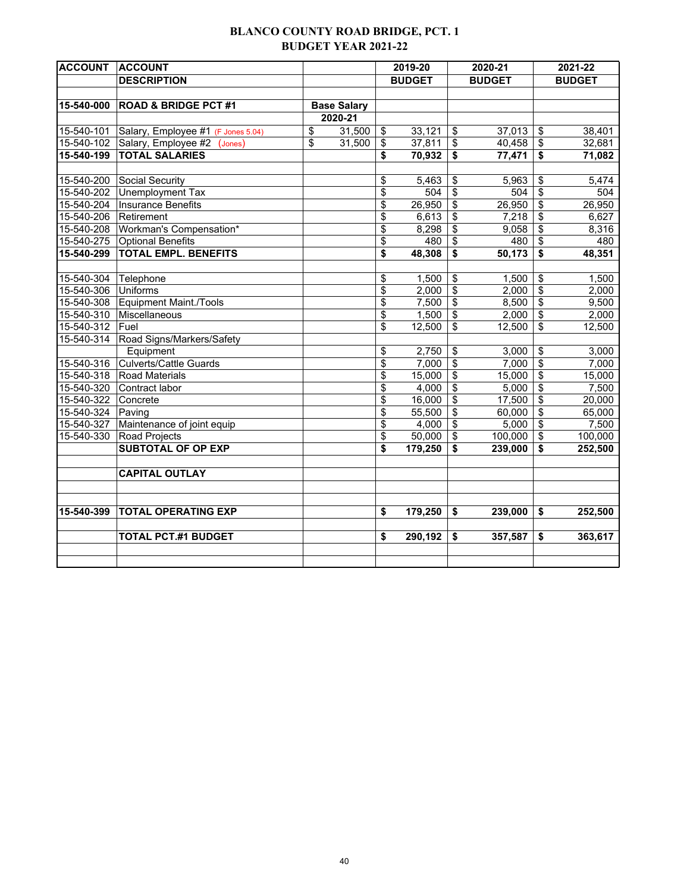# BLANCO COUNTY ROAD BRIDGE, PCT. 1
## BUDGET YEAR 2021-22

| ACCOUNT | ACCOUNT DESCRIPTION | | 2019-20 BUDGET | 2020-21 BUDGET | 2021-22 BUDGET |
|---|---|---|---|---|---|
| **15-540-000** | **ROAD & BRIDGE PCT #1** | **Base Salary 2020-21** | | | |
| 15-540-101 | Salary, Employee #1 (F Jones 5.04) | $ 31,500 | $ 33,121 | $ 37,013 | $ 38,401 |
| 15-540-102 | Salary, Employee #2 (Jones) | $ 31,500 | $ 37,811 | $ 40,458 | $ 32,681 |
| **15-540-199** | **TOTAL SALARIES** | | **$ 70,932** | **$ 77,471** | **$ 71,082** |
| | | | | | |
| 15-540-200 | Social Security | | $ 5,463 | $ 5,963 | $ 5,474 |
| 15-540-202 | Unemployment Tax | | $ 504 | $ 504 | $ 504 |
| 15-540-204 | Insurance Benefits | | $ 26,950 | $ 26,950 | $ 26,950 |
| 15-540-206 | Retirement | | $ 6,613 | $ 7,218 | $ 6,627 |
| 15-540-208 | Workman's Compensation* | | $ 8,298 | $ 9,058 | $ 8,316 |
| 15-540-275 | Optional Benefits | | $ 480 | $ 480 | $ 480 |
| **15-540-299** | **TOTAL EMPL. BENEFITS** | | **$ 48,308** | **$ 50,173** | **$ 48,351** |
| | | | | | |
| 15-540-304 | Telephone | | $ 1,500 | $ 1,500 | $ 1,500 |
| 15-540-306 | Uniforms | | $ 2,000 | $ 2,000 | $ 2,000 |
| 15-540-308 | Equipment Maint./Tools | | $ 7,500 | $ 8,500 | $ 9,500 |
| 15-540-310 | Miscellaneous | | $ 1,500 | $ 2,000 | $ 2,000 |
| 15-540-312 | Fuel | | $ 12,500 | $ 12,500 | $ 12,500 |
| 15-540-314 | Road Signs/Markers/Safety Equipment | | $ 2,750 | $ 3,000 | $ 3,000 |
| 15-540-316 | Culverts/Cattle Guards | | $ 7,000 | $ 7,000 | $ 7,000 |
| 15-540-318 | Road Materials | | $ 15,000 | $ 15,000 | $ 15,000 |
| 15-540-320 | Contract labor | | $ 4,000 | $ 5,000 | $ 7,500 |
| 15-540-322 | Concrete | | $ 16,000 | $ 17,500 | $ 20,000 |
| 15-540-324 | Paving | | $ 55,500 | $ 60,000 | $ 65,000 |
| 15-540-327 | Maintenance of joint equip | | $ 4,000 | $ 5,000 | $ 7,500 |
| 15-540-330 | Road Projects | | $ 50,000 | $ 100,000 | $ 100,000 |
| | **SUBTOTAL OF OP EXP** | | **$ 179,250** | **$ 239,000** | **$ 252,500** |
| | | | | | |
| | **CAPITAL OUTLAY** | | | | |
| | | | | | |
| **15-540-399** | **TOTAL OPERATING EXP** | | **$ 179,250** | **$ 239,000** | **$ 252,500** |
| | | | | | |
| | **TOTAL PCT.#1 BUDGET** | | **$ 290,192** | **$ 357,587** | **$ 363,617** |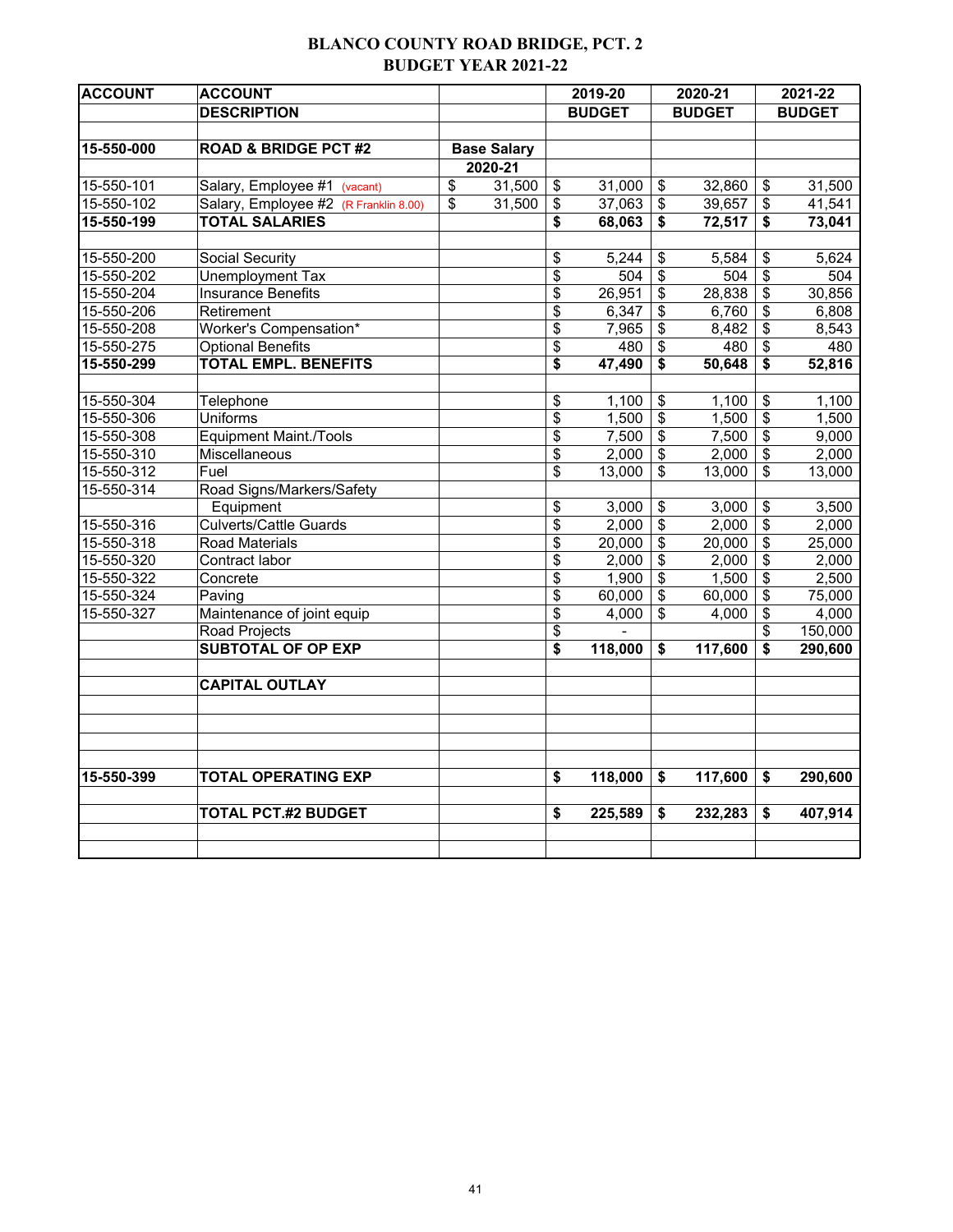# BLANCO COUNTY ROAD BRIDGE, PCT. 2
## BUDGET YEAR 2021-22

| ACCOUNT | ACCOUNT DESCRIPTION | Base Salary 2020-21 | 2019-20 BUDGET | 2020-21 BUDGET | 2021-22 BUDGET |
|---|---|---|---|---|---|
| **15-550-000** | **ROAD & BRIDGE PCT #2** | | | | |
| 15-550-101 | Salary, Employee #1 (vacant) | $ 31,500 | $ 31,000 | $ 32,860 | $ 31,500 |
| 15-550-102 | Salary, Employee #2 (R Franklin 8.00) | $ 31,500 | $ 37,063 | $ 39,657 | $ 41,541 |
| **15-550-199** | **TOTAL SALARIES** | | **$ 68,063** | **$ 72,517** | **$ 73,041** |
| | | | | | |
| 15-550-200 | Social Security | | $ 5,244 | $ 5,584 | $ 5,624 |
| 15-550-202 | Unemployment Tax | | $ 504 | $ 504 | $ 504 |
| 15-550-204 | Insurance Benefits | | $ 26,951 | $ 28,838 | $ 30,856 |
| 15-550-206 | Retirement | | $ 6,347 | $ 6,760 | $ 6,808 |
| 15-550-208 | Worker's Compensation* | | $ 7,965 | $ 8,482 | $ 8,543 |
| 15-550-275 | Optional Benefits | | $ 480 | $ 480 | $ 480 |
| **15-550-299** | **TOTAL EMPL. BENEFITS** | | **$ 47,490** | **$ 50,648** | **$ 52,816** |
| | | | | | |
| 15-550-304 | Telephone | | $ 1,100 | $ 1,100 | $ 1,100 |
| 15-550-306 | Uniforms | | $ 1,500 | $ 1,500 | $ 1,500 |
| 15-550-308 | Equipment Maint./Tools | | $ 7,500 | $ 7,500 | $ 9,000 |
| 15-550-310 | Miscellaneous | | $ 2,000 | $ 2,000 | $ 2,000 |
| 15-550-312 | Fuel | | $ 13,000 | $ 13,000 | $ 13,000 |
| 15-550-314 | Road Signs/Markers/Safety Equipment | | $ 3,000 | $ 3,000 | $ 3,500 |
| 15-550-316 | Culverts/Cattle Guards | | $ 2,000 | $ 2,000 | $ 2,000 |
| 15-550-318 | Road Materials | | $ 20,000 | $ 20,000 | $ 25,000 |
| 15-550-320 | Contract labor | | $ 2,000 | $ 2,000 | $ 2,000 |
| 15-550-322 | Concrete | | $ 1,900 | $ 1,500 | $ 2,500 |
| 15-550-324 | Paving | | $ 60,000 | $ 60,000 | $ 75,000 |
| 15-550-327 | Maintenance of joint equip | | $ 4,000 | $ 4,000 | $ 4,000 |
| | Road Projects | | $ - | | $ 150,000 |
| | **SUBTOTAL OF OP EXP** | | **$ 118,000** | **$ 117,600** | **$ 290,600** |
| | | | | | |
| | **CAPITAL OUTLAY** | | | | |
| | | | | | |
| **15-550-399** | **TOTAL OPERATING EXP** | | **$ 118,000** | **$ 117,600** | **$ 290,600** |
| | | | | | |
| | **TOTAL PCT.#2 BUDGET** | | **$ 225,589** | **$ 232,283** | **$ 407,914** |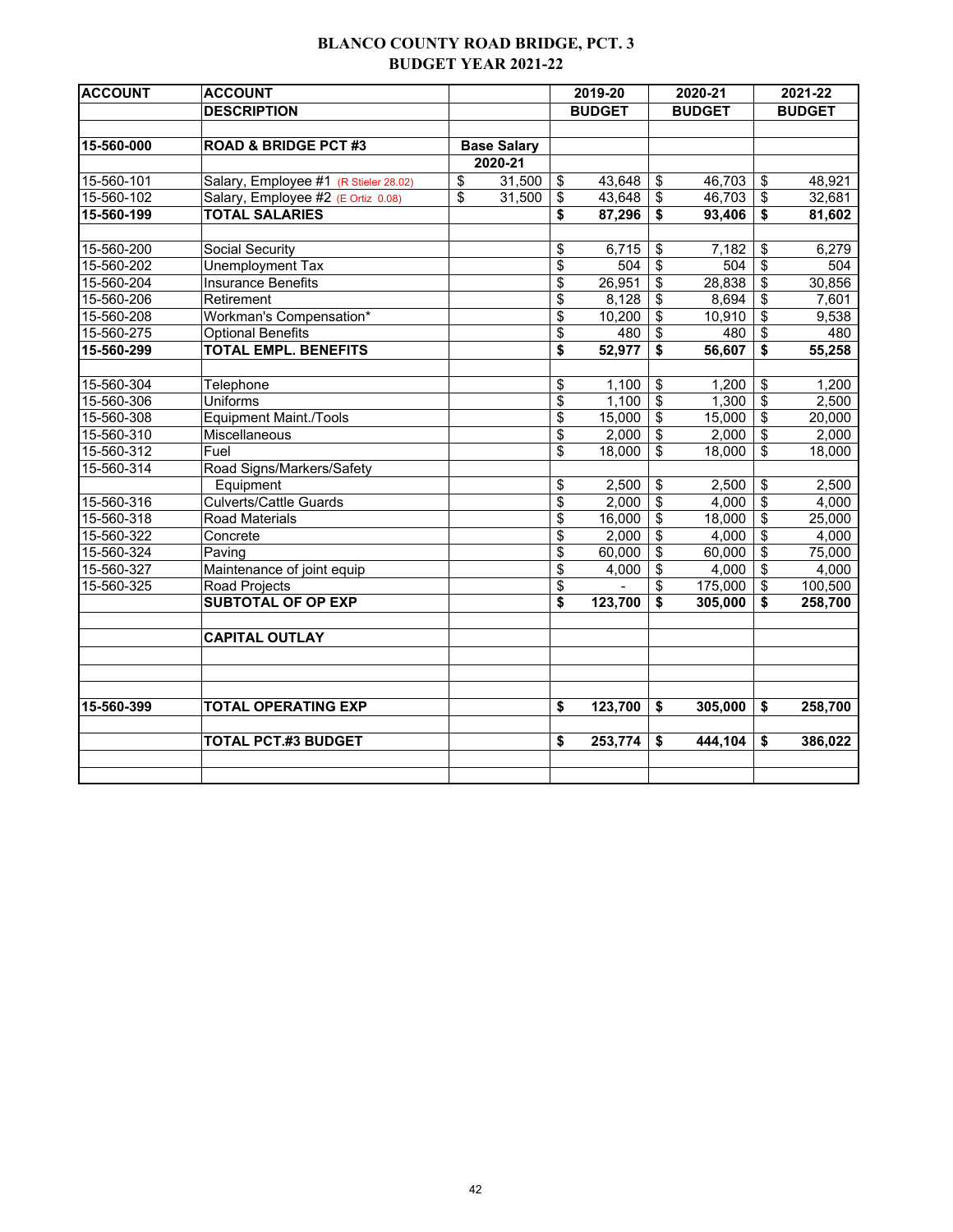# BLANCO COUNTY ROAD BRIDGE, PCT. 3
## BUDGET YEAR 2021-22

| ACCOUNT | ACCOUNT DESCRIPTION | | 2019-20 BUDGET | 2020-21 BUDGET | 2021-22 BUDGET |
|---|---|---|---|---|---|
| **15-560-000** | **ROAD & BRIDGE PCT #3** | **Base Salary 2020-21** | | | |
| 15-560-101 | Salary, Employee #1 (R Stieler 28.02) | $ 31,500 | $ 43,648 | $ 46,703 | $ 48,921 |
| 15-560-102 | Salary, Employee #2 (E Ortiz 0.08) | $ 31,500 | $ 43,648 | $ 46,703 | $ 32,681 |
| **15-560-199** | **TOTAL SALARIES** | | **$ 87,296** | **$ 93,406** | **$ 81,602** |
| | | | | | |
| 15-560-200 | Social Security | | $ 6,715 | $ 7,182 | $ 6,279 |
| 15-560-202 | Unemployment Tax | | $ 504 | $ 504 | $ 504 |
| 15-560-204 | Insurance Benefits | | $ 26,951 | $ 28,838 | $ 30,856 |
| 15-560-206 | Retirement | | $ 8,128 | $ 8,694 | $ 7,601 |
| 15-560-208 | Workman's Compensation* | | $ 10,200 | $ 10,910 | $ 9,538 |
| 15-560-275 | Optional Benefits | | $ 480 | $ 480 | $ 480 |
| **15-560-299** | **TOTAL EMPL. BENEFITS** | | **$ 52,977** | **$ 56,607** | **$ 55,258** |
| | | | | | |
| 15-560-304 | Telephone | | $ 1,100 | $ 1,200 | $ 1,200 |
| 15-560-306 | Uniforms | | $ 1,100 | $ 1,300 | $ 2,500 |
| 15-560-308 | Equipment Maint./Tools | | $ 15,000 | $ 15,000 | $ 20,000 |
| 15-560-310 | Miscellaneous | | $ 2,000 | $ 2,000 | $ 2,000 |
| 15-560-312 | Fuel | | $ 18,000 | $ 18,000 | $ 18,000 |
| 15-560-314 | Road Signs/Markers/Safety Equipment | | $ 2,500 | $ 2,500 | $ 2,500 |
| 15-560-316 | Culverts/Cattle Guards | | $ 2,000 | $ 4,000 | $ 4,000 |
| 15-560-318 | Road Materials | | $ 16,000 | $ 18,000 | $ 25,000 |
| 15-560-322 | Concrete | | $ 2,000 | $ 4,000 | $ 4,000 |
| 15-560-324 | Paving | | $ 60,000 | $ 60,000 | $ 75,000 |
| 15-560-327 | Maintenance of joint equip | | $ 4,000 | $ 4,000 | $ 4,000 |
| 15-560-325 | Road Projects | | $ - | $ 175,000 | $ 100,500 |
| | **SUBTOTAL OF OP EXP** | | **$ 123,700** | **$ 305,000** | **$ 258,700** |
| | | | | | |
| | **CAPITAL OUTLAY** | | | | |
| | | | | | |
| **15-560-399** | **TOTAL OPERATING EXP** | | **$ 123,700** | **$ 305,000** | **$ 258,700** |
| | | | | | |
| | **TOTAL PCT.#3 BUDGET** | | **$ 253,774** | **$ 444,104** | **$ 386,022** |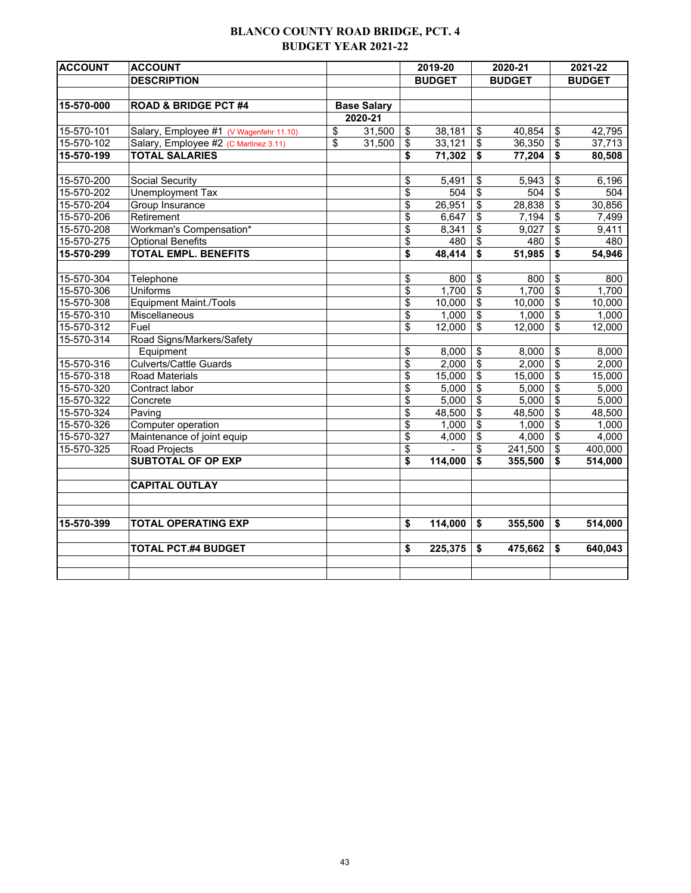# BLANCO COUNTY ROAD BRIDGE, PCT. 4
## BUDGET YEAR 2021-22

| ACCOUNT | ACCOUNT DESCRIPTION | | 2019-20 BUDGET | 2020-21 BUDGET | 2021-22 BUDGET |
|---|---|---|---|---|---|
| | | | | | |
| **15-570-000** | **ROAD & BRIDGE PCT #4** | **Base Salary 2020-21** | | | |
| 15-570-101 | Salary, Employee #1 (V Wagenfehr 11.10) | $ 31,500 | $ 38,181 | $ 40,854 | $ 42,795 |
| 15-570-102 | Salary, Employee #2 (C Martinez 3.11) | $ 31,500 | $ 33,121 | $ 36,350 | $ 37,713 |
| **15-570-199** | **TOTAL SALARIES** | | **$ 71,302** | **$ 77,204** | **$ 80,508** |
| | | | | | |
| 15-570-200 | Social Security | | $ 5,491 | $ 5,943 | $ 6,196 |
| 15-570-202 | Unemployment Tax | | $ 504 | $ 504 | $ 504 |
| 15-570-204 | Group Insurance | | $ 26,951 | $ 28,838 | $ 30,856 |
| 15-570-206 | Retirement | | $ 6,647 | $ 7,194 | $ 7,499 |
| 15-570-208 | Workman's Compensation* | | $ 8,341 | $ 9,027 | $ 9,411 |
| 15-570-275 | Optional Benefits | | $ 480 | $ 480 | $ 480 |
| **15-570-299** | **TOTAL EMPL. BENEFITS** | | **$ 48,414** | **$ 51,985** | **$ 54,946** |
| | | | | | |
| 15-570-304 | Telephone | | $ 800 | $ 800 | $ 800 |
| 15-570-306 | Uniforms | | $ 1,700 | $ 1,700 | $ 1,700 |
| 15-570-308 | Equipment Maint./Tools | | $ 10,000 | $ 10,000 | $ 10,000 |
| 15-570-310 | Miscellaneous | | $ 1,000 | $ 1,000 | $ 1,000 |
| 15-570-312 | Fuel | | $ 12,000 | $ 12,000 | $ 12,000 |
| 15-570-314 | Road Signs/Markers/Safety Equipment | | $ 8,000 | $ 8,000 | $ 8,000 |
| 15-570-316 | Culverts/Cattle Guards | | $ 2,000 | $ 2,000 | $ 2,000 |
| 15-570-318 | Road Materials | | $ 15,000 | $ 15,000 | $ 15,000 |
| 15-570-320 | Contract labor | | $ 5,000 | $ 5,000 | $ 5,000 |
| 15-570-322 | Concrete | | $ 5,000 | $ 5,000 | $ 5,000 |
| 15-570-324 | Paving | | $ 48,500 | $ 48,500 | $ 48,500 |
| 15-570-326 | Computer operation | | $ 1,000 | $ 1,000 | $ 1,000 |
| 15-570-327 | Maintenance of joint equip | | $ 4,000 | $ 4,000 | $ 4,000 |
| 15-570-325 | Road Projects | | $ - | $ 241,500 | $ 400,000 |
| | **SUBTOTAL OF OP EXP** | | **$ 114,000** | **$ 355,500** | **$ 514,000** |
| | | | | | |
| | **CAPITAL OUTLAY** | | | | |
| | | | | | |
| | | | | | |
| **15-570-399** | **TOTAL OPERATING EXP** | | **$ 114,000** | **$ 355,500** | **$ 514,000** |
| | | | | | |
| | **TOTAL PCT.#4 BUDGET** | | **$ 225,375** | **$ 475,662** | **$ 640,043** |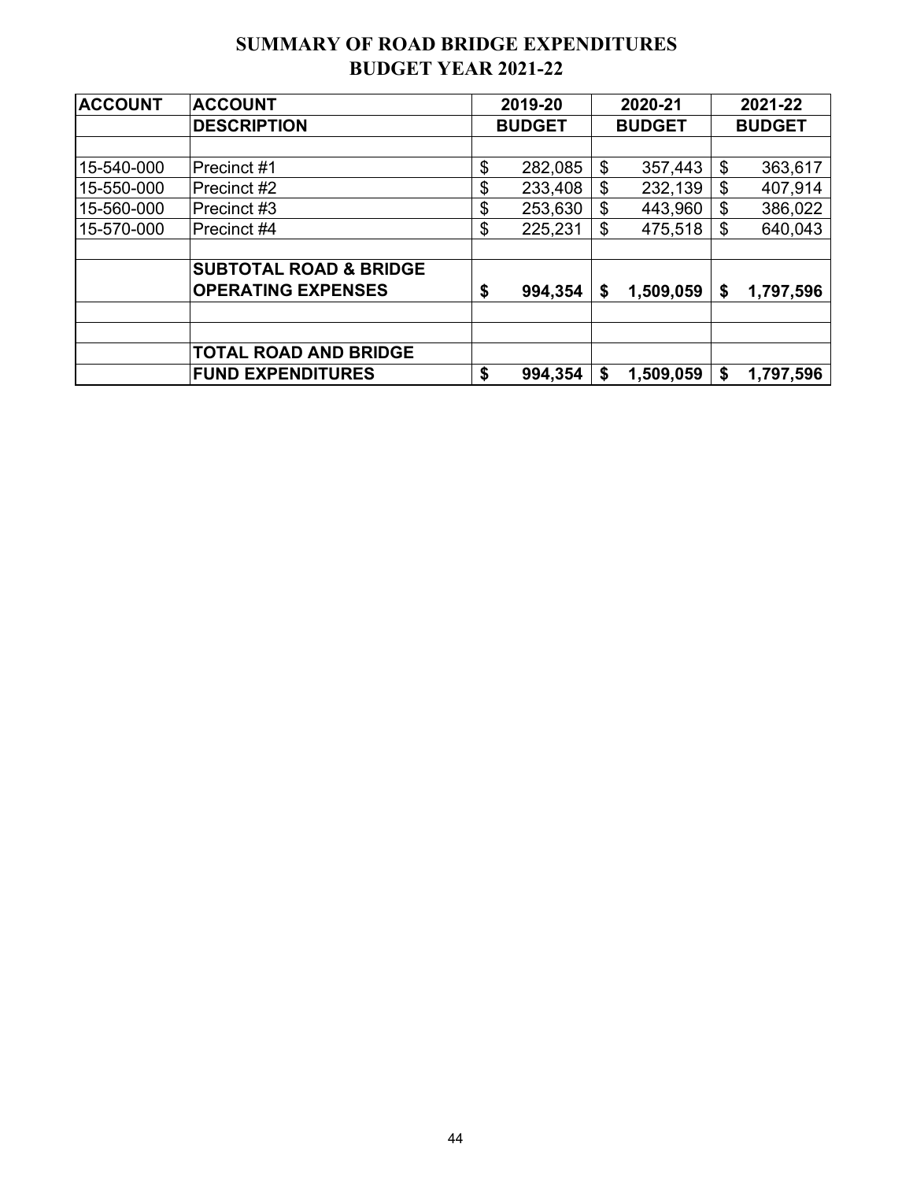# SUMMARY OF ROAD BRIDGE EXPENDITURES
## BUDGET YEAR 2021-22

| ACCOUNT | ACCOUNT DESCRIPTION | 2019-20 BUDGET | 2020-21 BUDGET | 2021-22 BUDGET |
|---|---|---|---|---|
| 15-540-000 | Precinct #1 | $ 282,085 | $ 357,443 | $ 363,617 |
| 15-550-000 | Precinct #2 | $ 233,408 | $ 232,139 | $ 407,914 |
| 15-560-000 | Precinct #3 | $ 253,630 | $ 443,960 | $ 386,022 |
| 15-570-000 | Precinct #4 | $ 225,231 | $ 475,518 | $ 640,043 |
| | **SUBTOTAL ROAD & BRIDGE OPERATING EXPENSES** | **$ 994,354** | **$ 1,509,059** | **$ 1,797,596** |
| | **TOTAL ROAD AND BRIDGE FUND EXPENDITURES** | **$ 994,354** | **$ 1,509,059** | **$ 1,797,596** |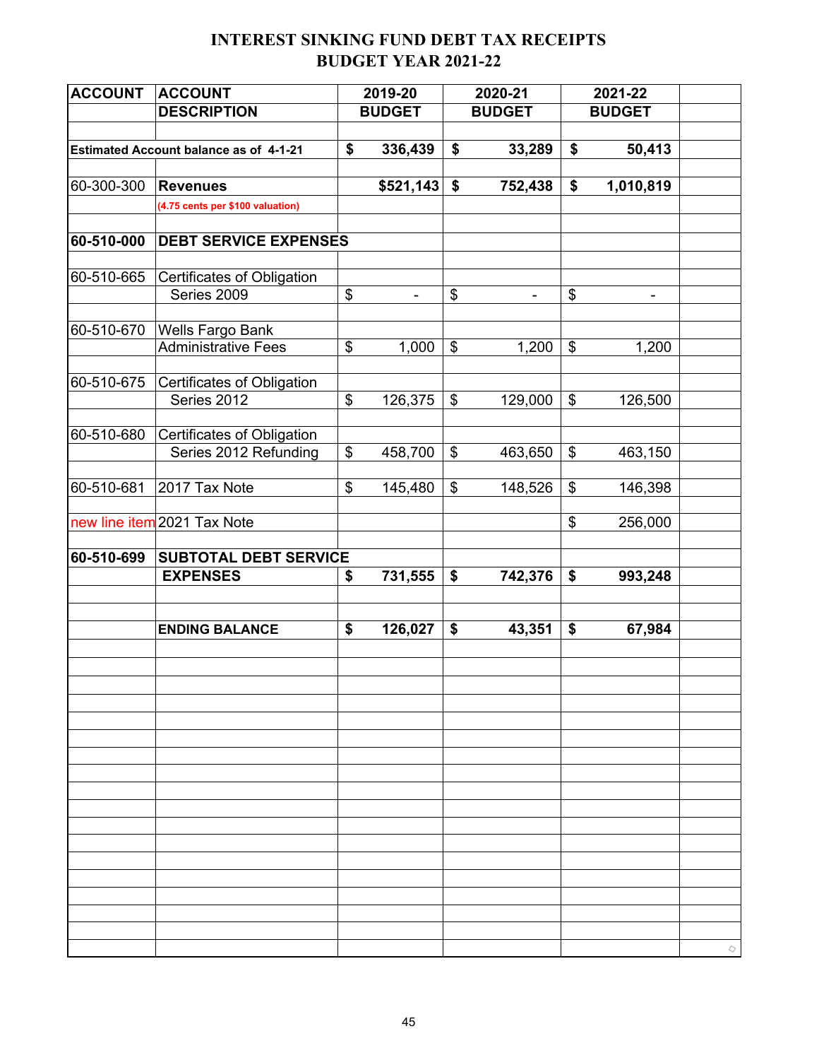# INTEREST SINKING FUND DEBT TAX RECEIPTS
## BUDGET YEAR 2021-22

| ACCOUNT | ACCOUNT DESCRIPTION | 2019-20 BUDGET | 2020-21 BUDGET | 2021-22 BUDGET |
|---|---|---|---|---|
| **Estimated Account balance as of 4-1-21** | | **$ 336,439** | **$ 33,289** | **$ 50,413** |
| 60-300-300 | **Revenues** (4.75 cents per $100 valuation) | **$521,143** | **$ 752,438** | **$ 1,010,819** |
| **60-510-000** | **DEBT SERVICE EXPENSES** | | | |
| 60-510-665 | Certificates of Obligation Series 2009 | $ - | $ - | $ - |
| 60-510-670 | Wells Fargo Bank Administrative Fees | $ 1,000 | $ 1,200 | $ 1,200 |
| 60-510-675 | Certificates of Obligation Series 2012 | $ 126,375 | $ 129,000 | $ 126,500 |
| 60-510-680 | Certificates of Obligation Series 2012 Refunding | $ 458,700 | $ 463,650 | $ 463,150 |
| 60-510-681 | 2017 Tax Note | $ 145,480 | $ 148,526 | $ 146,398 |
| new line item | 2021 Tax Note | | | $ 256,000 |
| **60-510-699** | **SUBTOTAL DEBT SERVICE EXPENSES** | **$ 731,555** | **$ 742,376** | **$ 993,248** |
| | **ENDING BALANCE** | **$ 126,027** | **$ 43,351** | **$ 67,984** |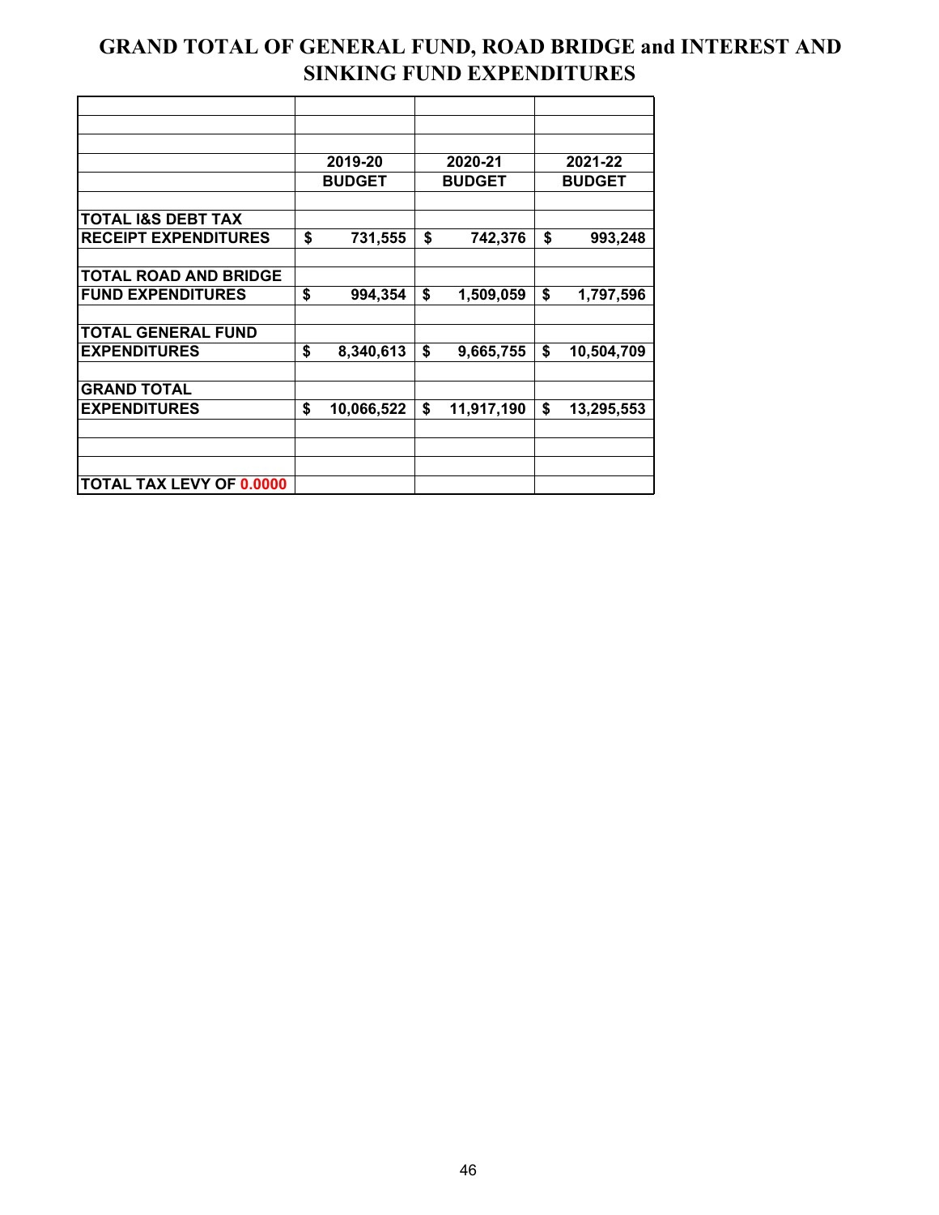# GRAND TOTAL OF GENERAL FUND, ROAD BRIDGE and INTEREST AND SINKING FUND EXPENDITURES

| | 2019-20 BUDGET | 2020-21 BUDGET | 2021-22 BUDGET |
|---|---|---|---|
| **TOTAL I&S DEBT TAX RECEIPT EXPENDITURES** | **$ 731,555** | **$ 742,376** | **$ 993,248** |
| **TOTAL ROAD AND BRIDGE FUND EXPENDITURES** | **$ 994,354** | **$ 1,509,059** | **$ 1,797,596** |
| **TOTAL GENERAL FUND EXPENDITURES** | **$ 8,340,613** | **$ 9,665,755** | **$ 10,504,709** |
| **GRAND TOTAL EXPENDITURES** | **$ 10,066,522** | **$ 11,917,190** | **$ 13,295,553** |
| **TOTAL TAX LEVY OF 0.0000** | | | |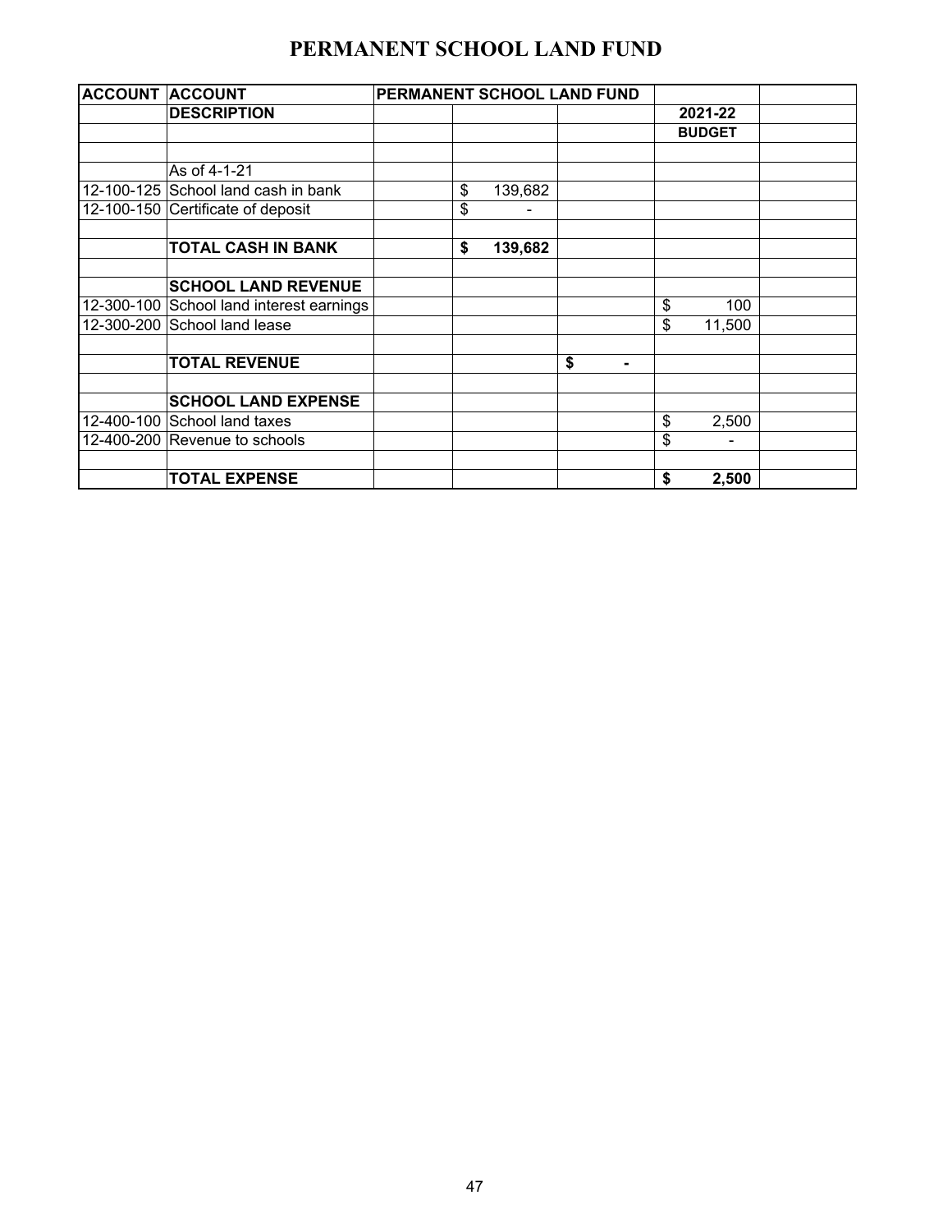# PERMANENT SCHOOL LAND FUND

| ACCOUNT | ACCOUNT | PERMANENT SCHOOL LAND FUND | | | | |
|---|---|---|---|---|---|---|
| | DESCRIPTION | | | | 2021-22 | |
| | | | | | BUDGET | |
| | | | | | | |
| | As of 4-1-21 | | | | | |
| 12-100-125 | School land cash in bank | | $ 139,682 | | | |
| 12-100-150 | Certificate of deposit | | $ - | | | |
| | | | | | | |
| | **TOTAL CASH IN BANK** | | **$ 139,682** | | | |
| | | | | | | |
| | **SCHOOL LAND REVENUE** | | | | | |
| 12-300-100 | School land interest earnings | | | | $ 100 | |
| 12-300-200 | School land lease | | | | $ 11,500 | |
| | | | | | | |
| | **TOTAL REVENUE** | | | **$ -** | | |
| | | | | | | |
| | **SCHOOL LAND EXPENSE** | | | | | |
| 12-400-100 | School land taxes | | | | $ 2,500 | |
| 12-400-200 | Revenue to schools | | | | $ - | |
| | | | | | | |
| | **TOTAL EXPENSE** | | | | **$ 2,500** | |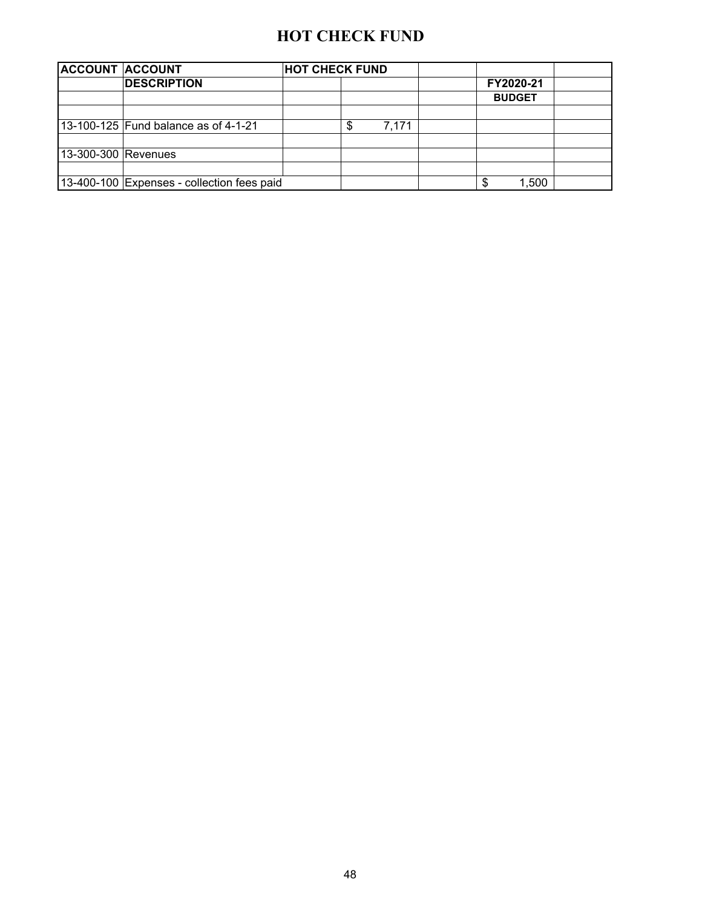# HOT CHECK FUND

| ACCOUNT | ACCOUNT | HOT CHECK FUND | | | | |
|---|---|---|---|---|---|---|
| | DESCRIPTION | | | | FY2020-21 | |
| | | | | | BUDGET | |
| | | | | | | |
| 13-100-125 | Fund balance as of 4-1-21 | | $ 7,171 | | | |
| | | | | | | |
| 13-300-300 | Revenues | | | | | |
| | | | | | | |
| 13-400-100 | Expenses - collection fees paid | | | | $ 1,500 | |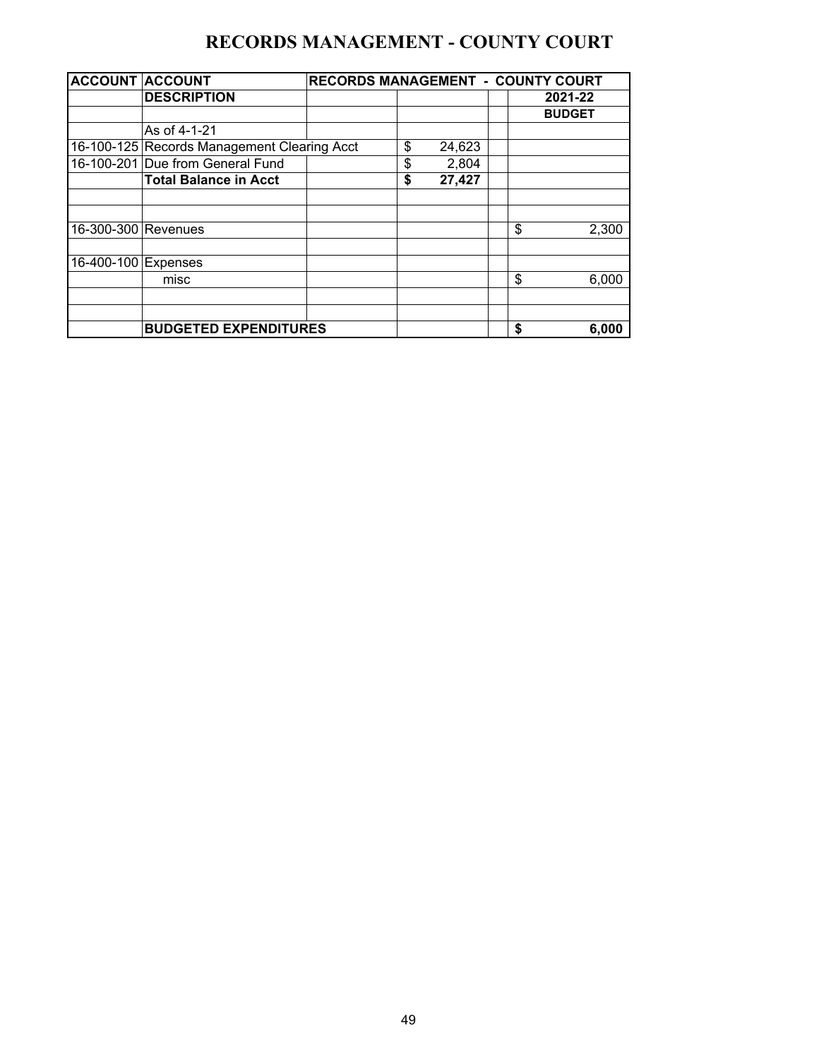# RECORDS MANAGEMENT - COUNTY COURT

| ACCOUNT | ACCOUNT | RECORDS MANAGEMENT - COUNTY COURT | | | |
|---|---|---|---|---|---|
| | **DESCRIPTION** | | | | **2021-22** |
| | | | | | **BUDGET** |
| | As of 4-1-21 | | | | |
| 16-100-125 | Records Management Clearing Acct | | $ 24,623 | | |
| 16-100-201 | Due from General Fund | | $ 2,804 | | |
| | **Total Balance in Acct** | | **$ 27,427** | | |
| | | | | | |
| | | | | | |
| 16-300-300 | Revenues | | | | $ 2,300 |
| | | | | | |
| 16-400-100 | Expenses | | | | |
| | misc | | | | $ 6,000 |
| | | | | | |
| | | | | | |
| | **BUDGETED EXPENDITURES** | | | | **$ 6,000** |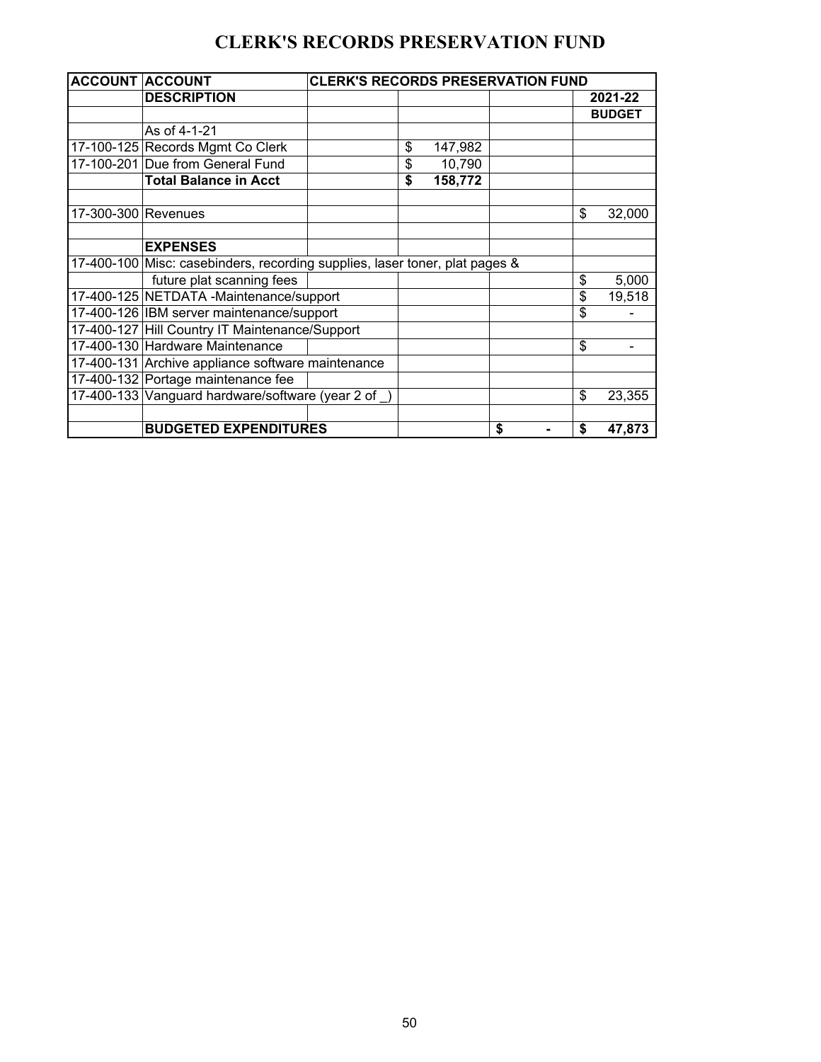# CLERK'S RECORDS PRESERVATION FUND

| ACCOUNT | ACCOUNT | CLERK'S RECORDS PRESERVATION FUND | | | |
|---|---|---|---|---|---|
| | **DESCRIPTION** | | | | **2021-22** |
| | | | | | **BUDGET** |
| | As of 4-1-21 | | | | |
| 17-100-125 | Records Mgmt Co Clerk | | $ 147,982 | | |
| 17-100-201 | Due from General Fund | | $ 10,790 | | |
| | **Total Balance in Acct** | | **$ 158,772** | | |
| | | | | | |
| 17-300-300 | Revenues | | | | $ 32,000 |
| | | | | | |
| | **EXPENSES** | | | | |
| 17-400-100 | Misc: casebinders, recording supplies, laser toner, plat pages & | | | | |
| | future plat scanning fees | | | | $ 5,000 |
| 17-400-125 | NETDATA -Maintenance/support | | | | $ 19,518 |
| 17-400-126 | IBM server maintenance/support | | | | $ - |
| 17-400-127 | Hill Country IT Maintenance/Support | | | | |
| 17-400-130 | Hardware Maintenance | | | | $ - |
| 17-400-131 | Archive appliance software maintenance | | | | |
| 17-400-132 | Portage maintenance fee | | | | |
| 17-400-133 | Vanguard hardware/software (year 2 of _) | | | | $ 23,355 |
| | | | | | |
| | **BUDGETED EXPENDITURES** | | | **$ -** | **$ 47,873** |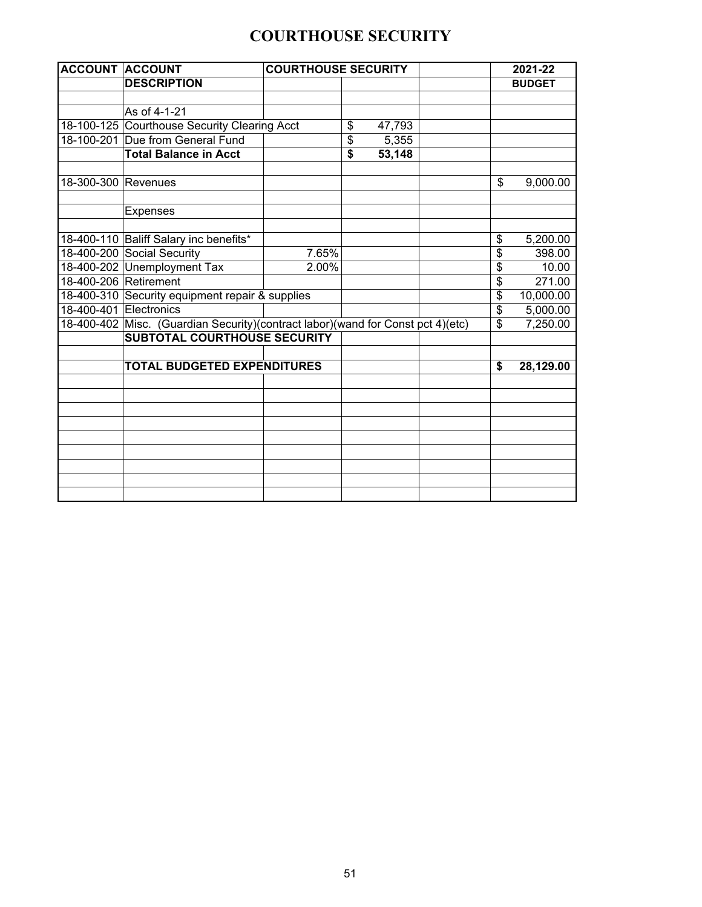# COURTHOUSE SECURITY

| ACCOUNT | ACCOUNT | COURTHOUSE SECURITY | | | 2021-22 |
|---|---|---|---|---|---|
| | DESCRIPTION | | | | BUDGET |
| | | | | | |
| | As of 4-1-21 | | | | |
| 18-100-125 | Courthouse Security Clearing Acct | | $ 47,793 | | |
| 18-100-201 | Due from General Fund | | $ 5,355 | | |
| | **Total Balance in Acct** | | **$ 53,148** | | |
| | | | | | |
| 18-300-300 | Revenues | | | | $ 9,000.00 |
| | | | | | |
| | Expenses | | | | |
| | | | | | |
| 18-400-110 | Baliff Salary inc benefits* | | | | $ 5,200.00 |
| 18-400-200 | Social Security | 7.65% | | | $ 398.00 |
| 18-400-202 | Unemployment Tax | 2.00% | | | $ 10.00 |
| 18-400-206 | Retirement | | | | $ 271.00 |
| 18-400-310 | Security equipment repair & supplies | | | | $ 10,000.00 |
| 18-400-401 | Electronics | | | | $ 5,000.00 |
| 18-400-402 | Misc. (Guardian Security)(contract labor)(wand for Const pct 4)(etc) | | | | $ 7,250.00 |
| | **SUBTOTAL COURTHOUSE SECURITY** | | | | |
| | | | | | |
| | **TOTAL BUDGETED EXPENDITURES** | | | | **$ 28,129.00** |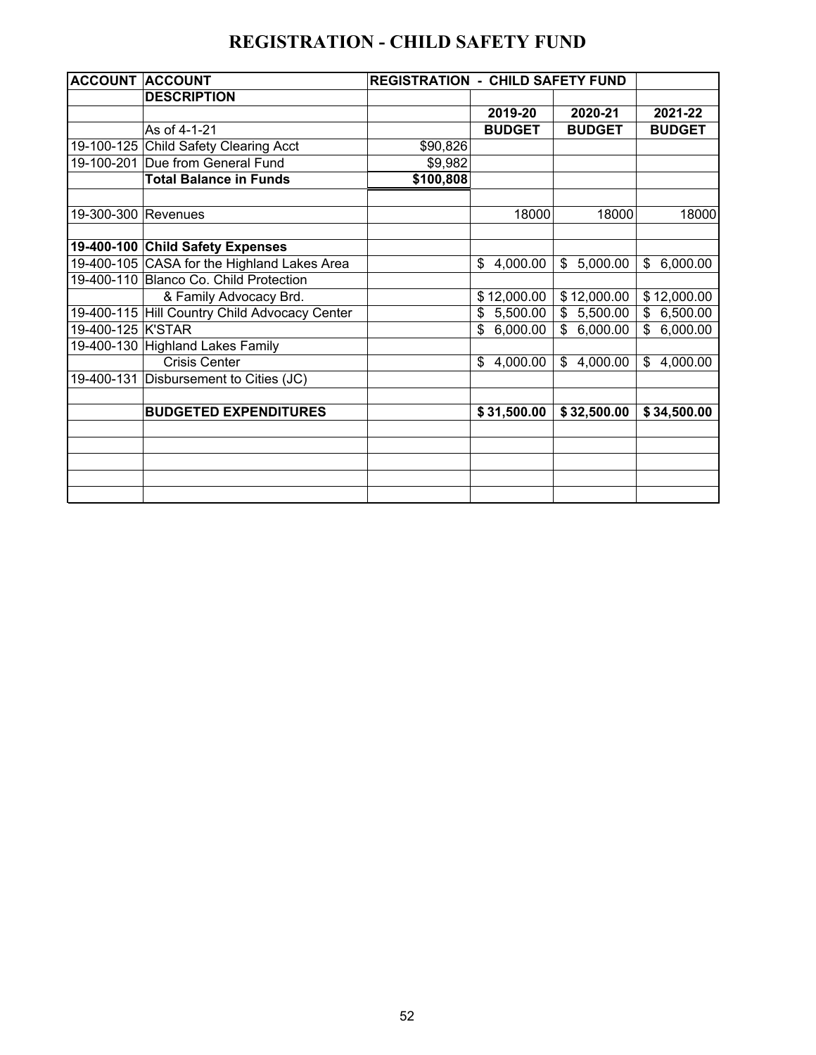# REGISTRATION - CHILD SAFETY FUND

| ACCOUNT | ACCOUNT | REGISTRATION - CHILD SAFETY FUND | | | |
|---|---|---|---|---|---|
| | DESCRIPTION | | | | |
| | | | 2019-20 | 2020-21 | 2021-22 |
| | As of 4-1-21 | | BUDGET | BUDGET | BUDGET |
| 19-100-125 | Child Safety Clearing Acct | $90,826 | | | |
| 19-100-201 | Due from General Fund | $9,982 | | | |
| | **Total Balance in Funds** | **$100,808** | | | |
| | | | | | |
| 19-300-300 | Revenues | | 18000 | 18000 | 18000 |
| | | | | | |
| **19-400-100** | **Child Safety Expenses** | | | | |
| 19-400-105 | CASA for the Highland Lakes Area | | $ 4,000.00 | $ 5,000.00 | $ 6,000.00 |
| 19-400-110 | Blanco Co. Child Protection | | | | |
| | & Family Advocacy Brd. | | $ 12,000.00 | $ 12,000.00 | $ 12,000.00 |
| 19-400-115 | Hill Country Child Advocacy Center | | $ 5,500.00 | $ 5,500.00 | $ 6,500.00 |
| 19-400-125 | K'STAR | | $ 6,000.00 | $ 6,000.00 | $ 6,000.00 |
| 19-400-130 | Highland Lakes Family | | | | |
| | Crisis Center | | $ 4,000.00 | $ 4,000.00 | $ 4,000.00 |
| 19-400-131 | Disbursement to Cities (JC) | | | | |
| | | | | | |
| | **BUDGETED EXPENDITURES** | | **$ 31,500.00** | **$ 32,500.00** | **$ 34,500.00** |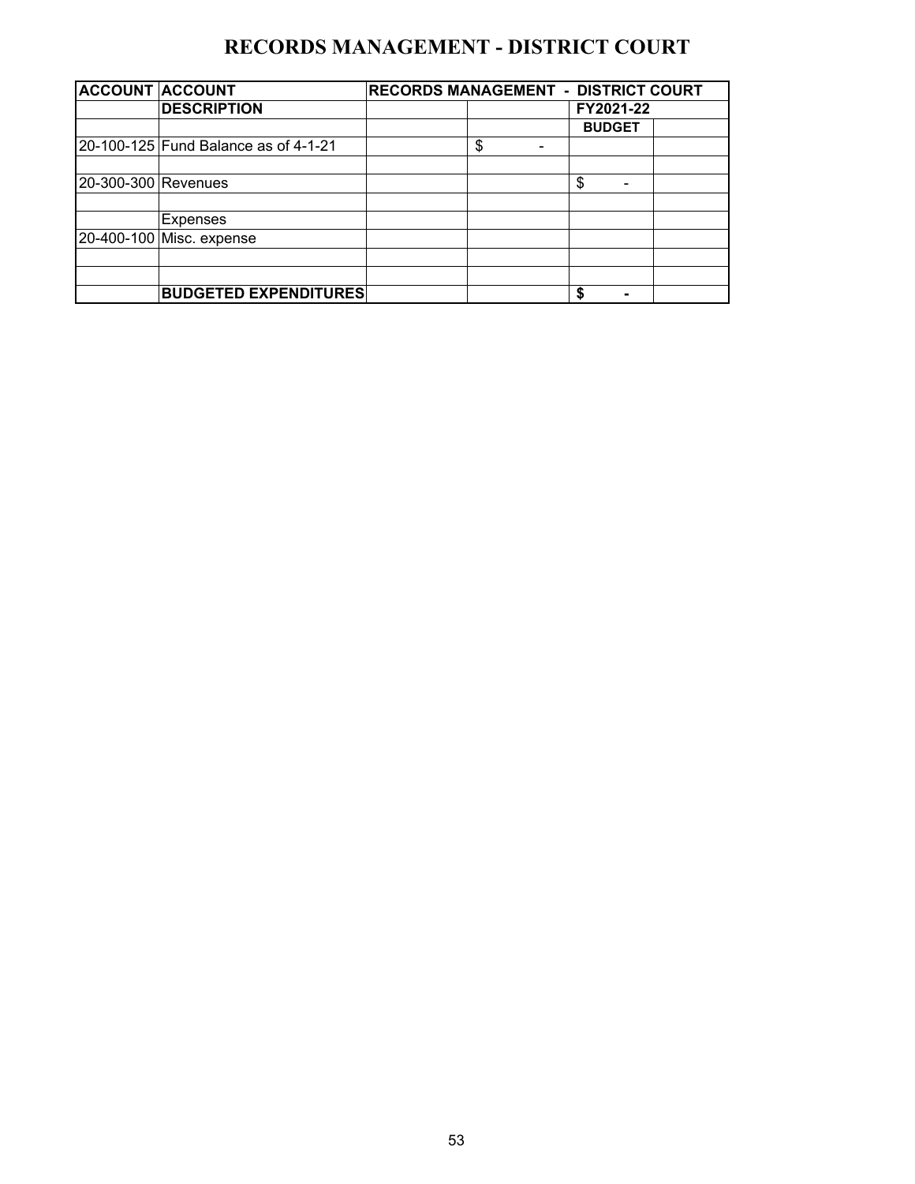# RECORDS MANAGEMENT - DISTRICT COURT

| ACCOUNT | ACCOUNT | RECORDS MANAGEMENT - DISTRICT COURT | | | |
|---|---|---|---|---|---|
| | DESCRIPTION | | | FY2021-22 | |
| | | | | BUDGET | |
| 20-100-125 | Fund Balance as of 4-1-21 | | $ - | | |
| | | | | | |
| 20-300-300 | Revenues | | | $ - | |
| | | | | | |
| | Expenses | | | | |
| 20-400-100 | Misc. expense | | | | |
| | | | | | |
| | | | | | |
| | **BUDGETED EXPENDITURES** | | | **$ -** | |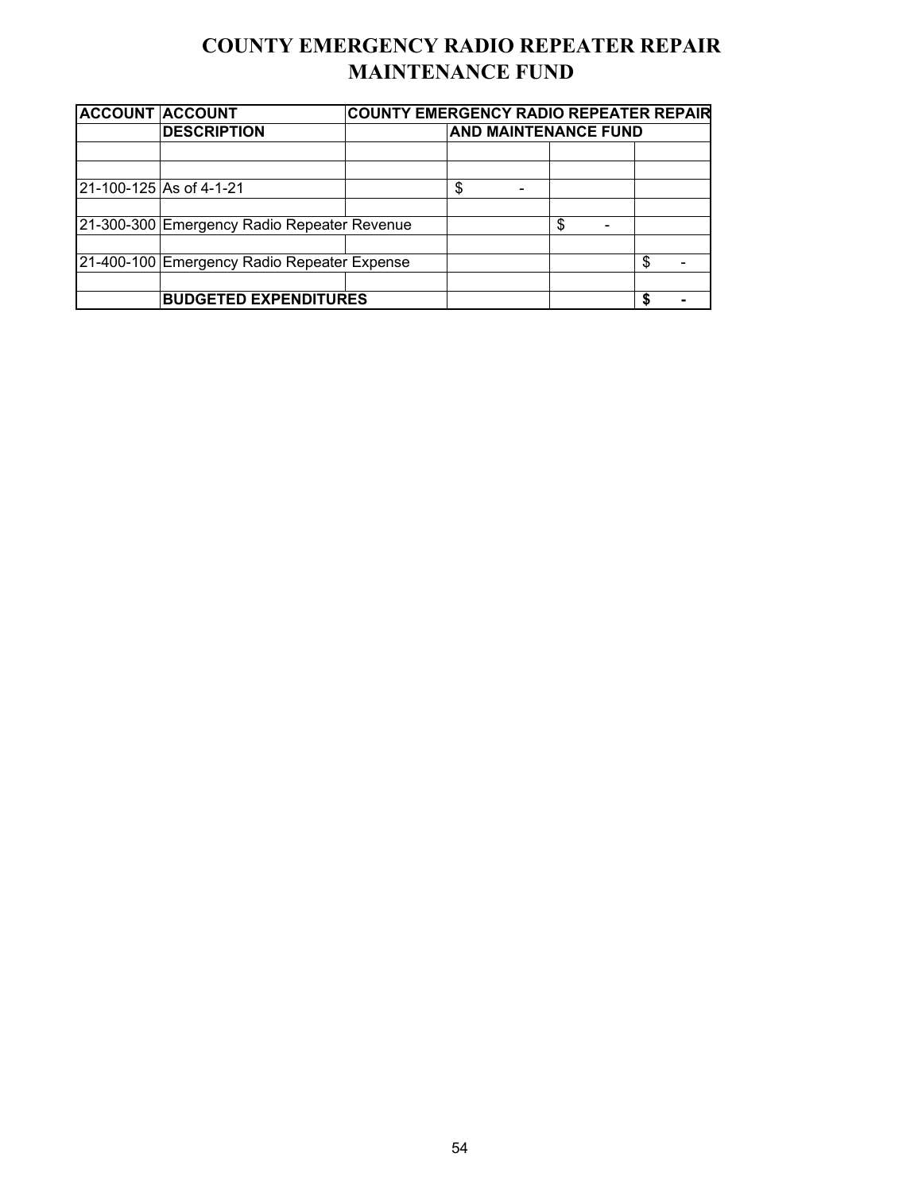# COUNTY EMERGENCY RADIO REPEATER REPAIR MAINTENANCE FUND

| ACCOUNT | ACCOUNT DESCRIPTION | COUNTY EMERGENCY RADIO REPEATER REPAIR AND MAINTENANCE FUND | | | |
|---|---|---|---|---|---|
| | | | | | |
| | | | | | |
| 21-100-125 | As of 4-1-21 | | $ - | | |
| | | | | | |
| 21-300-300 | Emergency Radio Repeater Revenue | | | $ - | |
| | | | | | |
| 21-400-100 | Emergency Radio Repeater Expense | | | | $ - |
| | | | | | |
| | **BUDGETED EXPENDITURES** | | | | **$ -** |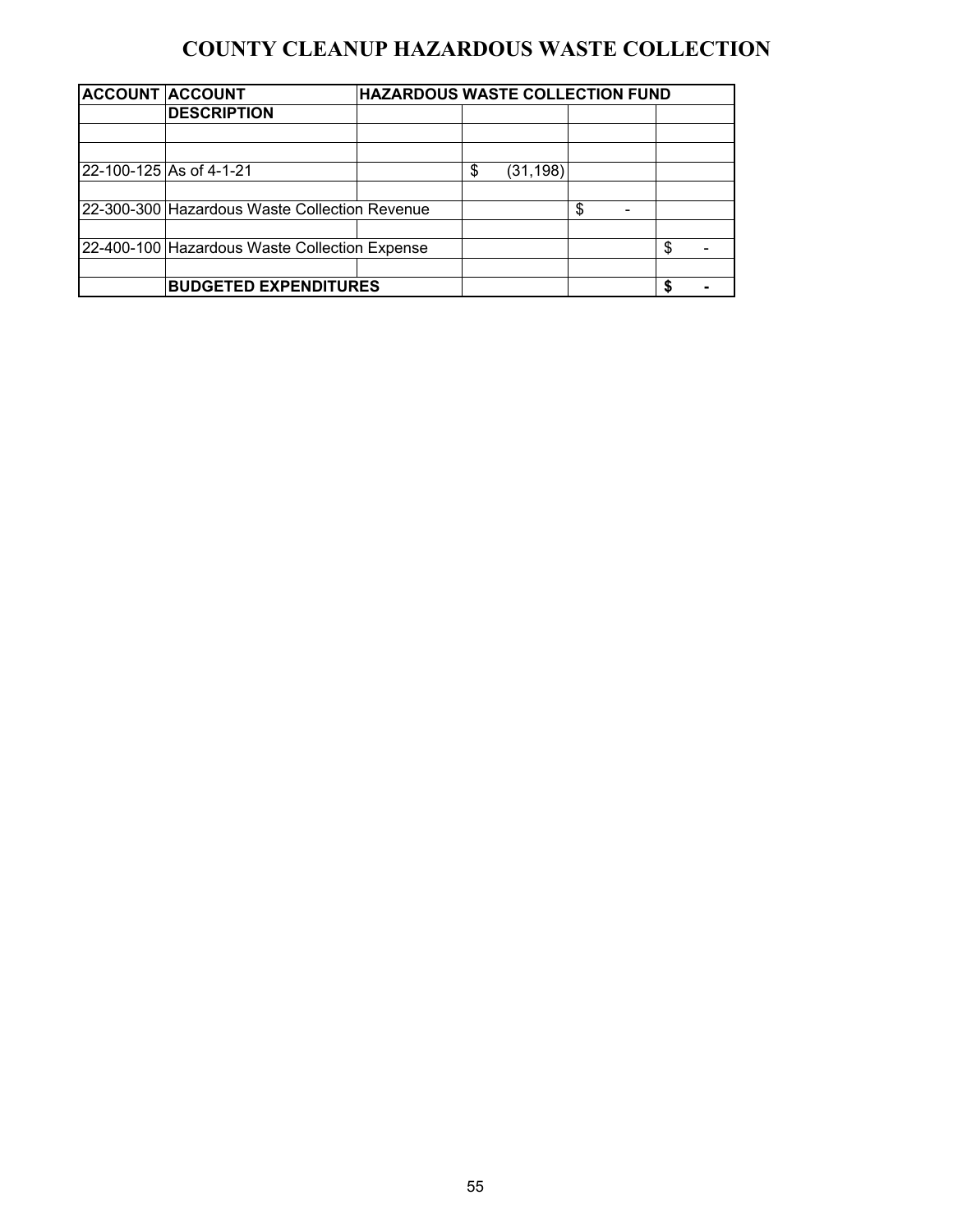# COUNTY CLEANUP HAZARDOUS WASTE COLLECTION

| ACCOUNT | ACCOUNT | HAZARDOUS WASTE COLLECTION FUND | | | |
|---|---|---|---|---|---|
| | DESCRIPTION | | | | |
| | | | | | |
| | | | | | |
| 22-100-125 | As of 4-1-21 | | $ (31,198) | | |
| | | | | | |
| 22-300-300 | Hazardous Waste Collection Revenue | | | $ - | |
| | | | | | |
| 22-400-100 | Hazardous Waste Collection Expense | | | | $ - |
| | | | | | |
| | **BUDGETED EXPENDITURES** | | | | **$ -** |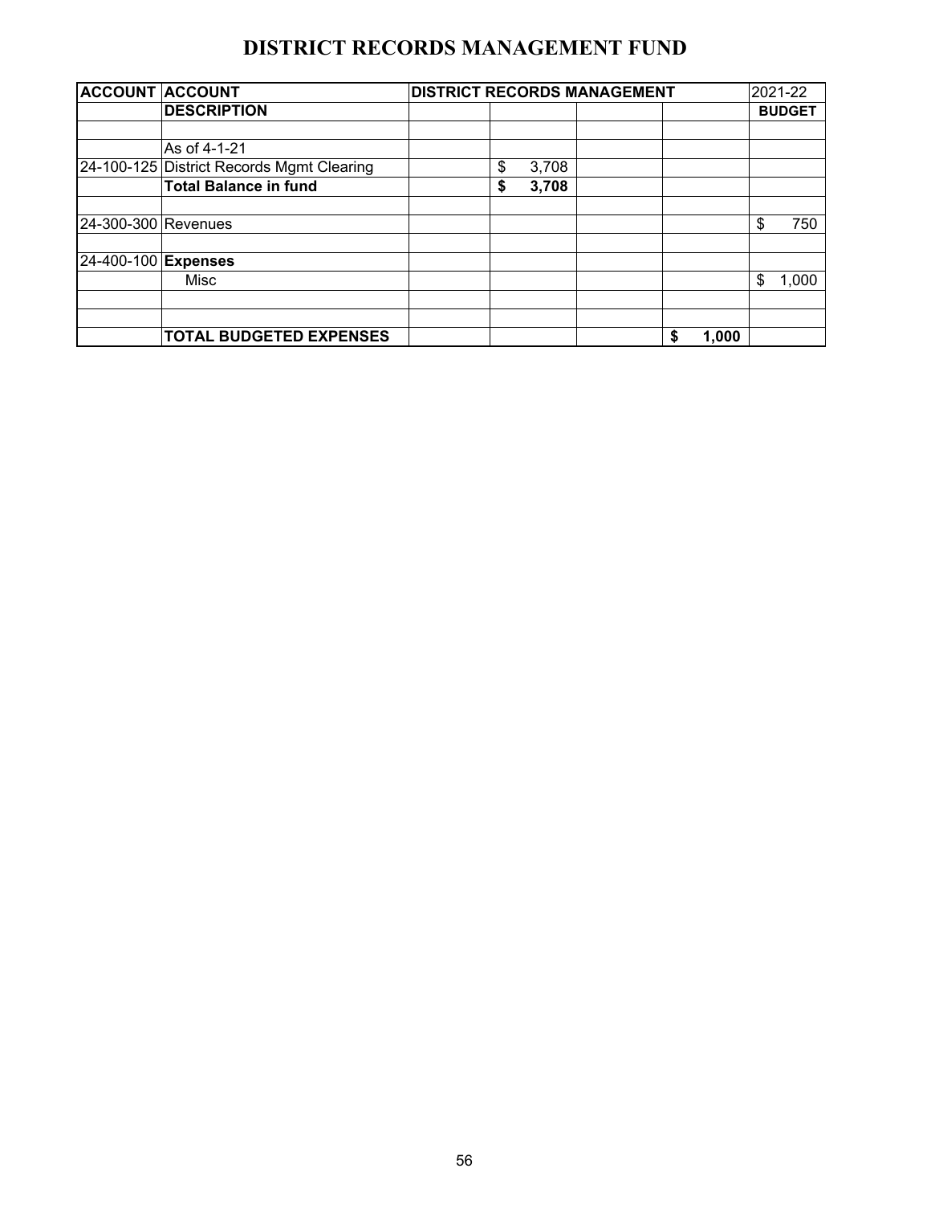# DISTRICT RECORDS MANAGEMENT FUND

| ACCOUNT | ACCOUNT | DISTRICT RECORDS MANAGEMENT | | | | 2021-22 |
|---|---|---|---|---|---|---|
| | **DESCRIPTION** | | | | | **BUDGET** |
| | | | | | | |
| | As of 4-1-21 | | | | | |
| 24-100-125 | District Records Mgmt Clearing | | $ 3,708 | | | |
| | **Total Balance in fund** | | **$ 3,708** | | | |
| | | | | | | |
| 24-300-300 | Revenues | | | | | $ 750 |
| | | | | | | |
| 24-400-100 | **Expenses** | | | | | |
| | Misc | | | | | $ 1,000 |
| | | | | | | |
| | | | | | | |
| | **TOTAL BUDGETED EXPENSES** | | | | **$ 1,000** | |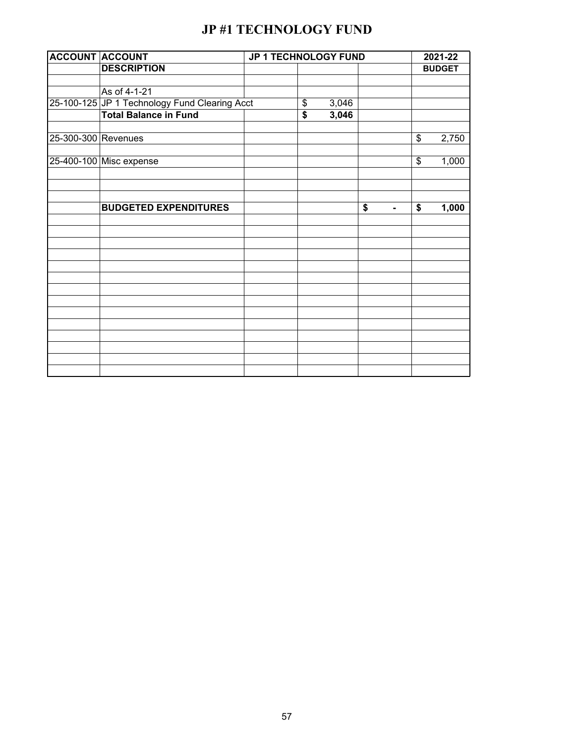# JP #1 TECHNOLOGY FUND

| ACCOUNT | ACCOUNT DESCRIPTION | JP 1 TECHNOLOGY FUND | | | 2021-22 BUDGET |
|---|---|---|---|---|---|
| | | | | | |
| | As of 4-1-21 | | | | |
| 25-100-125 | JP 1 Technology Fund Clearing Acct | | $ 3,046 | | |
| | **Total Balance in Fund** | | **$ 3,046** | | |
| | | | | | |
| 25-300-300 | Revenues | | | | $ 2,750 |
| | | | | | |
| 25-400-100 | Misc expense | | | | $ 1,000 |
| | | | | | |
| | | | | | |
| | | | | | |
| | **BUDGETED EXPENDITURES** | | | **$ -** | **$ 1,000** |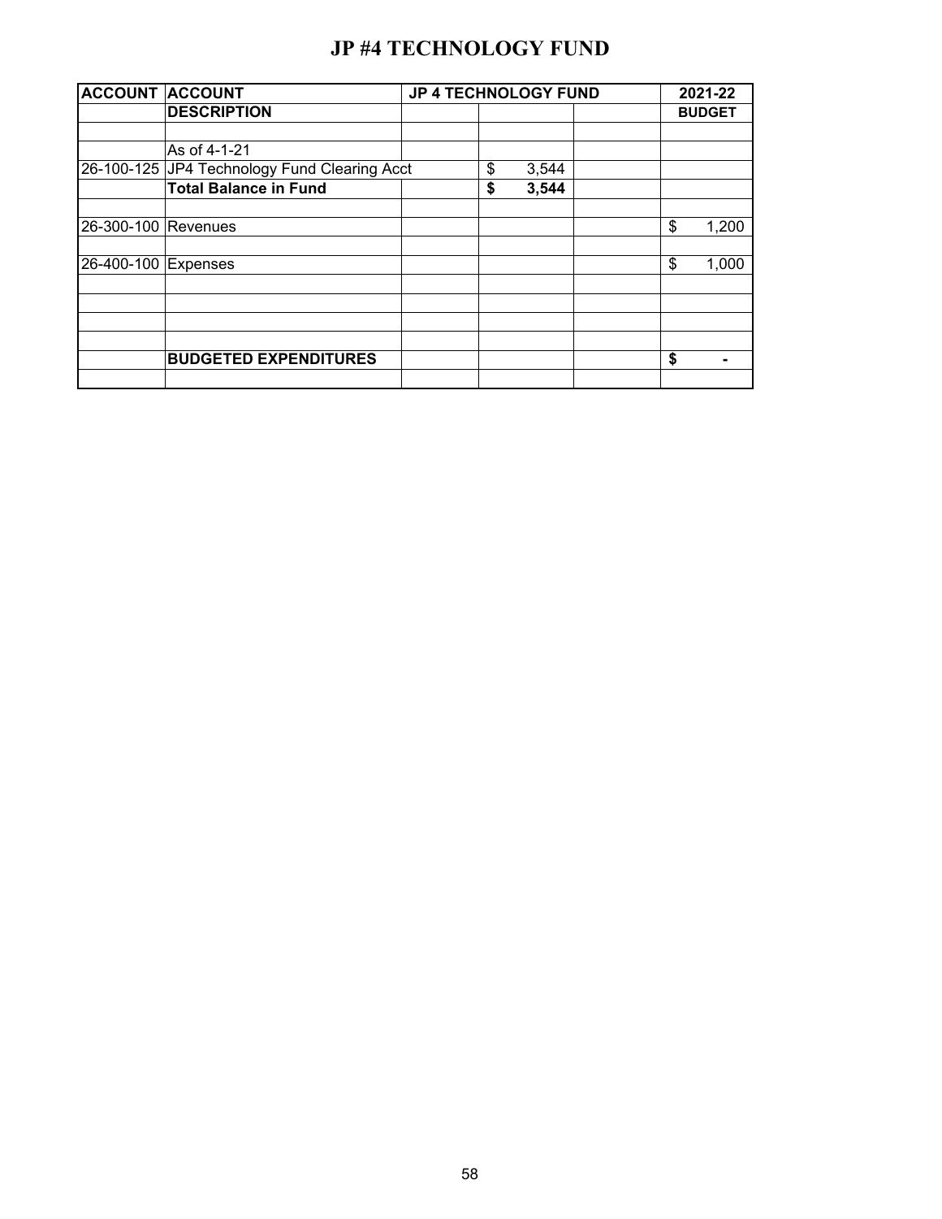# JP #4 TECHNOLOGY FUND

| ACCOUNT | ACCOUNT | JP 4 TECHNOLOGY FUND | | | 2021-22 |
|---|---|---|---|---|---|
| | **DESCRIPTION** | | | | **BUDGET** |
| | | | | | |
| | As of 4-1-21 | | | | |
| 26-100-125 | JP4 Technology Fund Clearing Acct | | $ 3,544 | | |
| | **Total Balance in Fund** | | **$ 3,544** | | |
| | | | | | |
| 26-300-100 | Revenues | | | | $ 1,200 |
| | | | | | |
| 26-400-100 | Expenses | | | | $ 1,000 |
| | | | | | |
| | | | | | |
| | | | | | |
| | | | | | |
| | **BUDGETED EXPENDITURES** | | | | **$ -** |
| | | | | | |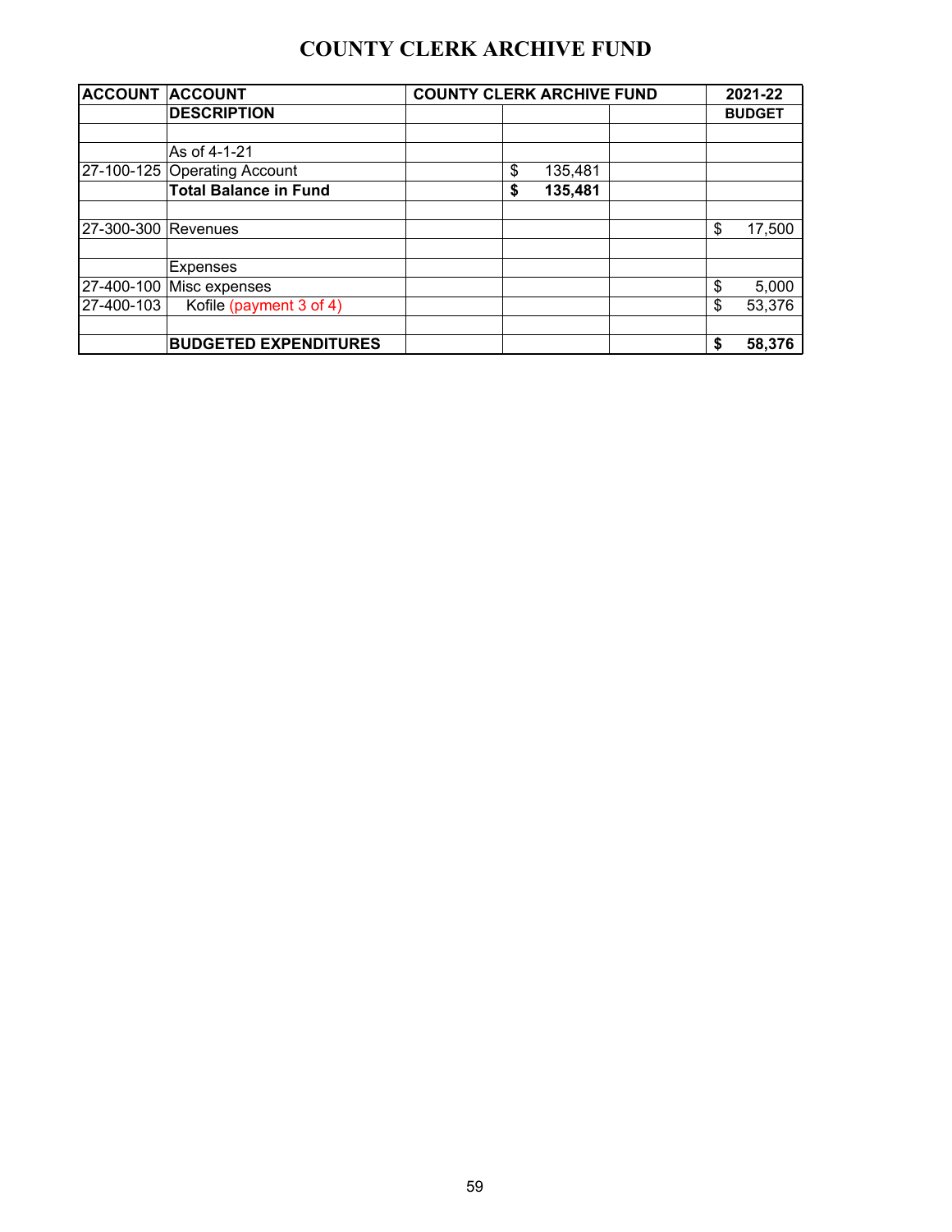# COUNTY CLERK ARCHIVE FUND

| ACCOUNT | ACCOUNT | COUNTY CLERK ARCHIVE FUND | | | 2021-22 |
|---|---|---|---|---|---|
| | **DESCRIPTION** | | | | **BUDGET** |
| | | | | | |
| | As of 4-1-21 | | | | |
| 27-100-125 | Operating Account | | $ 135,481 | | |
| | **Total Balance in Fund** | | **$ 135,481** | | |
| | | | | | |
| 27-300-300 | Revenues | | | | $ 17,500 |
| | | | | | |
| | Expenses | | | | |
| 27-400-100 | Misc expenses | | | | $ 5,000 |
| 27-400-103 | Kofile (payment 3 of 4) | | | | $ 53,376 |
| | | | | | |
| | **BUDGETED EXPENDITURES** | | | | **$ 58,376** |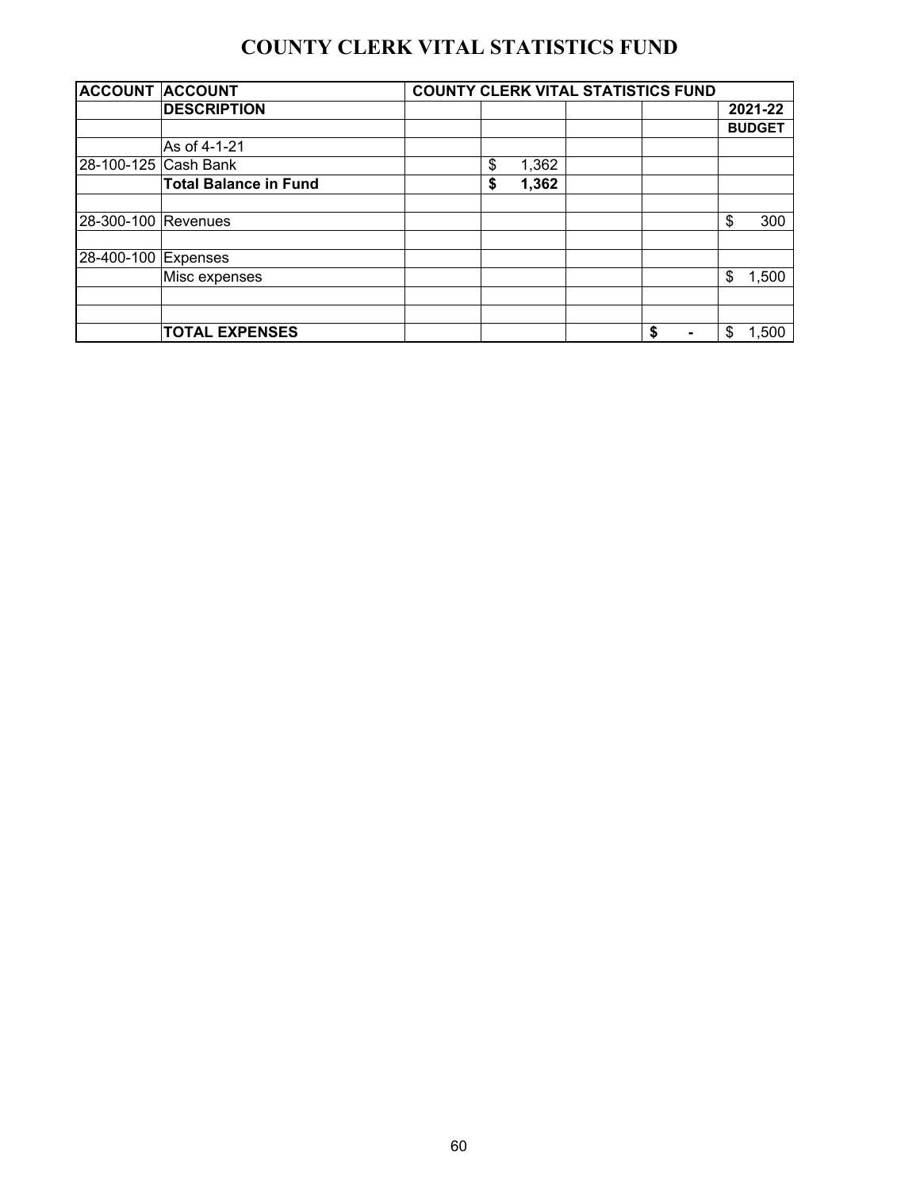# COUNTY CLERK VITAL STATISTICS FUND

| ACCOUNT | ACCOUNT | COUNTY CLERK VITAL STATISTICS FUND | | | | |
|---|---|---|---|---|---|---|
| | **DESCRIPTION** | | | | | **2021-22** |
| | | | | | | **BUDGET** |
| | As of 4-1-21 | | | | | |
| 28-100-125 | Cash Bank | | $ 1,362 | | | |
| | **Total Balance in Fund** | | **$ 1,362** | | | |
| | | | | | | |
| 28-300-100 | Revenues | | | | | $ 300 |
| | | | | | | |
| 28-400-100 | Expenses | | | | | |
| | Misc expenses | | | | | $ 1,500 |
| | | | | | | |
| | | | | | | |
| | **TOTAL EXPENSES** | | | | **$ -** | $ 1,500 |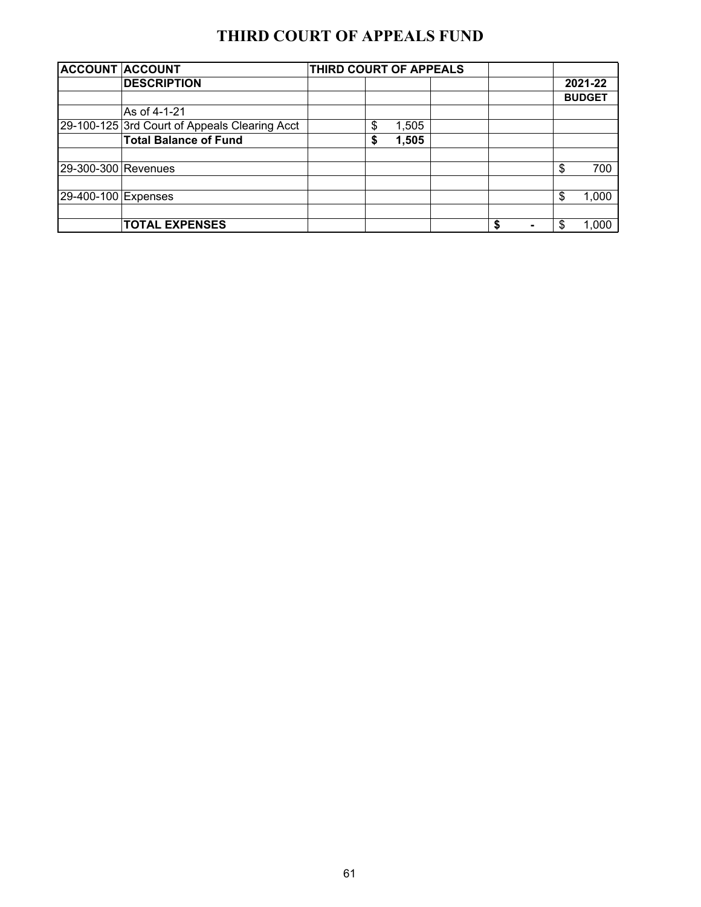# THIRD COURT OF APPEALS FUND

| ACCOUNT | ACCOUNT | THIRD COURT OF APPEALS | | | | |
|---|---|---|---|---|---|---|
| | DESCRIPTION | | | | | 2021-22 |
| | | | | | | BUDGET |
| | As of 4-1-21 | | | | | |
| 29-100-125 | 3rd Court of Appeals Clearing Acct | | $ 1,505 | | | |
| | **Total Balance of Fund** | | **$ 1,505** | | | |
| | | | | | | |
| 29-300-300 | Revenues | | | | | $ 700 |
| | | | | | | |
| 29-400-100 | Expenses | | | | | $ 1,000 |
| | | | | | | |
| | **TOTAL EXPENSES** | | | | **$ -** | $ 1,000 |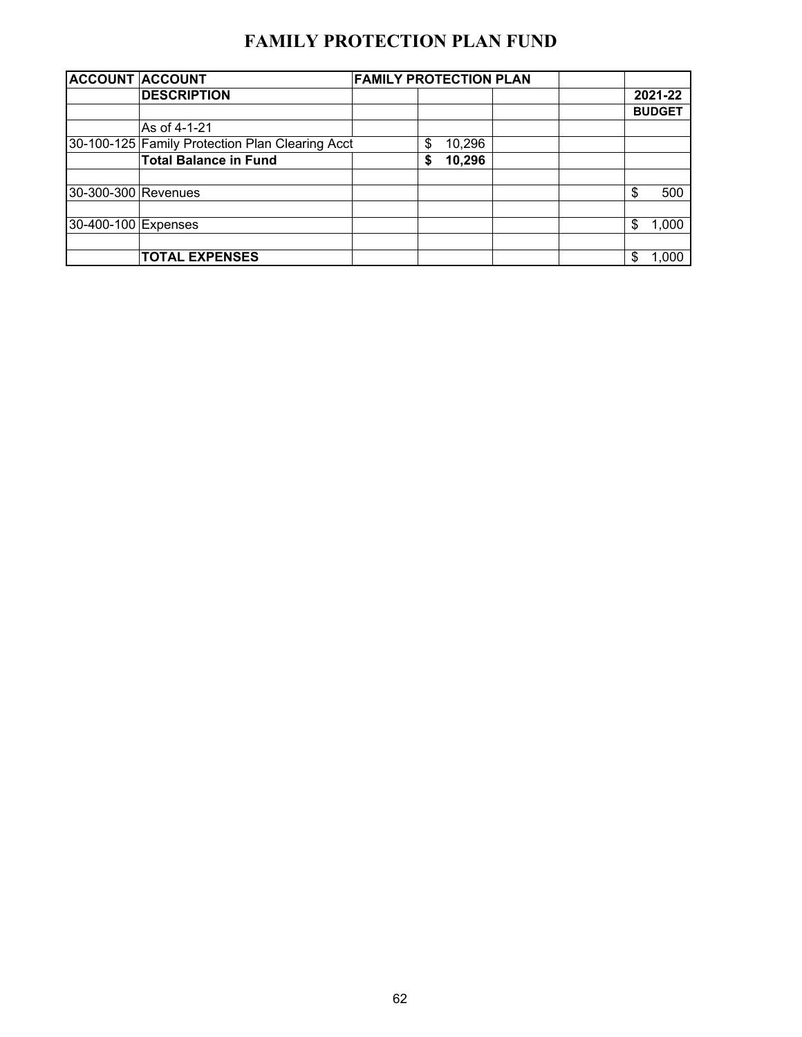# FAMILY PROTECTION PLAN FUND

| ACCOUNT | ACCOUNT | FAMILY PROTECTION PLAN | | | | |
|---|---|---|---|---|---|---|
| | DESCRIPTION | | | | | 2021-22 |
| | | | | | | BUDGET |
| | As of 4-1-21 | | | | | |
| 30-100-125 | Family Protection Plan Clearing Acct | | $ 10,296 | | | |
| | **Total Balance in Fund** | | **$ 10,296** | | | |
| | | | | | | |
| 30-300-300 | Revenues | | | | | $ 500 |
| | | | | | | |
| 30-400-100 | Expenses | | | | | $ 1,000 |
| | | | | | | |
| | **TOTAL EXPENSES** | | | | | $ 1,000 |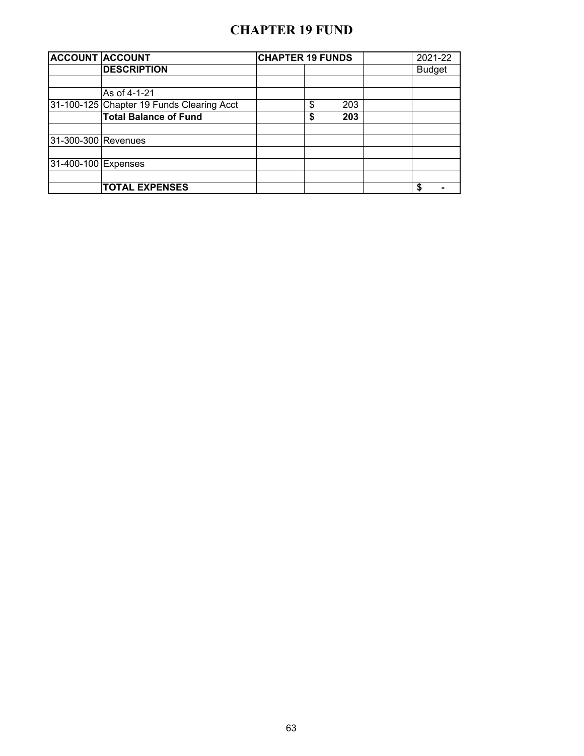# CHAPTER 19 FUND

| ACCOUNT | ACCOUNT | CHAPTER 19 FUNDS | | | 2021-22 |
|---|---|---|---|---|---|
| | **DESCRIPTION** | | | | Budget |
| | | | | | |
| | As of 4-1-21 | | | | |
| 31-100-125 | Chapter 19 Funds Clearing Acct | | $ 203 | | |
| | **Total Balance of Fund** | | **$ 203** | | |
| | | | | | |
| 31-300-300 | Revenues | | | | |
| | | | | | |
| 31-400-100 | Expenses | | | | |
| | | | | | |
| | **TOTAL EXPENSES** | | | | **$ -** |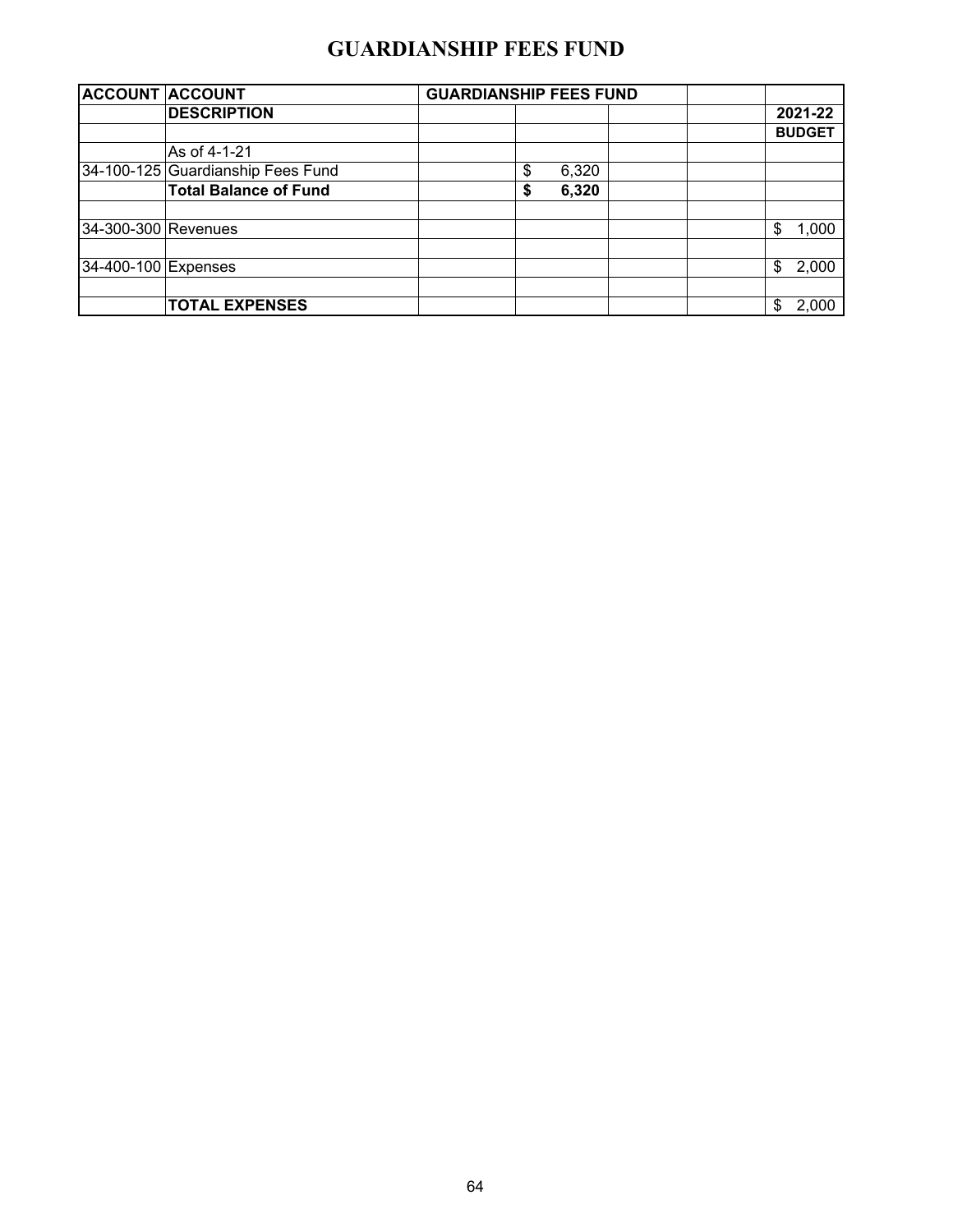# GUARDIANSHIP FEES FUND

| ACCOUNT | ACCOUNT | GUARDIANSHIP FEES FUND | | | | |
|---|---|---|---|---|---|---|
| | **DESCRIPTION** | | | | | **2021-22** |
| | | | | | | **BUDGET** |
| | As of 4-1-21 | | | | | |
| 34-100-125 | Guardianship Fees Fund | | $ 6,320 | | | |
| | **Total Balance of Fund** | | **$ 6,320** | | | |
| | | | | | | |
| 34-300-300 | Revenues | | | | | $ 1,000 |
| | | | | | | |
| 34-400-100 | Expenses | | | | | $ 2,000 |
| | | | | | | |
| | **TOTAL EXPENSES** | | | | | $ 2,000 |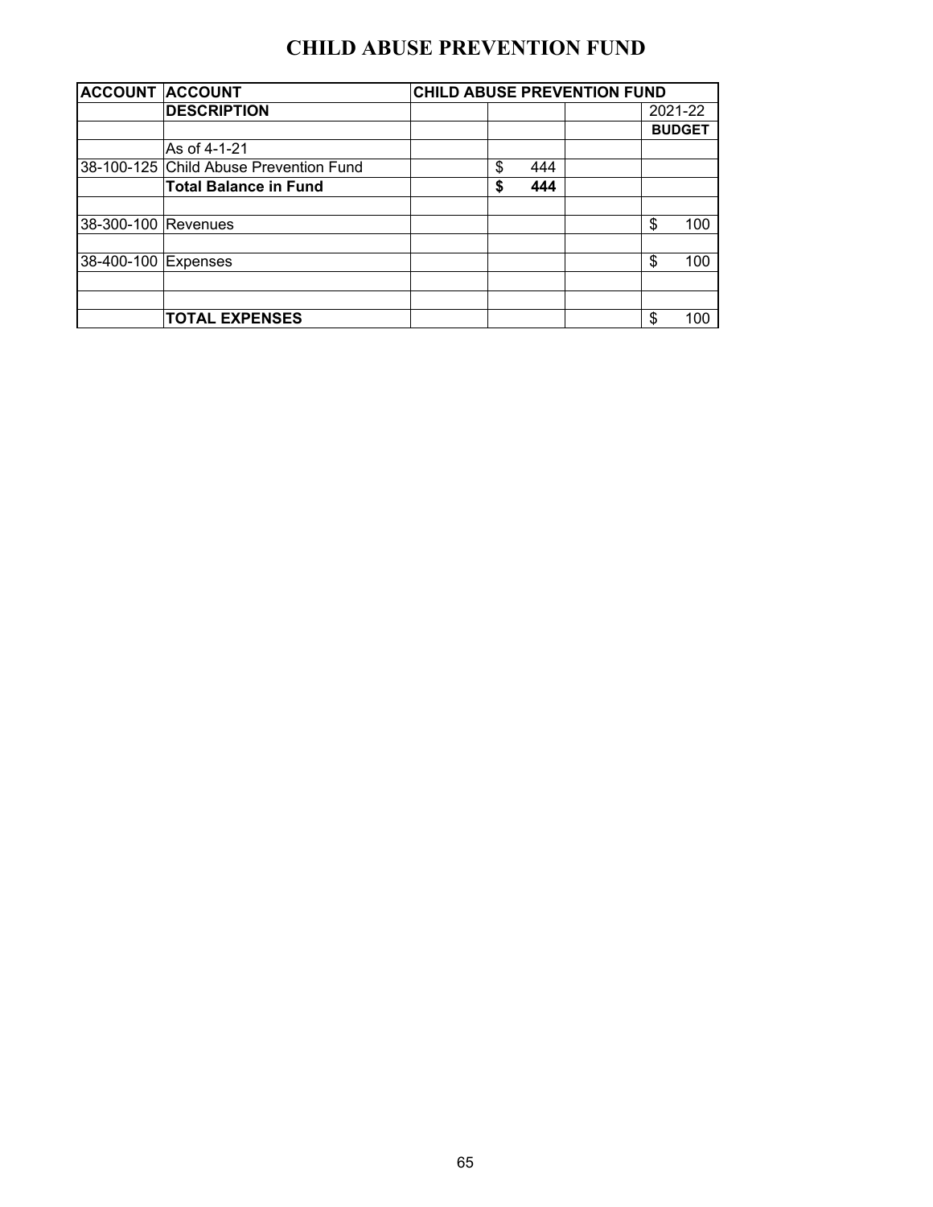# CHILD ABUSE PREVENTION FUND

| ACCOUNT | ACCOUNT | CHILD ABUSE PREVENTION FUND | | | |
|---|---|---|---|---|---|
| | **DESCRIPTION** | | | | 2021-22 |
| | | | | | **BUDGET** |
| | As of 4-1-21 | | | | |
| 38-100-125 | Child Abuse Prevention Fund | | $ 444 | | |
| | **Total Balance in Fund** | | **$ 444** | | |
| | | | | | |
| 38-300-100 | Revenues | | | | $ 100 |
| | | | | | |
| 38-400-100 | Expenses | | | | $ 100 |
| | | | | | |
| | | | | | |
| | **TOTAL EXPENSES** | | | | $ 100 |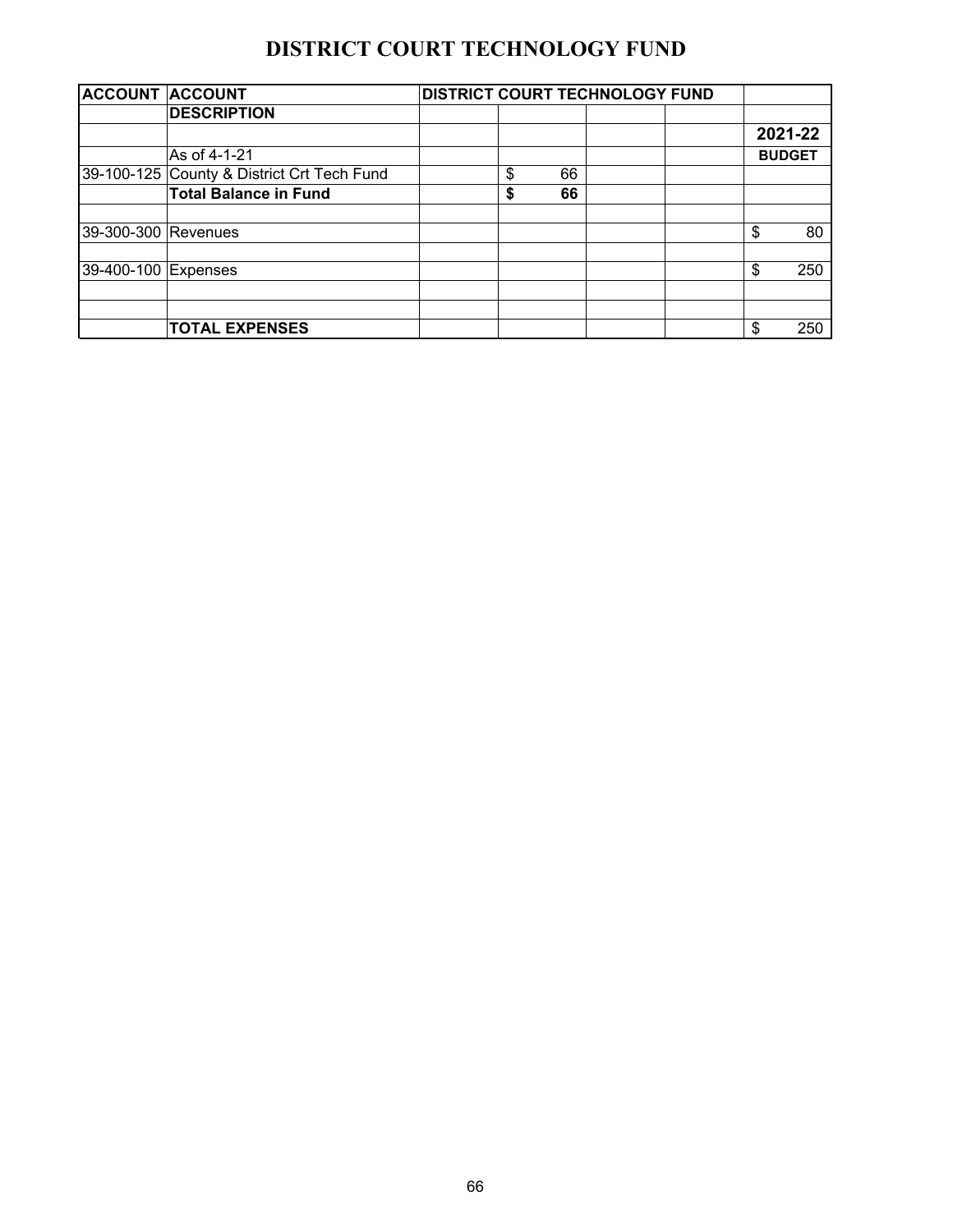# DISTRICT COURT TECHNOLOGY FUND

| ACCOUNT | ACCOUNT | DISTRICT COURT TECHNOLOGY FUND | | | | |
|---|---|---|---|---|---|---|
| | **DESCRIPTION** | | | | | |
| | | | | | | **2021-22** |
| | As of 4-1-21 | | | | | **BUDGET** |
| 39-100-125 | County & District Crt Tech Fund | | $ 66 | | | |
| | **Total Balance in Fund** | | **$ 66** | | | |
| | | | | | | |
| 39-300-300 | Revenues | | | | | $ 80 |
| | | | | | | |
| 39-400-100 | Expenses | | | | | $ 250 |
| | | | | | | |
| | | | | | | |
| | **TOTAL EXPENSES** | | | | | $ 250 |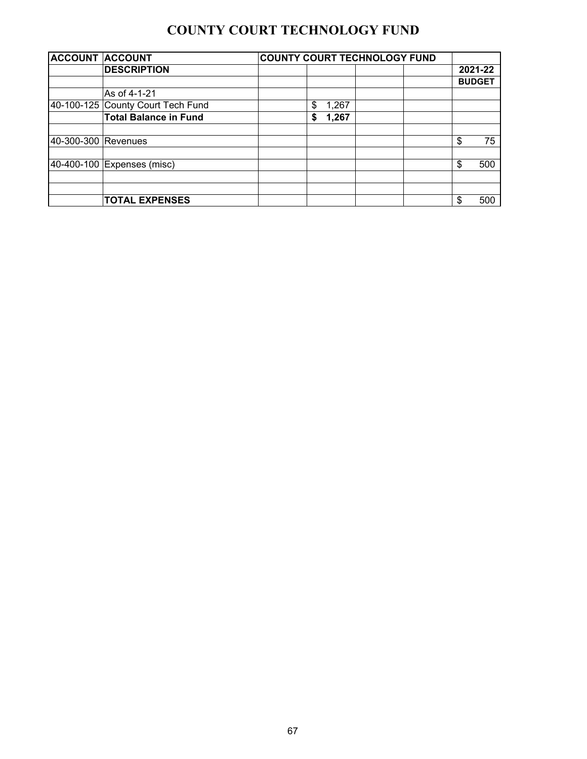# COUNTY COURT TECHNOLOGY FUND

| ACCOUNT | ACCOUNT | COUNTY COURT TECHNOLOGY FUND | | | | |
|---|---|---|---|---|---|---|
| | **DESCRIPTION** | | | | | **2021-22** |
| | | | | | | **BUDGET** |
| | As of 4-1-21 | | | | | |
| 40-100-125 | County Court Tech Fund | | $ 1,267 | | | |
| | **Total Balance in Fund** | | **$ 1,267** | | | |
| | | | | | | |
| 40-300-300 | Revenues | | | | | $ 75 |
| | | | | | | |
| 40-400-100 | Expenses (misc) | | | | | $ 500 |
| | | | | | | |
| | | | | | | |
| | **TOTAL EXPENSES** | | | | | $ 500 |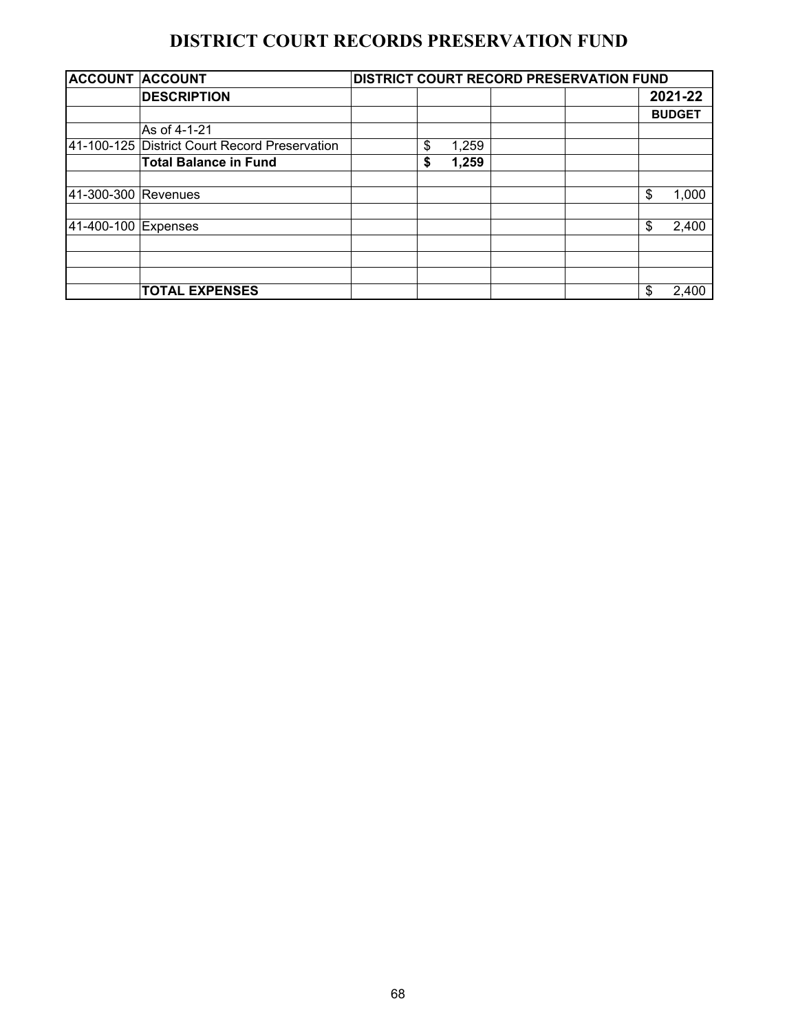# DISTRICT COURT RECORDS PRESERVATION FUND

| ACCOUNT | ACCOUNT | DISTRICT COURT RECORD PRESERVATION FUND | | | | |
|---|---|---|---|---|---|---|
| | **DESCRIPTION** | | | | | **2021-22** |
| | | | | | | **BUDGET** |
| | As of 4-1-21 | | | | | |
| 41-100-125 | District Court Record Preservation | | $ 1,259 | | | |
| | **Total Balance in Fund** | | **$ 1,259** | | | |
| | | | | | | |
| 41-300-300 | Revenues | | | | | $ 1,000 |
| | | | | | | |
| 41-400-100 | Expenses | | | | | $ 2,400 |
| | | | | | | |
| | | | | | | |
| | | | | | | |
| | **TOTAL EXPENSES** | | | | | $ 2,400 |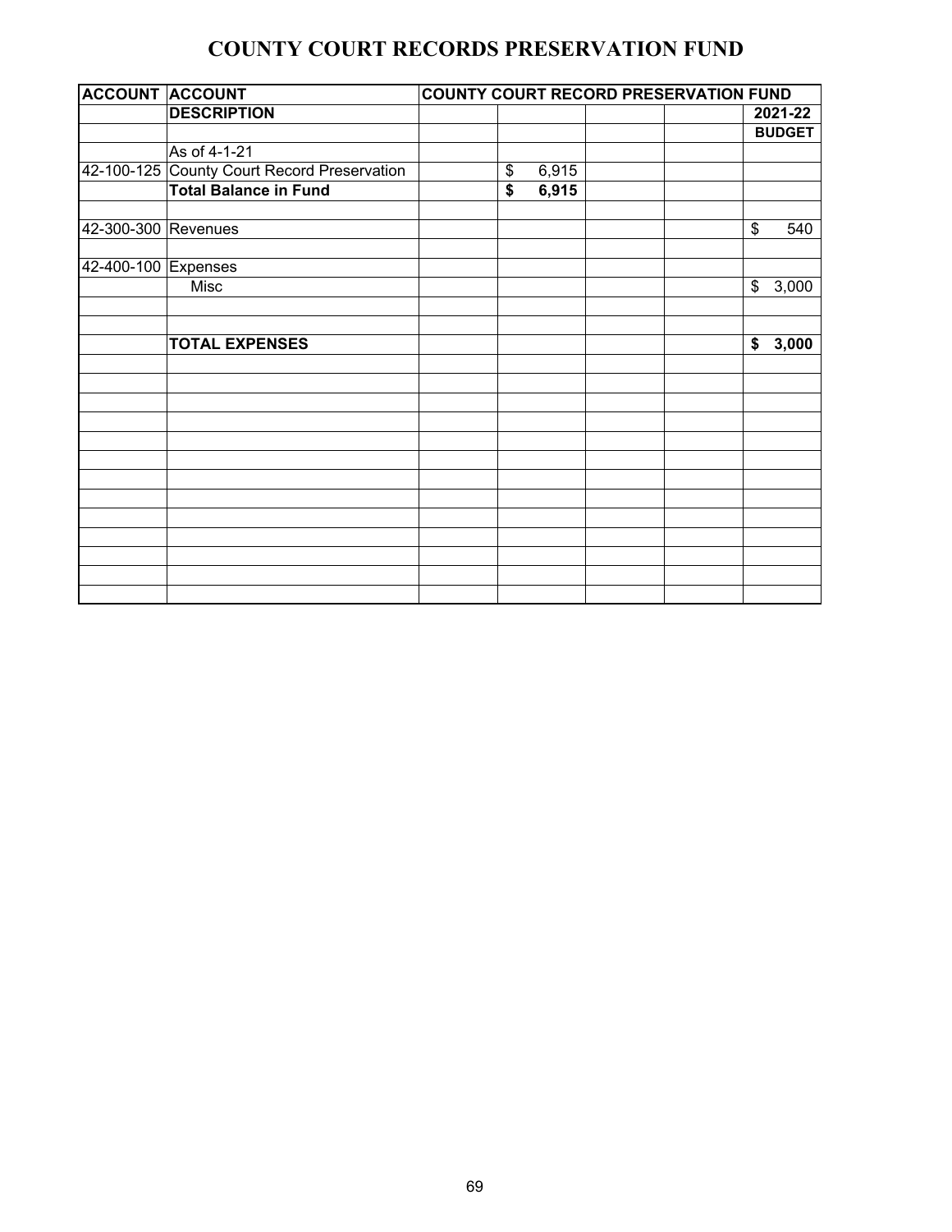# COUNTY COURT RECORDS PRESERVATION FUND

| ACCOUNT | ACCOUNT | COUNTY COURT RECORD PRESERVATION FUND | | | | |
|---|---|---|---|---|---|---|
| | **DESCRIPTION** | | | | | **2021-22** |
| | | | | | | **BUDGET** |
| | As of 4-1-21 | | | | | |
| 42-100-125 | County Court Record Preservation | | $ 6,915 | | | |
| | **Total Balance in Fund** | | **$ 6,915** | | | |
| | | | | | | |
| 42-300-300 | Revenues | | | | | $ 540 |
| | | | | | | |
| 42-400-100 | Expenses | | | | | |
| | Misc | | | | | $ 3,000 |
| | | | | | | |
| | | | | | | |
| | **TOTAL EXPENSES** | | | | | **$ 3,000** |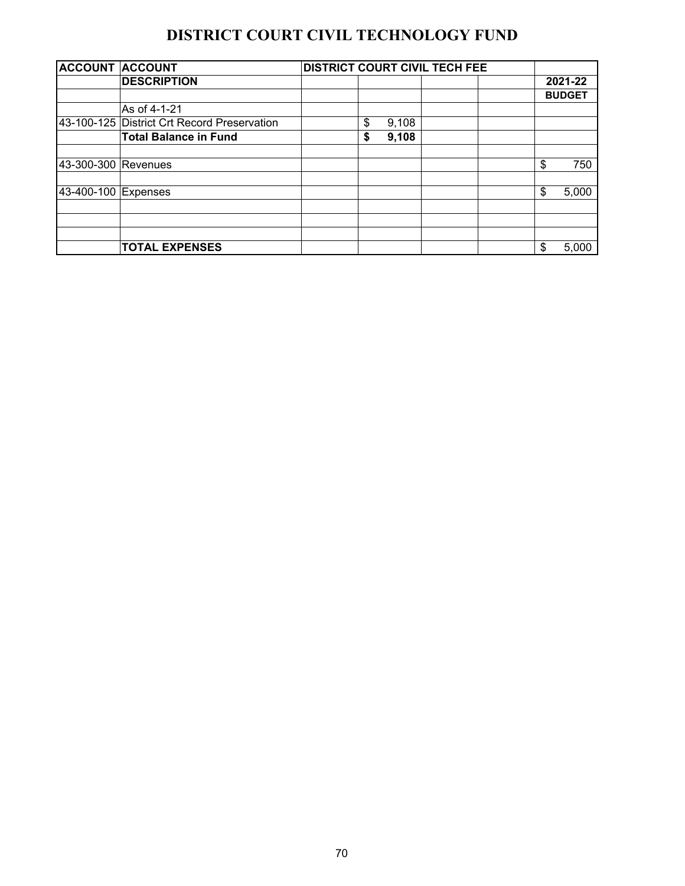# DISTRICT COURT CIVIL TECHNOLOGY FUND

| ACCOUNT | ACCOUNT | DISTRICT COURT CIVIL TECH FEE | | | | |
|---|---|---|---|---|---|---|
| | **DESCRIPTION** | | | | | **2021-22** |
| | | | | | | **BUDGET** |
| | As of 4-1-21 | | | | | |
| 43-100-125 | District Crt Record Preservation | | $ 9,108 | | | |
| | **Total Balance in Fund** | | **$ 9,108** | | | |
| | | | | | | |
| 43-300-300 | Revenues | | | | | $ 750 |
| | | | | | | |
| 43-400-100 | Expenses | | | | | $ 5,000 |
| | | | | | | |
| | | | | | | |
| | | | | | | |
| | **TOTAL EXPENSES** | | | | | $ 5,000 |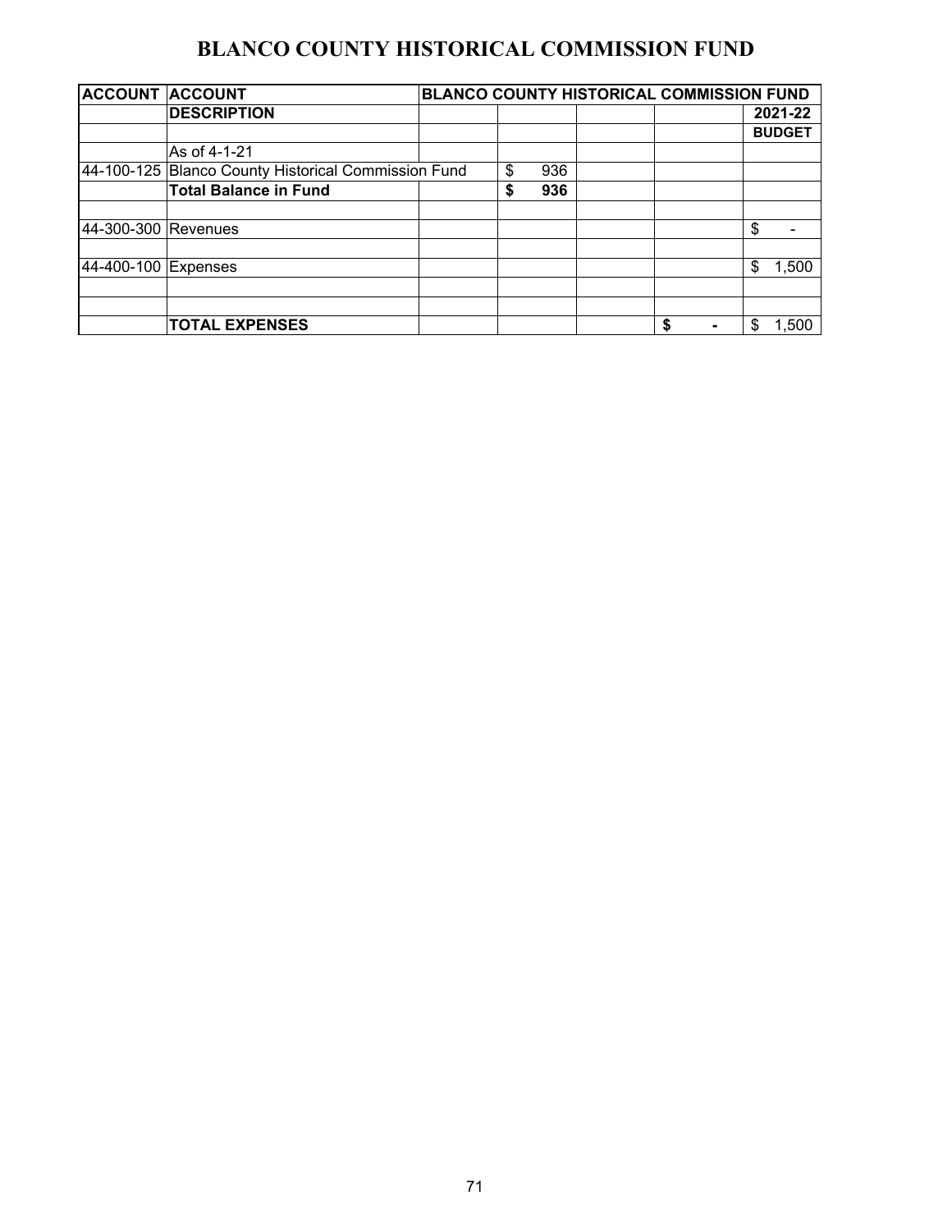# BLANCO COUNTY HISTORICAL COMMISSION FUND

| ACCOUNT | ACCOUNT | BLANCO COUNTY HISTORICAL COMMISSION FUND | | | | |
|---|---|---|---|---|---|---|
| | **DESCRIPTION** | | | | | **2021-22** |
| | | | | | | **BUDGET** |
| | As of 4-1-21 | | | | | |
| 44-100-125 | Blanco County Historical Commission Fund | | $ 936 | | | |
| | **Total Balance in Fund** | | **$ 936** | | | |
| | | | | | | |
| 44-300-300 | Revenues | | | | | $ - |
| | | | | | | |
| 44-400-100 | Expenses | | | | | $ 1,500 |
| | | | | | | |
| | | | | | | |
| | **TOTAL EXPENSES** | | | | **$ -** | $ 1,500 |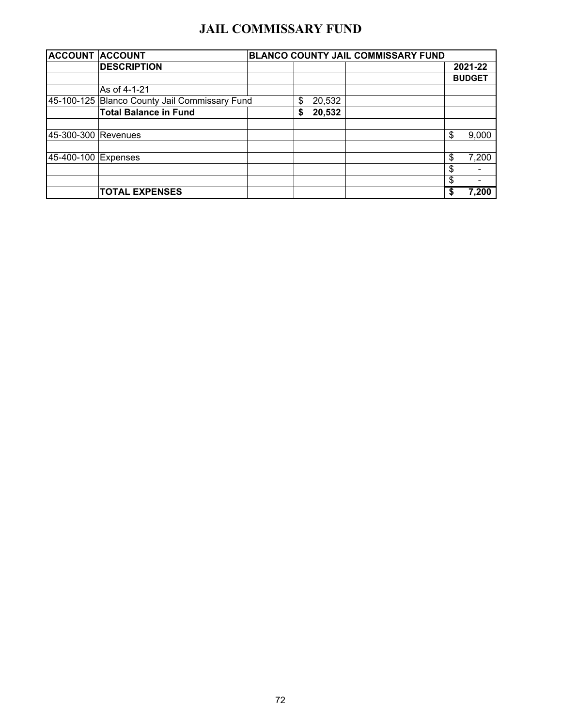# JAIL COMMISSARY FUND

| ACCOUNT | ACCOUNT | BLANCO COUNTY JAIL COMMISSARY FUND | | | | |
|---|---|---|---|---|---|---|
| | **DESCRIPTION** | | | | | **2021-22** |
| | | | | | | **BUDGET** |
| | As of 4-1-21 | | | | | |
| 45-100-125 | Blanco County Jail Commissary Fund | | $ 20,532 | | | |
| | **Total Balance in Fund** | | **$ 20,532** | | | |
| | | | | | | |
| 45-300-300 | Revenues | | | | | $ 9,000 |
| | | | | | | |
| 45-400-100 | Expenses | | | | | $ 7,200 |
| | | | | | | $ - |
| | | | | | | $ - |
| | **TOTAL EXPENSES** | | | | | **$ 7,200** |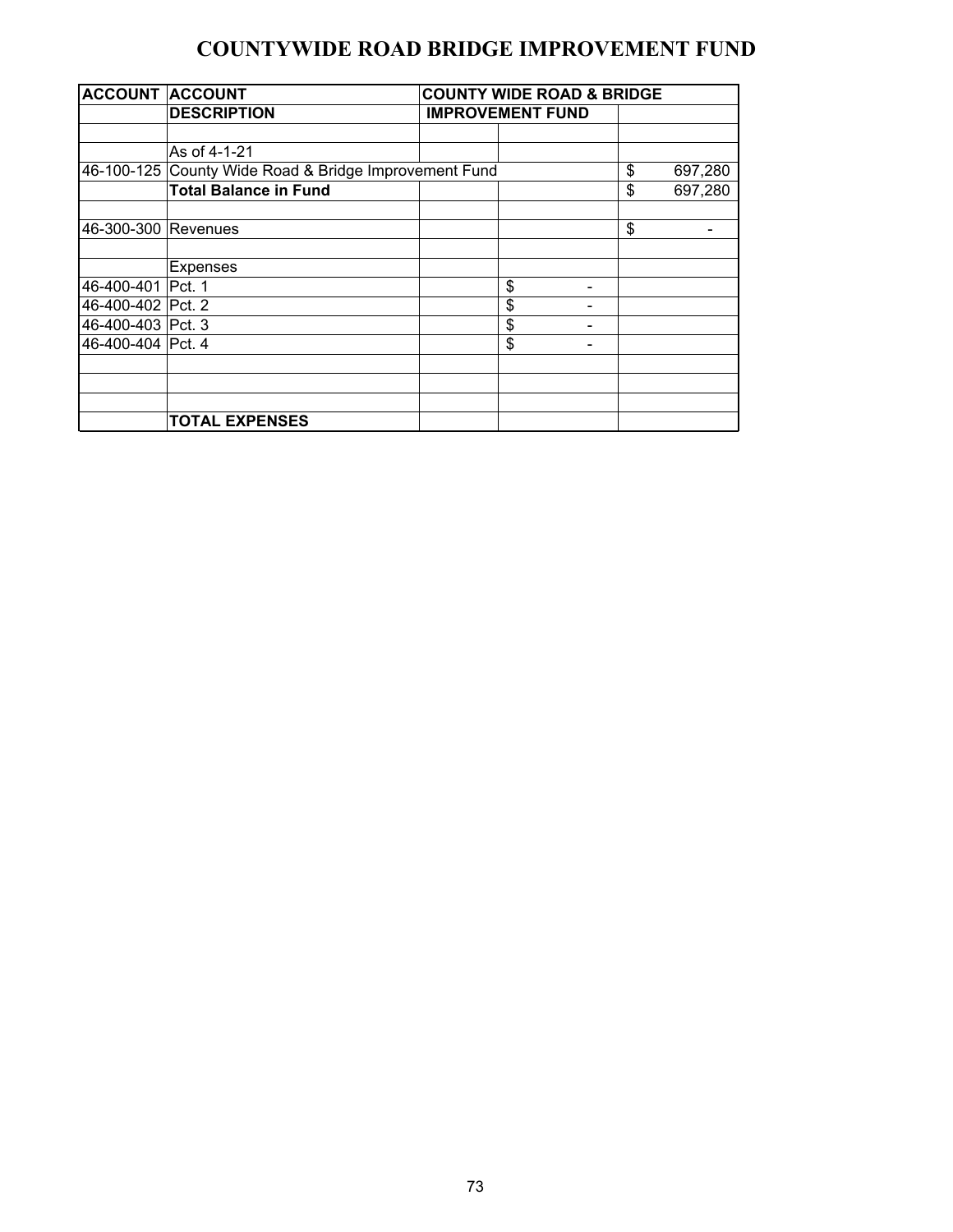# COUNTYWIDE ROAD BRIDGE IMPROVEMENT FUND

| ACCOUNT | ACCOUNT | COUNTY WIDE ROAD & BRIDGE | | |
|---|---|---|---|---|
| | DESCRIPTION | IMPROVEMENT FUND | | |
| | | | | |
| | As of 4-1-21 | | | |
| 46-100-125 | County Wide Road & Bridge Improvement Fund | | | $ 697,280 |
| | **Total Balance in Fund** | | | $ 697,280 |
| | | | | |
| 46-300-300 | Revenues | | | $ - |
| | | | | |
| | Expenses | | | |
| 46-400-401 | Pct. 1 | | $ - | |
| 46-400-402 | Pct. 2 | | $ - | |
| 46-400-403 | Pct. 3 | | $ - | |
| 46-400-404 | Pct. 4 | | $ - | |
| | | | | |
| | | | | |
| | | | | |
| | **TOTAL EXPENSES** | | | |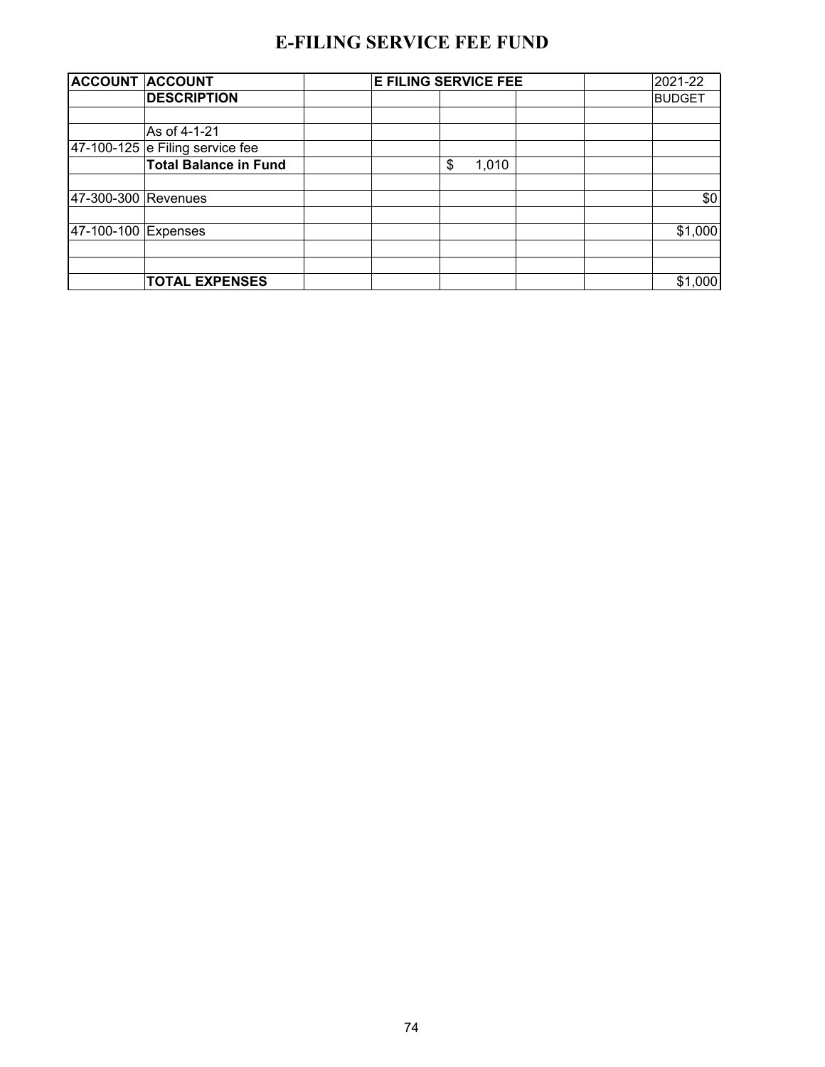# E-FILING SERVICE FEE FUND

| ACCOUNT | ACCOUNT | | E FILING SERVICE FEE | | | | 2021-22 |
|---|---|---|---|---|---|---|---|
| | **DESCRIPTION** | | | | | | BUDGET |
| | | | | | | | |
| | As of 4-1-21 | | | | | | |
| 47-100-125 | e Filing service fee | | | | | | |
| | **Total Balance in Fund** | | | $ 1,010 | | | |
| | | | | | | | |
| 47-300-300 | Revenues | | | | | | $0 |
| | | | | | | | |
| 47-100-100 | Expenses | | | | | | $1,000 |
| | | | | | | | |
| | | | | | | | |
| | **TOTAL EXPENSES** | | | | | | $1,000 |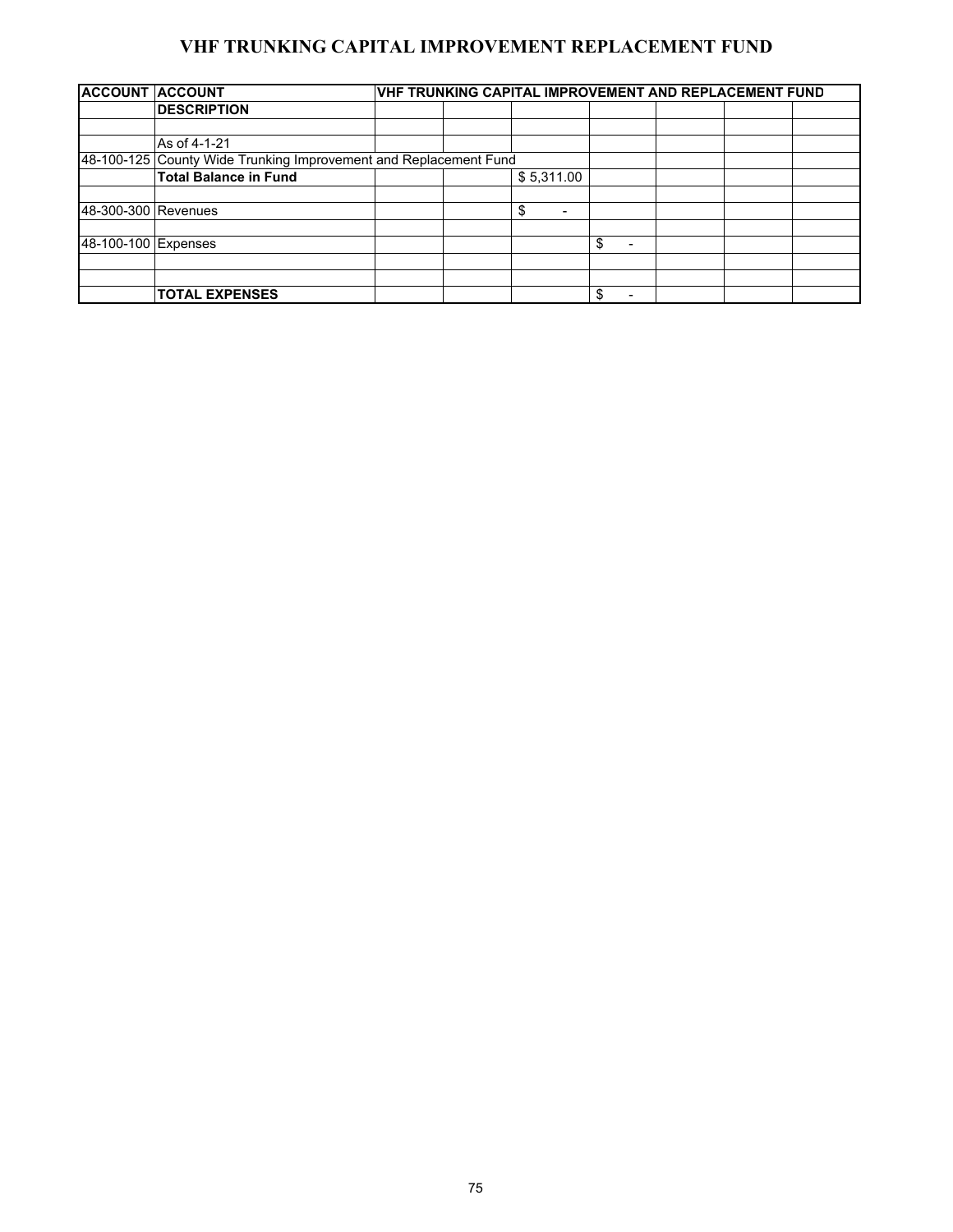# VHF TRUNKING CAPITAL IMPROVEMENT REPLACEMENT FUND

| ACCOUNT | ACCOUNT | VHF TRUNKING CAPITAL IMPROVEMENT AND REPLACEMENT FUND | | | | | | |
|---|---|---|---|---|---|---|---|---|
| | DESCRIPTION | | | | | | | |
| | | | | | | | | |
| | As of 4-1-21 | | | | | | | |
| 48-100-125 | County Wide Trunking Improvement and Replacement Fund | | | | | | | |
| | **Total Balance in Fund** | | | $ 5,311.00 | | | | |
| | | | | | | | | |
| 48-300-300 | Revenues | | | $ - | | | | |
| | | | | | | | | |
| 48-100-100 | Expenses | | | | $ - | | | |
| | | | | | | | | |
| | | | | | | | | |
| | **TOTAL EXPENSES** | | | | $ - | | | |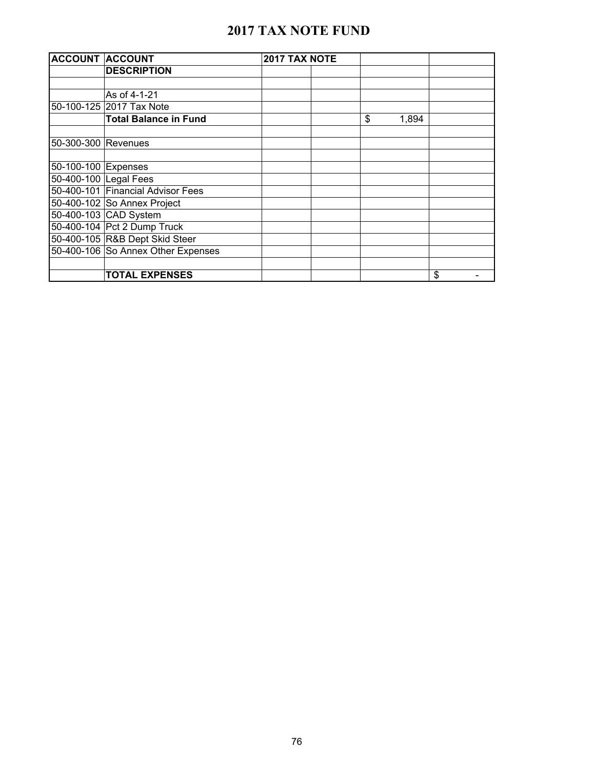# 2017 TAX NOTE FUND

| ACCOUNT | ACCOUNT | 2017 TAX NOTE | | | |
|---|---|---|---|---|---|
| | DESCRIPTION | | | | |
| | | | | | |
| | As of 4-1-21 | | | | |
| 50-100-125 | 2017 Tax Note | | | | |
| | **Total Balance in Fund** | | | $ 1,894 | |
| | | | | | |
| 50-300-300 | Revenues | | | | |
| | | | | | |
| 50-100-100 | Expenses | | | | |
| 50-400-100 | Legal Fees | | | | |
| 50-400-101 | Financial Advisor Fees | | | | |
| 50-400-102 | So Annex Project | | | | |
| 50-400-103 | CAD System | | | | |
| 50-400-104 | Pct 2 Dump Truck | | | | |
| 50-400-105 | R&B Dept Skid Steer | | | | |
| 50-400-106 | So Annex Other Expenses | | | | |
| | | | | | |
| | **TOTAL EXPENSES** | | | | $ - |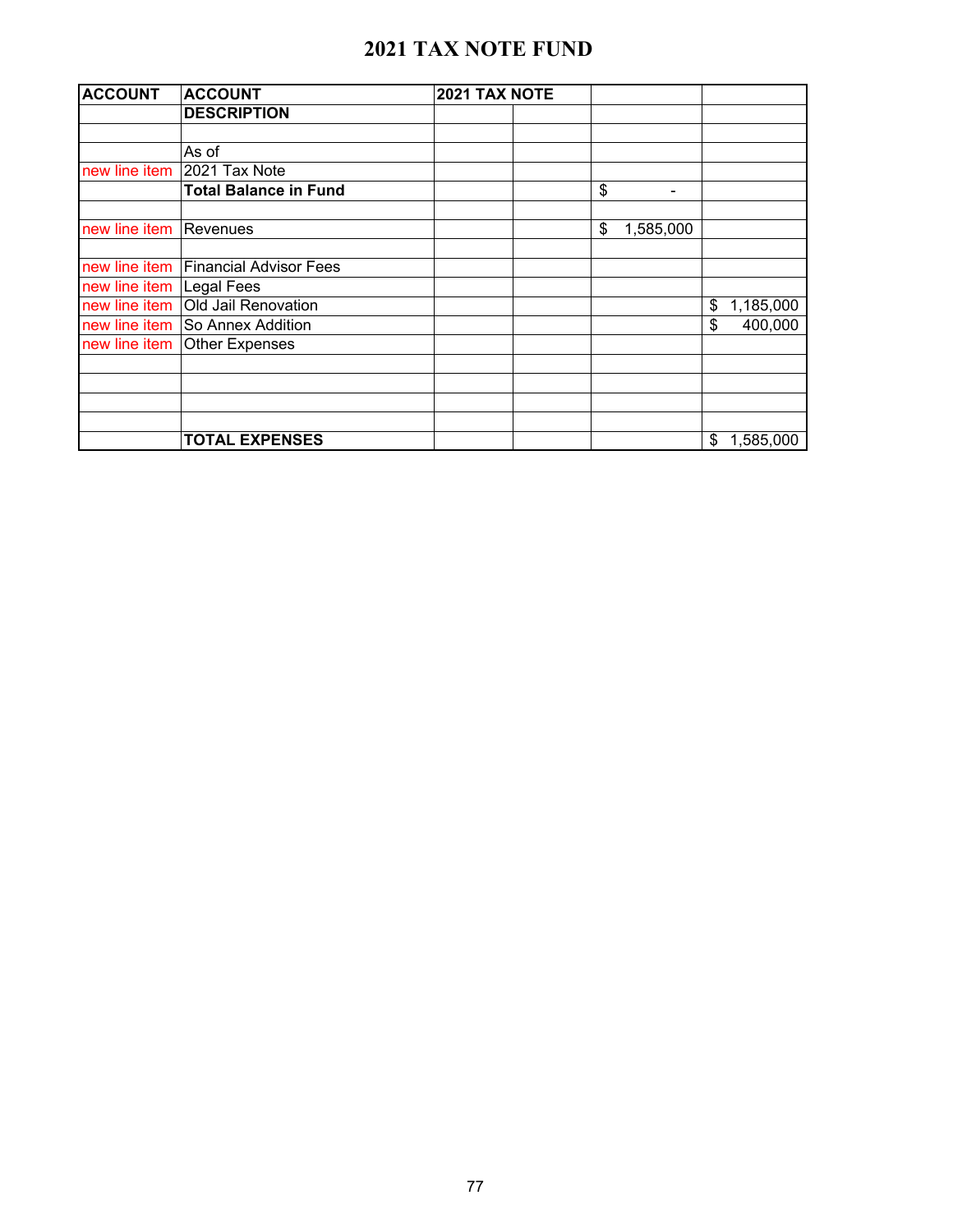# 2021 TAX NOTE FUND

| ACCOUNT | ACCOUNT | 2021 TAX NOTE | | | |
|---|---|---|---|---|---|
| | **DESCRIPTION** | | | | |
| | | | | | |
| | As of | | | | |
| new line item | 2021 Tax Note | | | | |
| | **Total Balance in Fund** | | | $ - | |
| | | | | | |
| new line item | Revenues | | | $ 1,585,000 | |
| | | | | | |
| new line item | Financial Advisor Fees | | | | |
| new line item | Legal Fees | | | | |
| new line item | Old Jail Renovation | | | | $ 1,185,000 |
| new line item | So Annex Addition | | | | $ 400,000 |
| new line item | Other Expenses | | | | |
| | | | | | |
| | | | | | |
| | | | | | |
| | | | | | |
| | **TOTAL EXPENSES** | | | | $ 1,585,000 |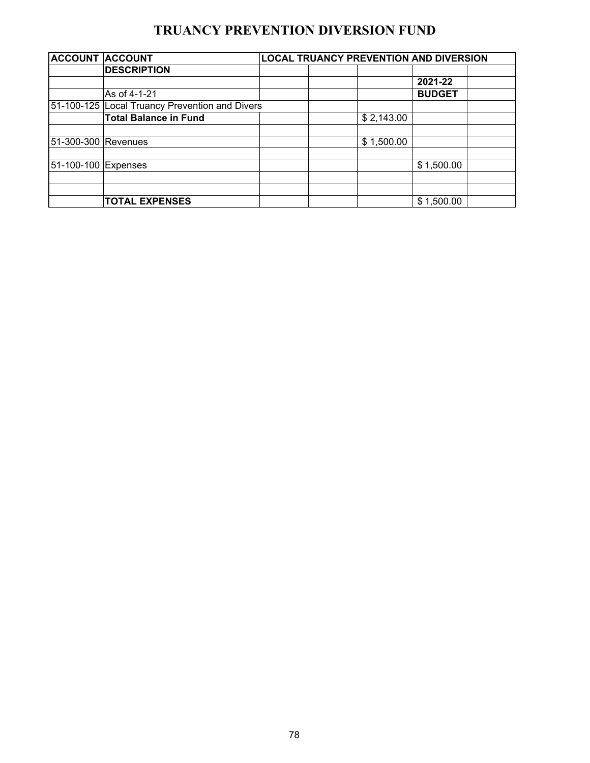# TRUANCY PREVENTION DIVERSION FUND

| ACCOUNT | ACCOUNT | LOCAL TRUANCY PREVENTION AND DIVERSION | | | | |
|---|---|---|---|---|---|---|
| | DESCRIPTION | | | | | |
| | | | | | 2021-22 | |
| | As of 4-1-21 | | | | BUDGET | |
| 51-100-125 | Local Truancy Prevention and Divers | | | | | |
| | **Total Balance in Fund** | | | $ 2,143.00 | | |
| | | | | | | |
| 51-300-300 | Revenues | | | $ 1,500.00 | | |
| | | | | | | |
| 51-100-100 | Expenses | | | | $ 1,500.00 | |
| | | | | | | |
| | | | | | | |
| | **TOTAL EXPENSES** | | | | $ 1,500.00 | |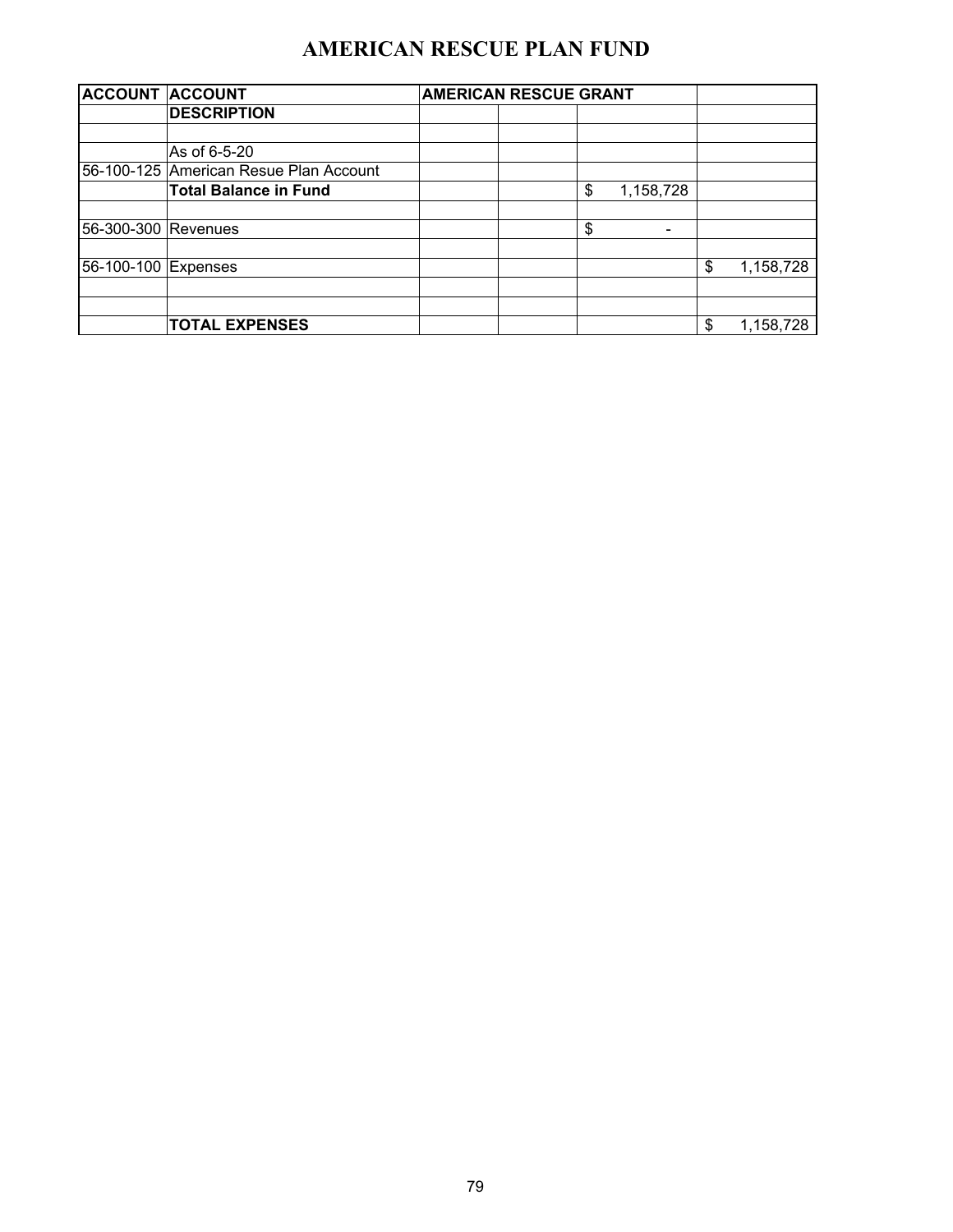# AMERICAN RESCUE PLAN FUND

| ACCOUNT | ACCOUNT | AMERICAN RESCUE GRANT | | | |
|---|---|---|---|---|---|
| | DESCRIPTION | | | | |
| | | | | | |
| | As of 6-5-20 | | | | |
| 56-100-125 | American Resue Plan Account | | | | |
| | **Total Balance in Fund** | | | $ 1,158,728 | |
| | | | | | |
| 56-300-300 | Revenues | | | $ - | |
| | | | | | |
| 56-100-100 | Expenses | | | | $ 1,158,728 |
| | | | | | |
| | | | | | |
| | **TOTAL EXPENSES** | | | | $ 1,158,728 |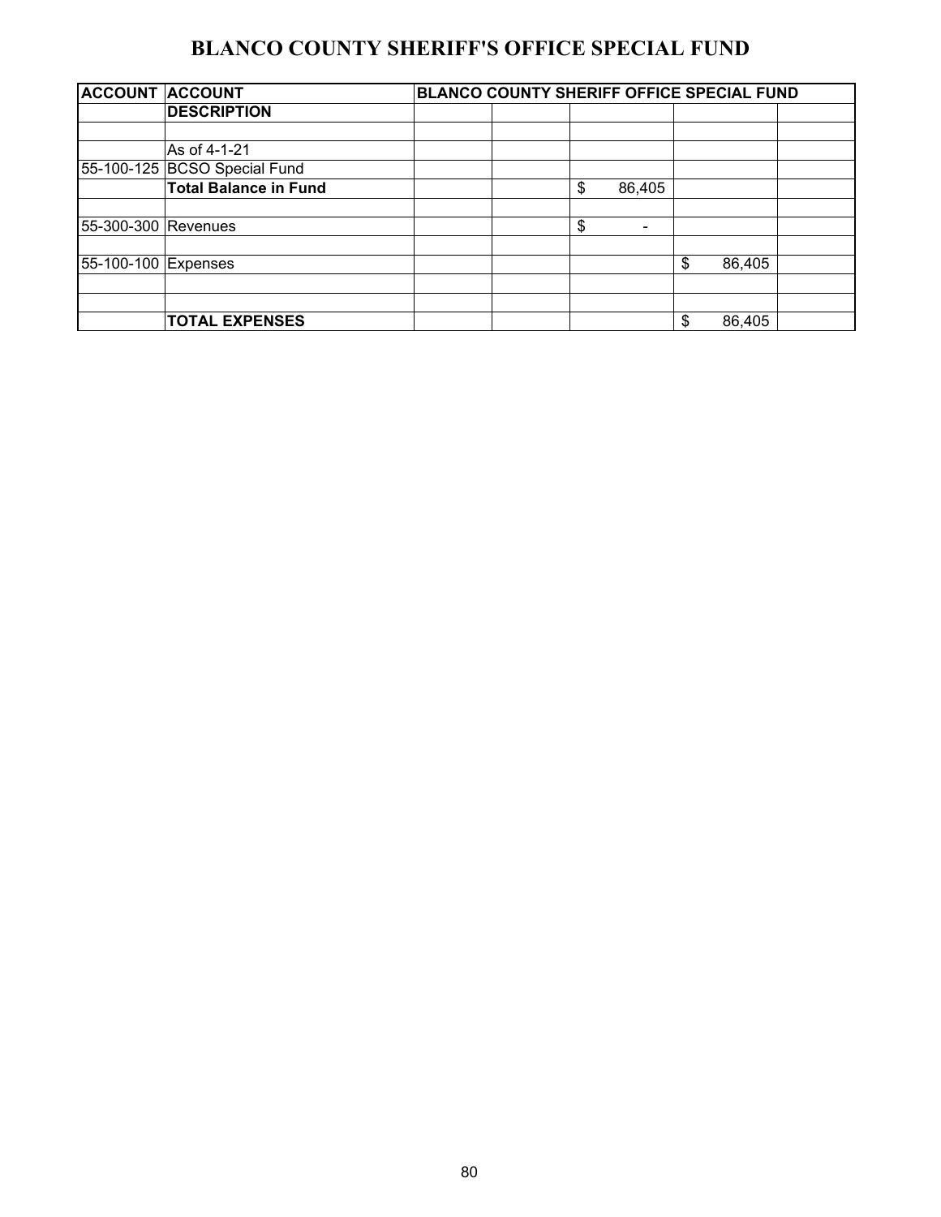# BLANCO COUNTY SHERIFF'S OFFICE SPECIAL FUND

| ACCOUNT | ACCOUNT | BLANCO COUNTY SHERIFF OFFICE SPECIAL FUND | | | | |
|---|---|---|---|---|---|---|
| | DESCRIPTION | | | | | |
| | | | | | | |
| | As of 4-1-21 | | | | | |
| 55-100-125 | BCSO Special Fund | | | | | |
| | **Total Balance in Fund** | | | $ 86,405 | | |
| | | | | | | |
| 55-300-300 | Revenues | | | $ - | | |
| | | | | | | |
| 55-100-100 | Expenses | | | | $ 86,405 | |
| | | | | | | |
| | | | | | | |
| | **TOTAL EXPENSES** | | | | $ 86,405 | |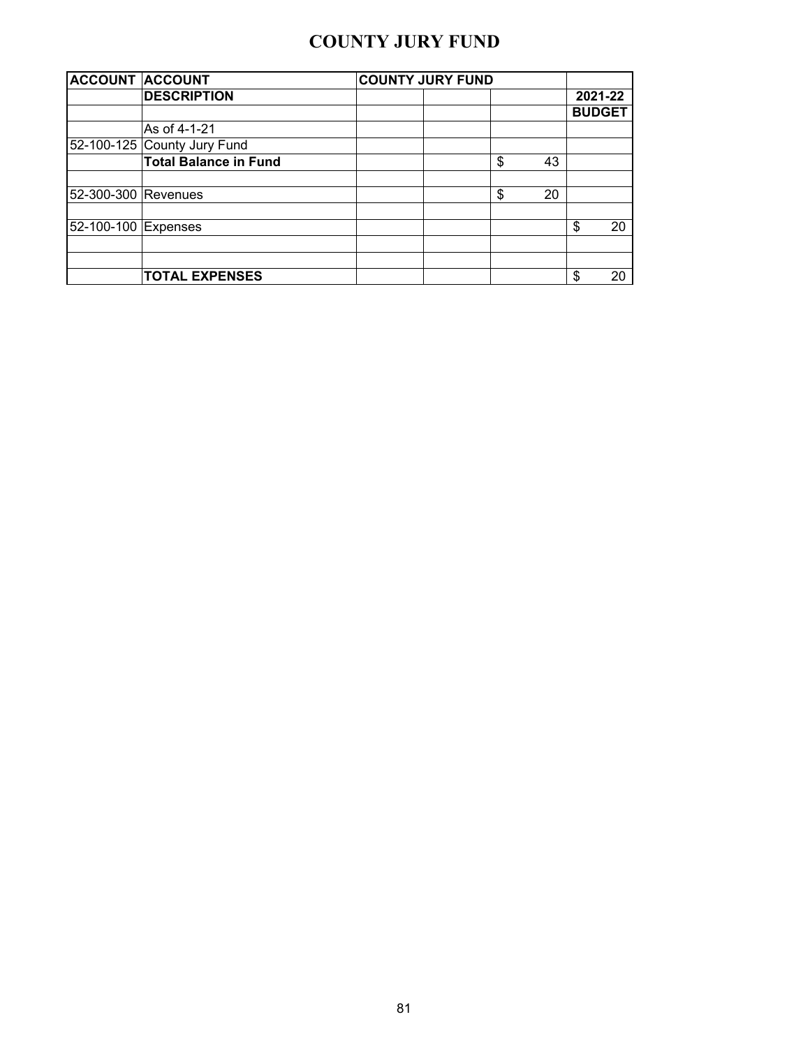# COUNTY JURY FUND

| ACCOUNT | ACCOUNT | COUNTY JURY FUND | | | |
|---|---|---|---|---|---|
| | DESCRIPTION | | | | 2021-22 |
| | | | | | BUDGET |
| | As of 4-1-21 | | | | |
| 52-100-125 | County Jury Fund | | | | |
| | **Total Balance in Fund** | | | $ 43 | |
| | | | | | |
| 52-300-300 | Revenues | | | $ 20 | |
| | | | | | |
| 52-100-100 | Expenses | | | | $ 20 |
| | | | | | |
| | | | | | |
| | **TOTAL EXPENSES** | | | | $ 20 |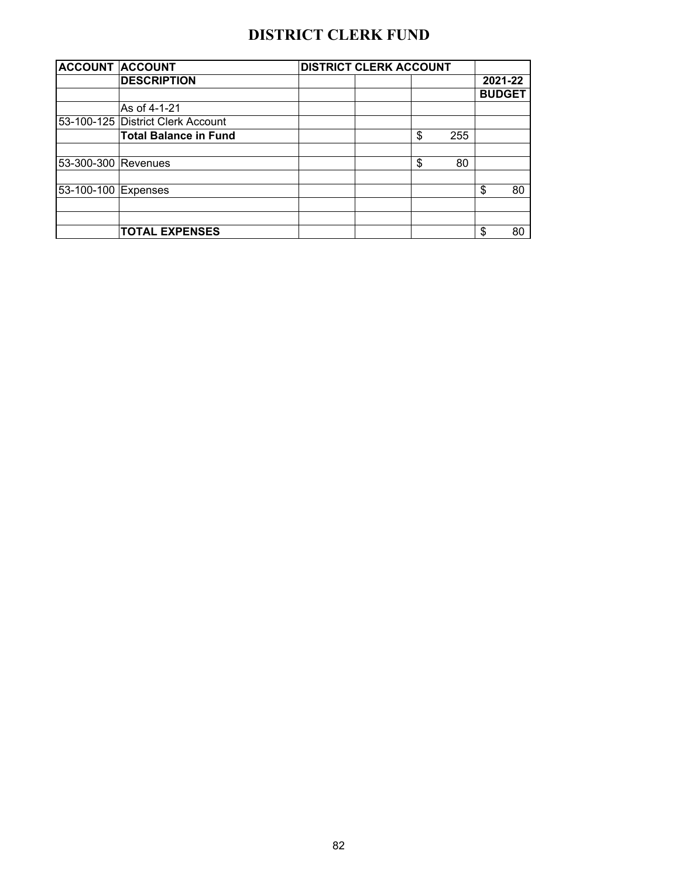# DISTRICT CLERK FUND

| ACCOUNT | ACCOUNT | DISTRICT CLERK ACCOUNT | | | |
|---|---|---|---|---|---|
| | **DESCRIPTION** | | | | **2021-22** |
| | | | | | **BUDGET** |
| | As of 4-1-21 | | | | |
| 53-100-125 | District Clerk Account | | | | |
| | **Total Balance in Fund** | | | $ 255 | |
| | | | | | |
| 53-300-300 | Revenues | | | $ 80 | |
| | | | | | |
| 53-100-100 | Expenses | | | | $ 80 |
| | | | | | |
| | | | | | |
| | **TOTAL EXPENSES** | | | | $ 80 |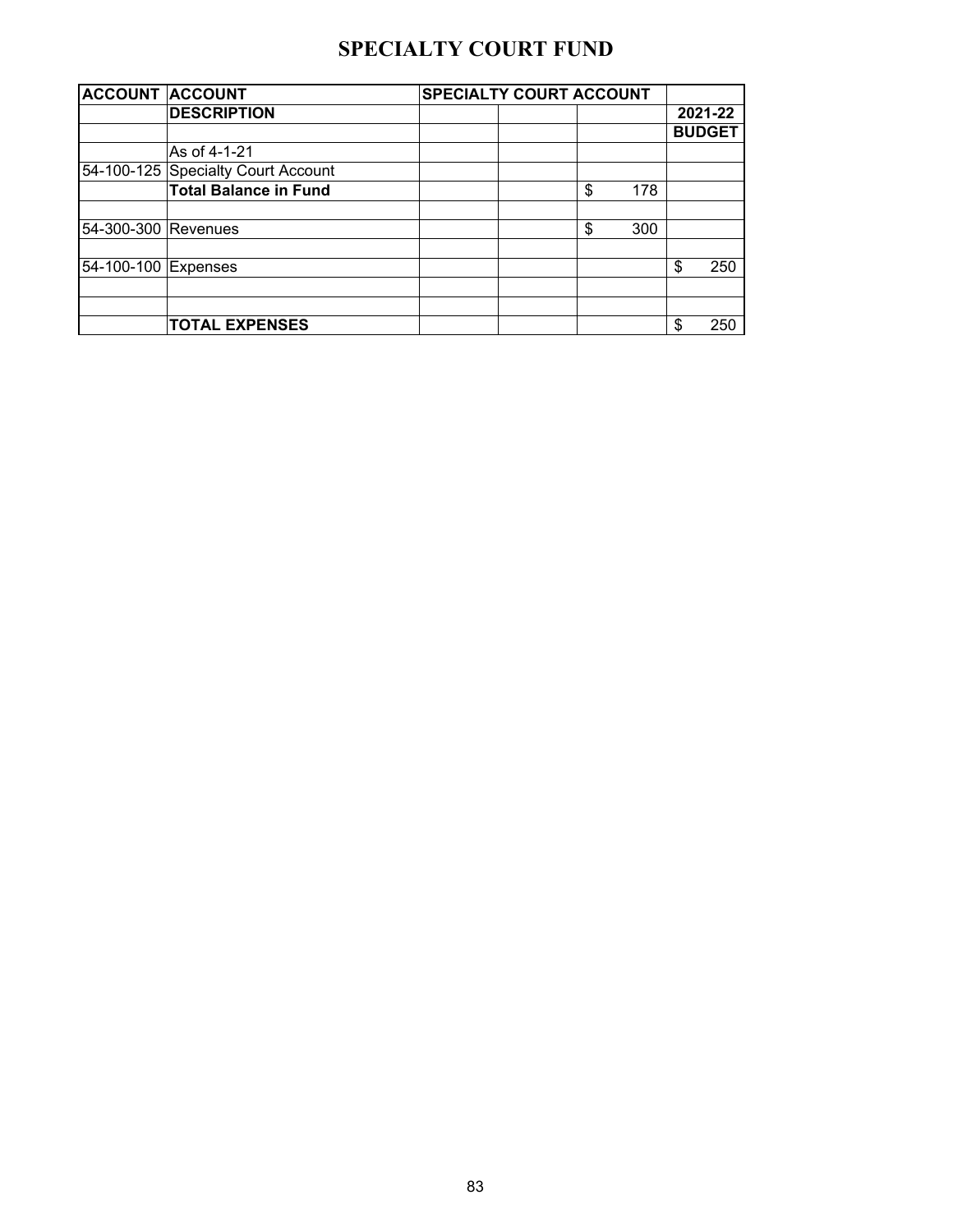# SPECIALTY COURT FUND

| ACCOUNT | ACCOUNT | SPECIALTY COURT ACCOUNT | | | |
|---|---|---|---|---|---|
| | DESCRIPTION | | | | 2021-22 |
| | | | | | BUDGET |
| | As of 4-1-21 | | | | |
| 54-100-125 | Specialty Court Account | | | | |
| | **Total Balance in Fund** | | | $ 178 | |
| | | | | | |
| 54-300-300 | Revenues | | | $ 300 | |
| | | | | | |
| 54-100-100 | Expenses | | | | $ 250 |
| | | | | | |
| | | | | | |
| | **TOTAL EXPENSES** | | | | $ 250 |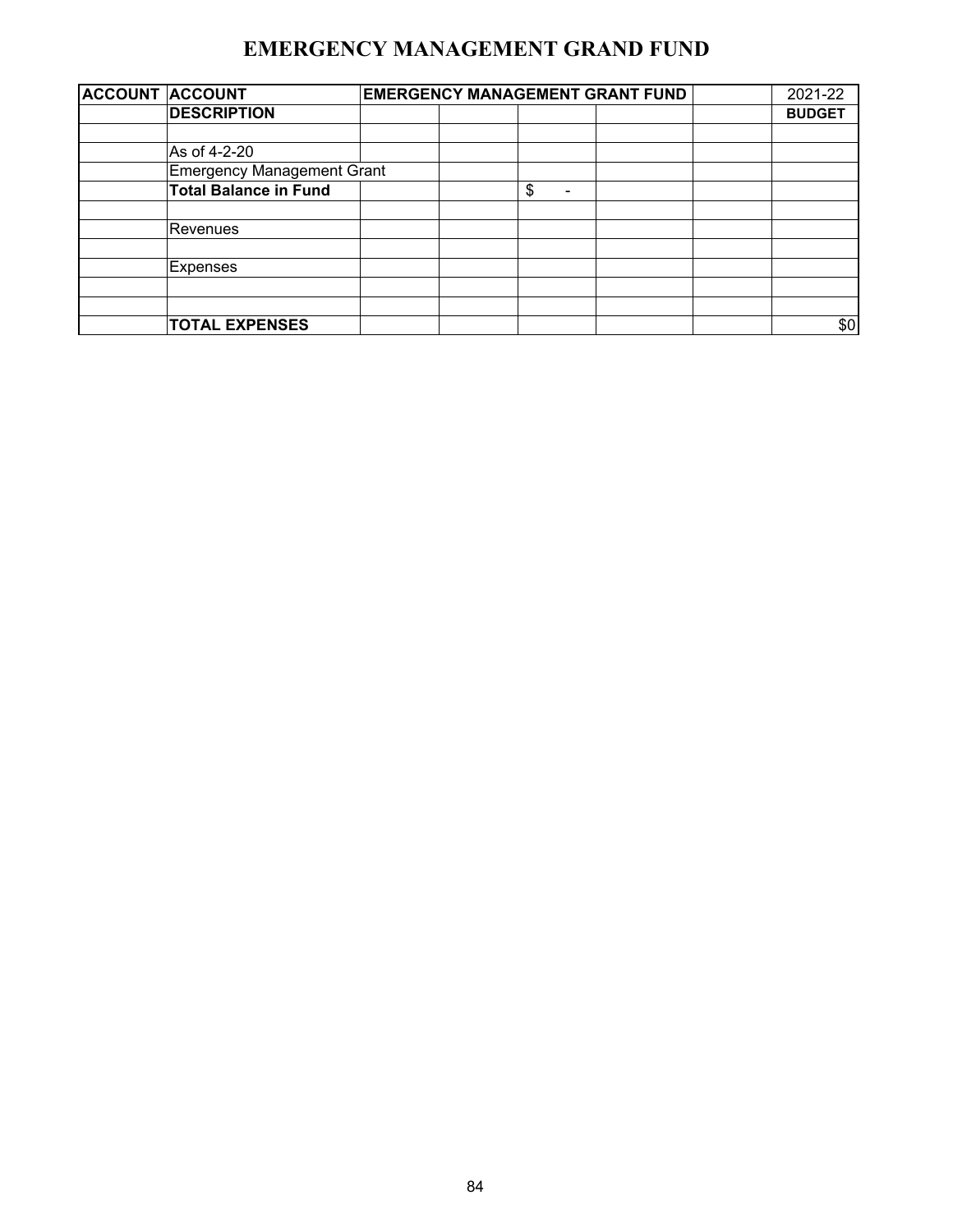# EMERGENCY MANAGEMENT GRAND FUND

| ACCOUNT | ACCOUNT | EMERGENCY MANAGEMENT GRANT FUND | | | | | 2021-22 |
|---|---|---|---|---|---|---|---|
| | **DESCRIPTION** | | | | | | **BUDGET** |
| | | | | | | | |
| | As of 4-2-20 | | | | | | |
| | Emergency Management Grant | | | | | | |
| | **Total Balance in Fund** | | | $ - | | | |
| | | | | | | | |
| | Revenues | | | | | | |
| | | | | | | | |
| | Expenses | | | | | | |
| | | | | | | | |
| | | | | | | | |
| | **TOTAL EXPENSES** | | | | | | $0 |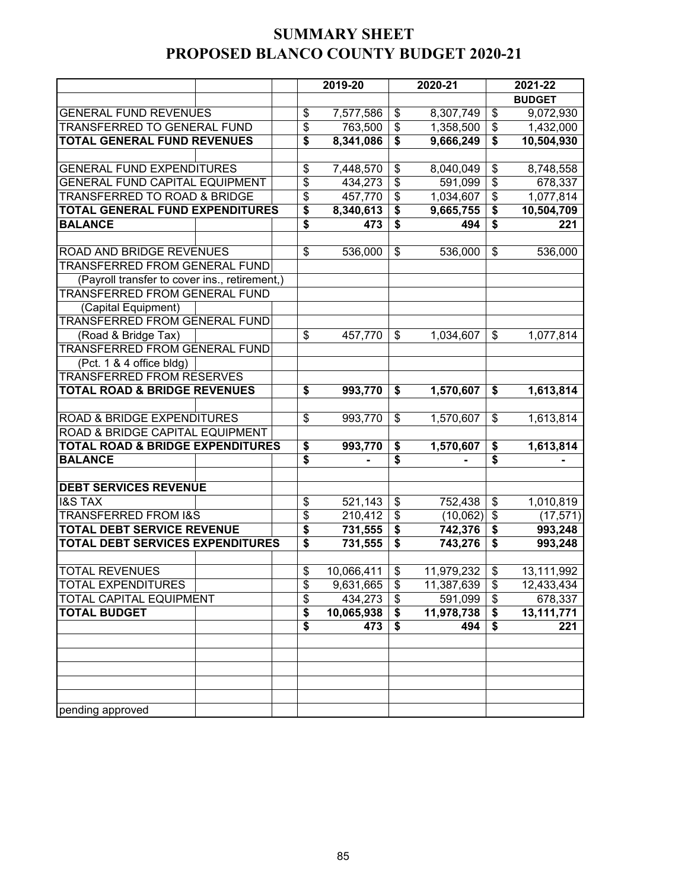# SUMMARY SHEET
# PROPOSED BLANCO COUNTY BUDGET 2020-21

| | 2019-20 | 2020-21 | 2021-22 |
|---|---|---|---|
| | | | **BUDGET** |
| GENERAL FUND REVENUES | $ 7,577,586 | $ 8,307,749 | $ 9,072,930 |
| TRANSFERRED TO GENERAL FUND | $ 763,500 | $ 1,358,500 | $ 1,432,000 |
| **TOTAL GENERAL FUND REVENUES** | **$ 8,341,086** | **$ 9,666,249** | **$ 10,504,930** |
| | | | |
| GENERAL FUND EXPENDITURES | $ 7,448,570 | $ 8,040,049 | $ 8,748,558 |
| GENERAL FUND CAPITAL EQUIPMENT | $ 434,273 | $ 591,099 | $ 678,337 |
| TRANSFERRED TO ROAD & BRIDGE | $ 457,770 | $ 1,034,607 | $ 1,077,814 |
| **TOTAL GENERAL FUND EXPENDITURES** | **$ 8,340,613** | **$ 9,665,755** | **$ 10,504,709** |
| **BALANCE** | **$ 473** | **$ 494** | **$ 221** |
| | | | |
| ROAD AND BRIDGE REVENUES | $ 536,000 | $ 536,000 | $ 536,000 |
| TRANSFERRED FROM GENERAL FUND | | | |
| (Payroll transfer to cover ins., retirement,) | | | |
| TRANSFERRED FROM GENERAL FUND | | | |
| (Capital Equipment) | | | |
| TRANSFERRED FROM GENERAL FUND | | | |
| (Road & Bridge Tax) | $ 457,770 | $ 1,034,607 | $ 1,077,814 |
| TRANSFERRED FROM GENERAL FUND | | | |
| (Pct. 1 & 4 office bldg) | | | |
| TRANSFERRED FROM RESERVES | | | |
| **TOTAL ROAD & BRIDGE REVENUES** | **$ 993,770** | **$ 1,570,607** | **$ 1,613,814** |
| | | | |
| ROAD & BRIDGE EXPENDITURES | $ 993,770 | $ 1,570,607 | $ 1,613,814 |
| ROAD & BRIDGE CAPITAL EQUIPMENT | | | |
| **TOTAL ROAD & BRIDGE EXPENDITURES** | **$ 993,770** | **$ 1,570,607** | **$ 1,613,814** |
| **BALANCE** | **$ -** | **$ -** | **$ -** |
| | | | |
| **DEBT SERVICES REVENUE** | | | |
| I&S TAX | $ 521,143 | $ 752,438 | $ 1,010,819 |
| TRANSFERRED FROM I&S | $ 210,412 | $ (10,062) | $ (17,571) |
| **TOTAL DEBT SERVICE REVENUE** | **$ 731,555** | **$ 742,376** | **$ 993,248** |
| **TOTAL DEBT SERVICES EXPENDITURES** | **$ 731,555** | **$ 743,276** | **$ 993,248** |
| | | | |
| TOTAL REVENUES | $ 10,066,411 | $ 11,979,232 | $ 13,111,992 |
| TOTAL EXPENDITURES | $ 9,631,665 | $ 11,387,639 | $ 12,433,434 |
| TOTAL CAPITAL EQUIPMENT | $ 434,273 | $ 591,099 | $ 678,337 |
| **TOTAL BUDGET** | **$ 10,065,938** | **$ 11,978,738** | **$ 13,111,771** |
| | **$ 473** | **$ 494** | **$ 221** |
| | | | |
| pending approved | | | |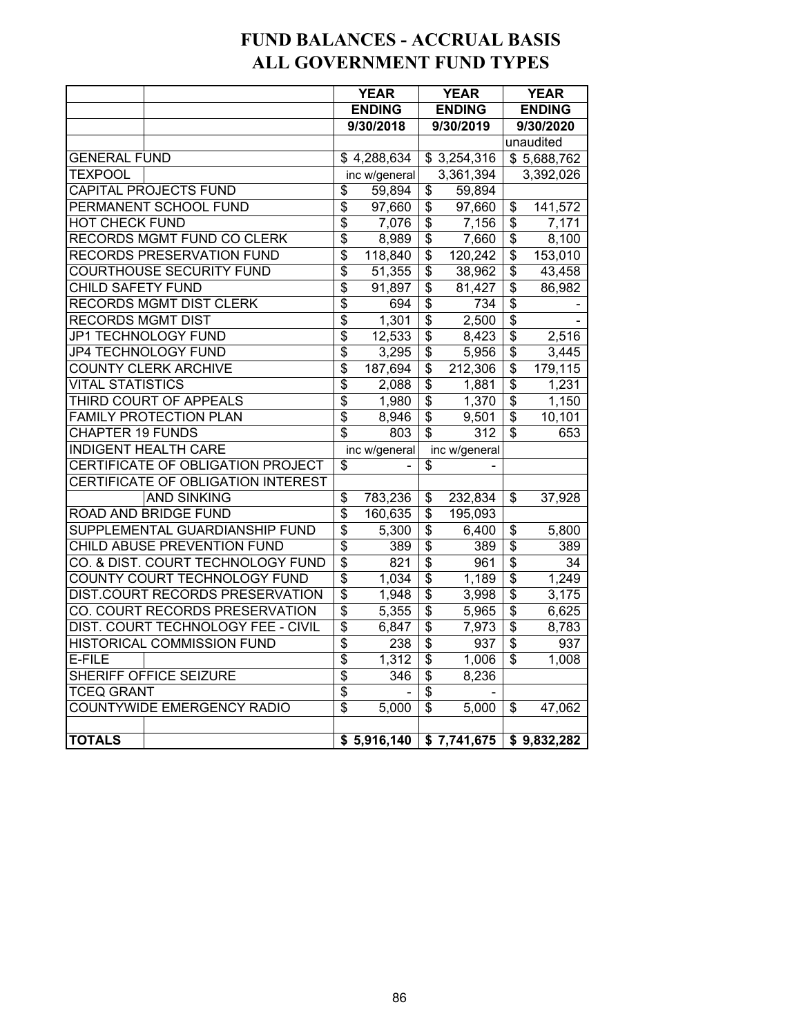# FUND BALANCES - ACCRUAL BASIS
# ALL GOVERNMENT FUND TYPES

| | YEAR ENDING 9/30/2018 | YEAR ENDING 9/30/2019 | YEAR ENDING 9/30/2020 |
|---|---|---|---|
| | | | unaudited |
| GENERAL FUND | $ 4,288,634 | $ 3,254,316 | $ 5,688,762 |
| TEXPOOL | inc w/general | 3,361,394 | 3,392,026 |
| CAPITAL PROJECTS FUND | $ 59,894 | $ 59,894 | |
| PERMANENT SCHOOL FUND | $ 97,660 | $ 97,660 | $ 141,572 |
| HOT CHECK FUND | $ 7,076 | $ 7,156 | $ 7,171 |
| RECORDS MGMT FUND CO CLERK | $ 8,989 | $ 7,660 | $ 8,100 |
| RECORDS PRESERVATION FUND | $ 118,840 | $ 120,242 | $ 153,010 |
| COURTHOUSE SECURITY FUND | $ 51,355 | $ 38,962 | $ 43,458 |
| CHILD SAFETY FUND | $ 91,897 | $ 81,427 | $ 86,982 |
| RECORDS MGMT DIST CLERK | $ 694 | $ 734 | $ - |
| RECORDS MGMT DIST | $ 1,301 | $ 2,500 | $ - |
| JP1 TECHNOLOGY FUND | $ 12,533 | $ 8,423 | $ 2,516 |
| JP4 TECHNOLOGY FUND | $ 3,295 | $ 5,956 | $ 3,445 |
| COUNTY CLERK ARCHIVE | $ 187,694 | $ 212,306 | $ 179,115 |
| VITAL STATISTICS | $ 2,088 | $ 1,881 | $ 1,231 |
| THIRD COURT OF APPEALS | $ 1,980 | $ 1,370 | $ 1,150 |
| FAMILY PROTECTION PLAN | $ 8,946 | $ 9,501 | $ 10,101 |
| CHAPTER 19 FUNDS | $ 803 | $ 312 | $ 653 |
| INDIGENT HEALTH CARE | inc w/general | inc w/general | |
| CERTIFICATE OF OBLIGATION PROJECT | $ - | $ - | |
| CERTIFICATE OF OBLIGATION INTEREST AND SINKING | $ 783,236 | $ 232,834 | $ 37,928 |
| ROAD AND BRIDGE FUND | $ 160,635 | $ 195,093 | |
| SUPPLEMENTAL GUARDIANSHIP FUND | $ 5,300 | $ 6,400 | $ 5,800 |
| CHILD ABUSE PREVENTION FUND | $ 389 | $ 389 | $ 389 |
| CO. & DIST. COURT TECHNOLOGY FUND | $ 821 | $ 961 | $ 34 |
| COUNTY COURT TECHNOLOGY FUND | $ 1,034 | $ 1,189 | $ 1,249 |
| DIST.COURT RECORDS PRESERVATION | $ 1,948 | $ 3,998 | $ 3,175 |
| CO. COURT RECORDS PRESERVATION | $ 5,355 | $ 5,965 | $ 6,625 |
| DIST. COURT TECHNOLOGY FEE - CIVIL | $ 6,847 | $ 7,973 | $ 8,783 |
| HISTORICAL COMMISSION FUND | $ 238 | $ 937 | $ 937 |
| E-FILE | $ 1,312 | $ 1,006 | $ 1,008 |
| SHERIFF OFFICE SEIZURE | $ 346 | $ 8,236 | |
| TCEQ GRANT | $ - | $ - | |
| COUNTYWIDE EMERGENCY RADIO | $ 5,000 | $ 5,000 | $ 47,062 |
| | | | |
| **TOTALS** | **$ 5,916,140** | **$ 7,741,675** | **$ 9,832,282** |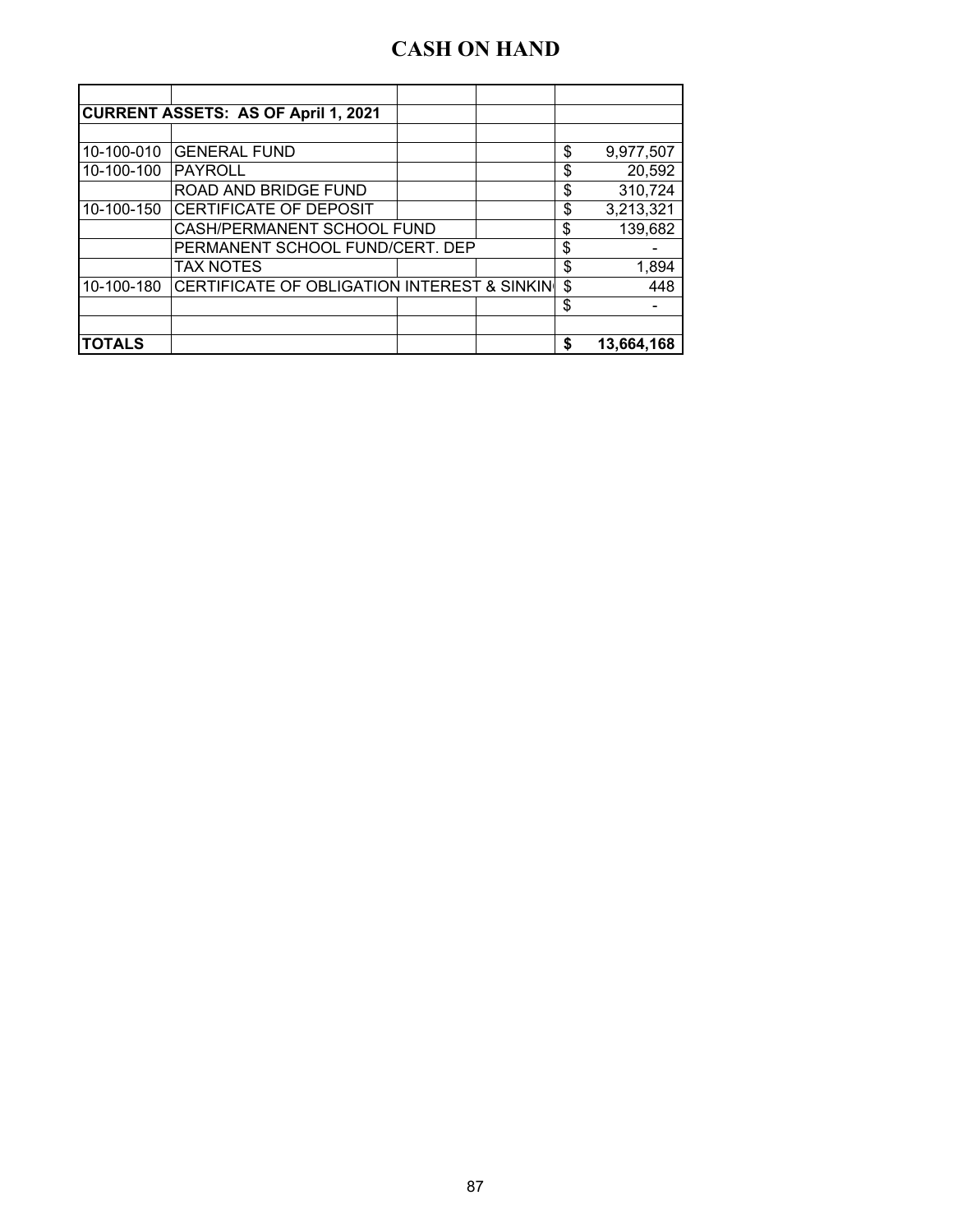# CASH ON HAND

| | | | | |
|---|---|---|---|---|
| **CURRENT ASSETS: AS OF April 1, 2021** | | | | |
| | | | | |
| 10-100-010 | GENERAL FUND | | | $ 9,977,507 |
| 10-100-100 | PAYROLL | | | $ 20,592 |
| | ROAD AND BRIDGE FUND | | | $ 310,724 |
| 10-100-150 | CERTIFICATE OF DEPOSIT | | | $ 3,213,321 |
| | CASH/PERMANENT SCHOOL FUND | | | $ 139,682 |
| | PERMANENT SCHOOL FUND/CERT. DEP | | | $ - |
| | TAX NOTES | | | $ 1,894 |
| 10-100-180 | CERTIFICATE OF OBLIGATION INTEREST & SINKIN | | | $ 448 |
| | | | | $ - |
| | | | | |
| **TOTALS** | | | | **$ 13,664,168** |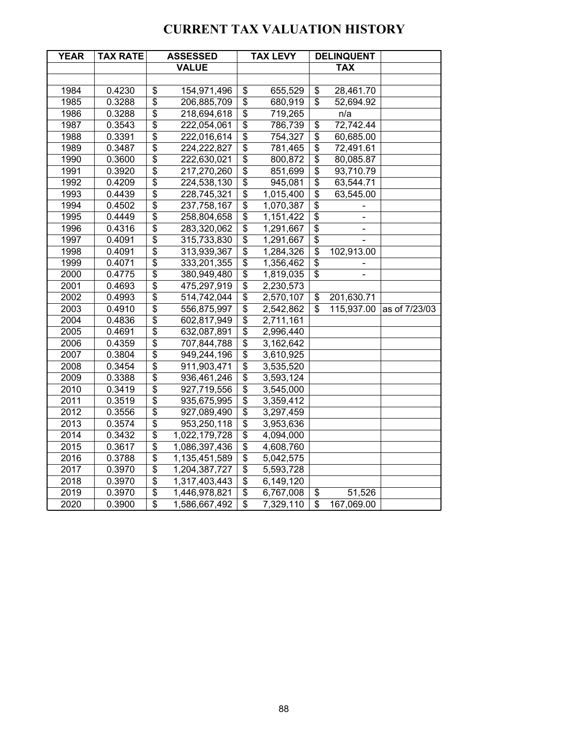# CURRENT TAX VALUATION HISTORY

| YEAR | TAX RATE | ASSESSED VALUE | TAX LEVY | DELINQUENT TAX | |
|---|---|---|---|---|---|
| 1984 | 0.4230 | $ 154,971,496 | $ 655,529 | $ 28,461.70 | |
| 1985 | 0.3288 | $ 206,885,709 | $ 680,919 | $ 52,694.92 | |
| 1986 | 0.3288 | $ 218,694,618 | $ 719,265 | n/a | |
| 1987 | 0.3543 | $ 222,054,061 | $ 786,739 | $ 72,742.44 | |
| 1988 | 0.3391 | $ 222,016,614 | $ 754,327 | $ 60,685.00 | |
| 1989 | 0.3487 | $ 224,222,827 | $ 781,465 | $ 72,491.61 | |
| 1990 | 0.3600 | $ 222,630,021 | $ 800,872 | $ 80,085.87 | |
| 1991 | 0.3920 | $ 217,270,260 | $ 851,699 | $ 93,710.79 | |
| 1992 | 0.4209 | $ 224,538,130 | $ 945,081 | $ 63,544.71 | |
| 1993 | 0.4439 | $ 228,745,321 | $ 1,015,400 | $ 63,545.00 | |
| 1994 | 0.4502 | $ 237,758,167 | $ 1,070,387 | $ - | |
| 1995 | 0.4449 | $ 258,804,658 | $ 1,151,422 | $ - | |
| 1996 | 0.4316 | $ 283,320,062 | $ 1,291,667 | $ - | |
| 1997 | 0.4091 | $ 315,733,830 | $ 1,291,667 | $ - | |
| 1998 | 0.4091 | $ 313,939,367 | $ 1,284,326 | $ 102,913.00 | |
| 1999 | 0.4071 | $ 333,201,355 | $ 1,356,462 | $ - | |
| 2000 | 0.4775 | $ 380,949,480 | $ 1,819,035 | $ - | |
| 2001 | 0.4693 | $ 475,297,919 | $ 2,230,573 | | |
| 2002 | 0.4993 | $ 514,742,044 | $ 2,570,107 | $ 201,630.71 | |
| 2003 | 0.4910 | $ 556,875,997 | $ 2,542,862 | $ 115,937.00 | as of 7/23/03 |
| 2004 | 0.4836 | $ 602,817,949 | $ 2,711,161 | | |
| 2005 | 0.4691 | $ 632,087,891 | $ 2,996,440 | | |
| 2006 | 0.4359 | $ 707,844,788 | $ 3,162,642 | | |
| 2007 | 0.3804 | $ 949,244,196 | $ 3,610,925 | | |
| 2008 | 0.3454 | $ 911,903,471 | $ 3,535,520 | | |
| 2009 | 0.3388 | $ 936,461,246 | $ 3,593,124 | | |
| 2010 | 0.3419 | $ 927,719,556 | $ 3,545,000 | | |
| 2011 | 0.3519 | $ 935,675,995 | $ 3,359,412 | | |
| 2012 | 0.3556 | $ 927,089,490 | $ 3,297,459 | | |
| 2013 | 0.3574 | $ 953,250,118 | $ 3,953,636 | | |
| 2014 | 0.3432 | $ 1,022,179,728 | $ 4,094,000 | | |
| 2015 | 0.3617 | $ 1,086,397,436 | $ 4,608,760 | | |
| 2016 | 0.3788 | $ 1,135,451,589 | $ 5,042,575 | | |
| 2017 | 0.3970 | $ 1,204,387,727 | $ 5,593,728 | | |
| 2018 | 0.3970 | $ 1,317,403,443 | $ 6,149,120 | | |
| 2019 | 0.3970 | $ 1,446,978,821 | $ 6,767,008 | $ 51,526 | |
| 2020 | 0.3900 | $ 1,586,667,492 | $ 7,329,110 | $ 167,069.00 | |